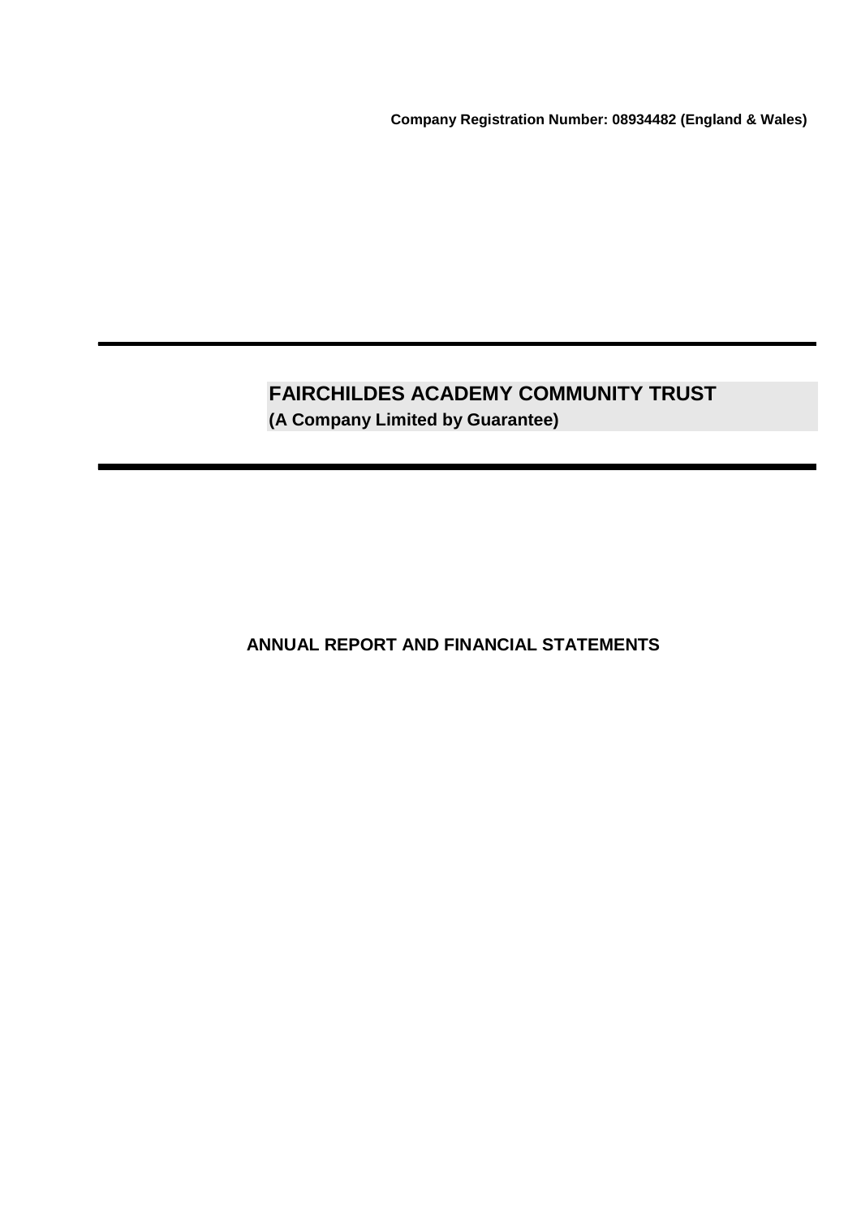**Company Registration Number: 08934482 (England & Wales)**

# FAIRCHILDES ACADEMY COMMUNITY TRUST

**(A Company Limited by Guarantee)**

## ANNUAL REPORT AND FINANCIAL STATEMENTS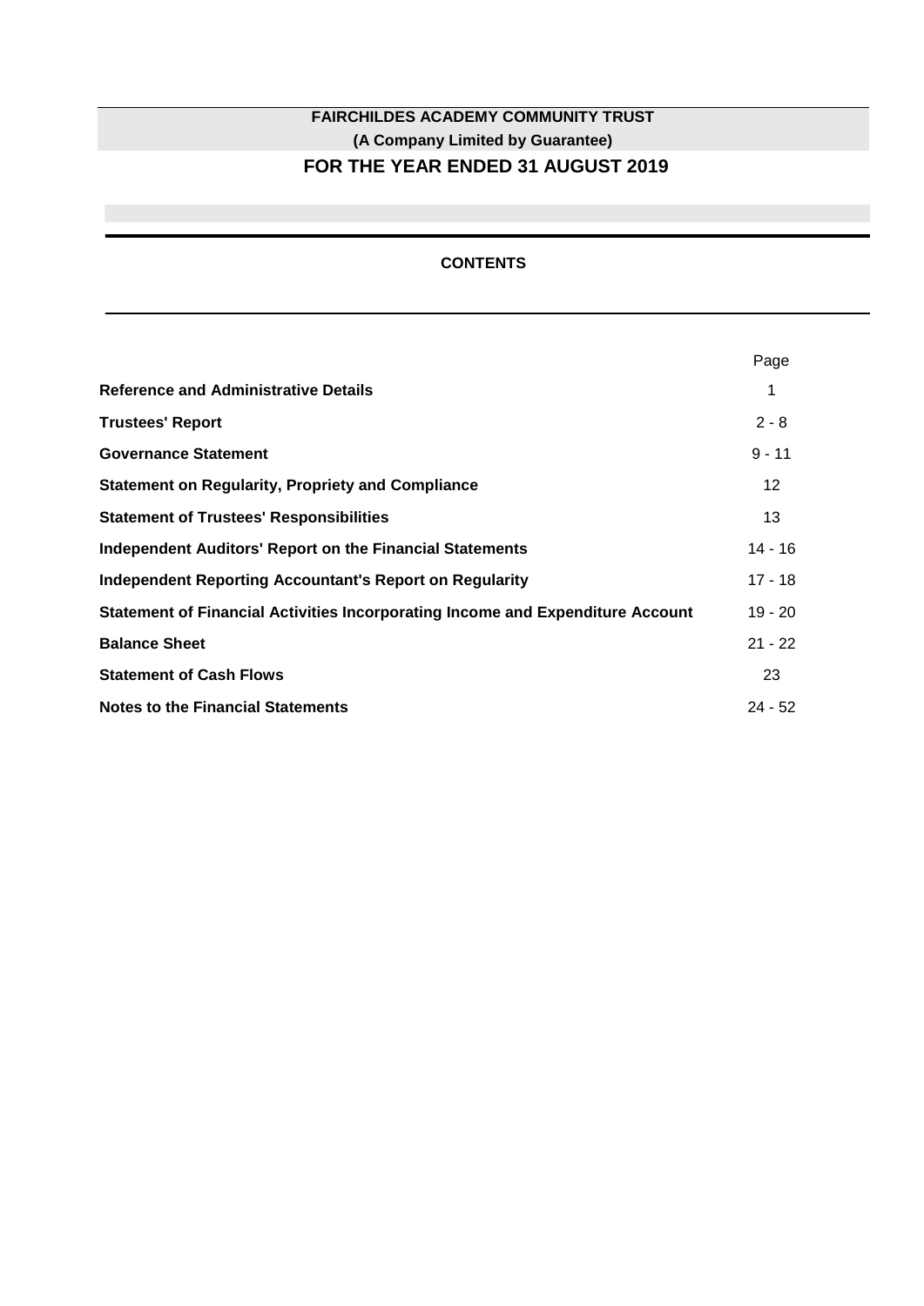**FAIRCHILDES ACADEMY COMMUNITY TRUST**

**(A Company Limited by Guarantee)**

## FOR THE YEAR ENDED 31 AUGUST 2019

### CONTENTS

| | Page |
|---|---|
| **Reference and Administrative Details** | 1 |
| **Trustees' Report** | 2 - 8 |
| **Governance Statement** | 9 - 11 |
| **Statement on Regularity, Propriety and Compliance** | 12 |
| **Statement of Trustees' Responsibilities** | 13 |
| **Independent Auditors' Report on the Financial Statements** | 14 - 16 |
| **Independent Reporting Accountant's Report on Regularity** | 17 - 18 |
| **Statement of Financial Activities Incorporating Income and Expenditure Account** | 19 - 20 |
| **Balance Sheet** | 21 - 22 |
| **Statement of Cash Flows** | 23 |
| **Notes to the Financial Statements** | 24 - 52 |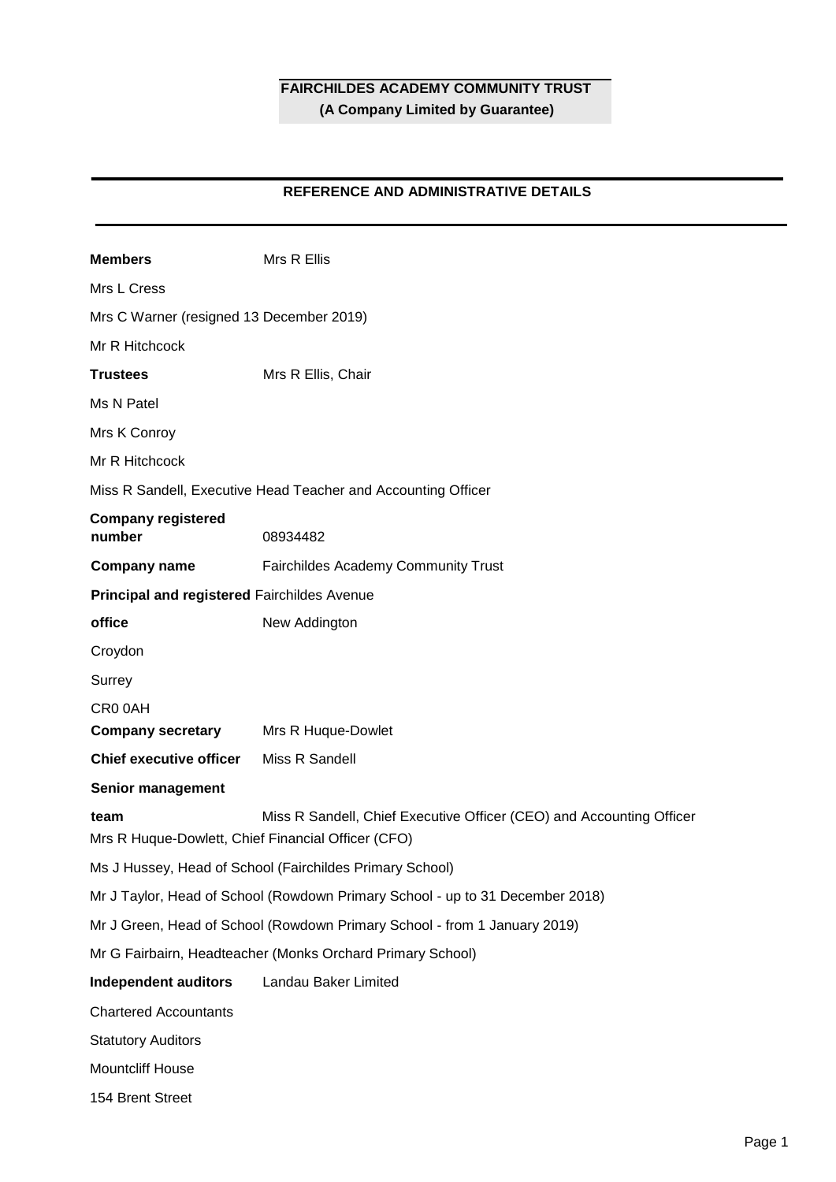**FAIRCHILDES ACADEMY COMMUNITY TRUST**
**(A Company Limited by Guarantee)**

## REFERENCE AND ADMINISTRATIVE DETAILS

**Members**
Mrs R Ellis
Mrs L Cress
Mrs C Warner (resigned 13 December 2019)
Mr R Hitchcock

**Trustees**
Mrs R Ellis, Chair
Ms N Patel
Mrs K Conroy
Mr R Hitchcock
Miss R Sandell, Executive Head Teacher and Accounting Officer

**Company registered number**
08934482

**Company name**
Fairchildes Academy Community Trust

**Principal and registered office**
Fairchildes Avenue
New Addington
Croydon
Surrey
CR0 0AH

**Company secretary**
Mrs R Huque-Dowlet

**Chief executive officer**
Miss R Sandell

**Senior management team**
Miss R Sandell, Chief Executive Officer (CEO) and Accounting Officer
Mrs R Huque-Dowlett, Chief Financial Officer (CFO)
Ms J Hussey, Head of School (Fairchildes Primary School)
Mr J Taylor, Head of School (Rowdown Primary School - up to 31 December 2018)
Mr J Green, Head of School (Rowdown Primary School - from 1 January 2019)
Mr G Fairbairn, Headteacher (Monks Orchard Primary School)

**Independent auditors**
Landau Baker Limited
Chartered Accountants
Statutory Auditors
Mountcliff House
154 Brent Street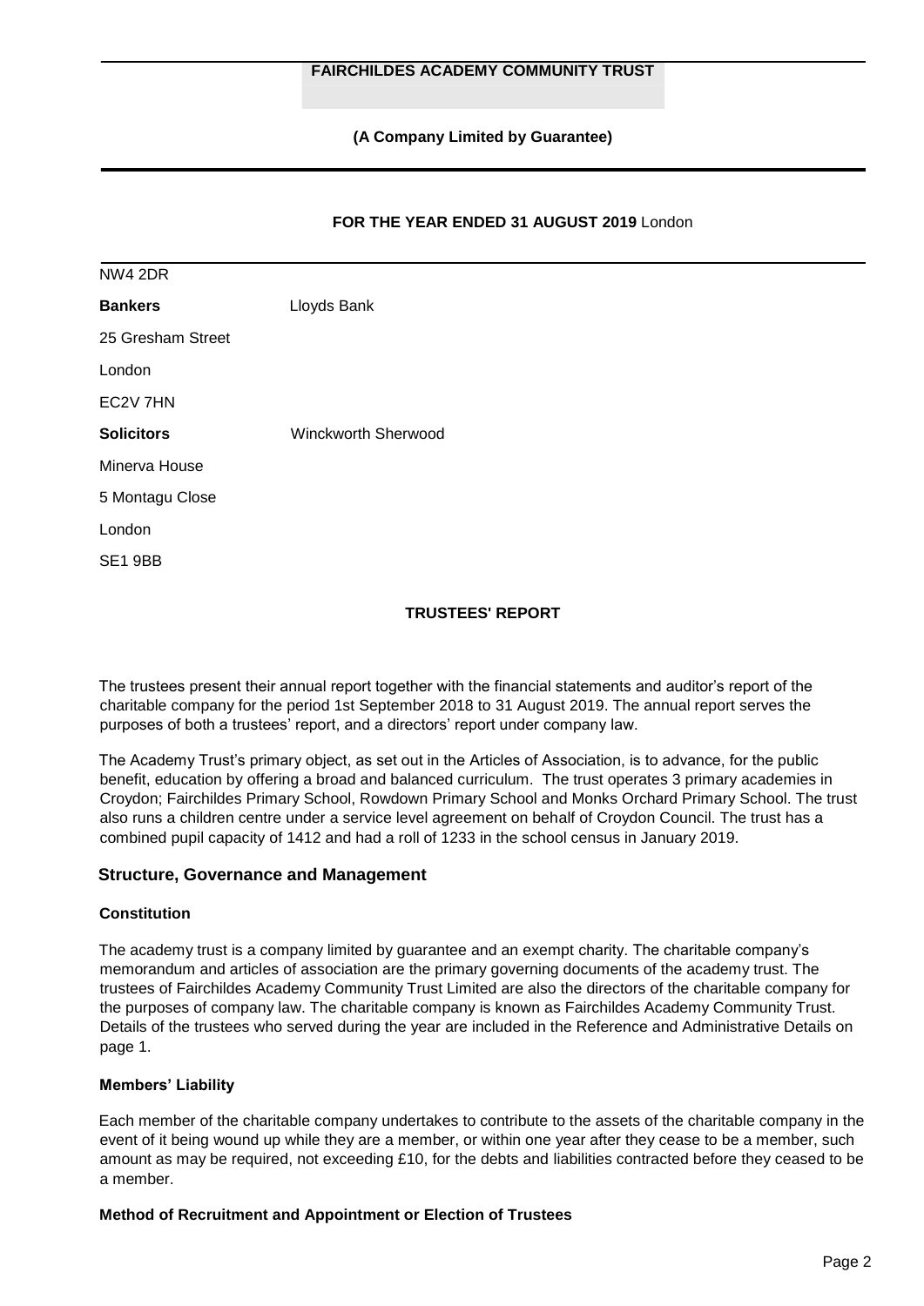London

NW4 2DR

**Bankers** Lloyds Bank

25 Gresham Street

London

EC2V 7HN

**Solicitors** Winckworth Sherwood

Minerva House

5 Montagu Close

London

SE1 9BB

## TRUSTEES' REPORT

The trustees present their annual report together with the financial statements and auditor's report of the charitable company for the period 1st September 2018 to 31 August 2019. The annual report serves the purposes of both a trustees' report, and a directors' report under company law.

The Academy Trust's primary object, as set out in the Articles of Association, is to advance, for the public benefit, education by offering a broad and balanced curriculum. The trust operates 3 primary academies in Croydon; Fairchildes Primary School, Rowdown Primary School and Monks Orchard Primary School. The trust also runs a children centre under a service level agreement on behalf of Croydon Council. The trust has a combined pupil capacity of 1412 and had a roll of 1233 in the school census in January 2019.

## Structure, Governance and Management

### Constitution

The academy trust is a company limited by guarantee and an exempt charity. The charitable company's memorandum and articles of association are the primary governing documents of the academy trust. The trustees of Fairchildes Academy Community Trust Limited are also the directors of the charitable company for the purposes of company law. The charitable company is known as Fairchildes Academy Community Trust. Details of the trustees who served during the year are included in the Reference and Administrative Details on page 1.

### Members' Liability

Each member of the charitable company undertakes to contribute to the assets of the charitable company in the event of it being wound up while they are a member, or within one year after they cease to be a member, such amount as may be required, not exceeding £10, for the debts and liabilities contracted before they ceased to be a member.

### Method of Recruitment and Appointment or Election of Trustees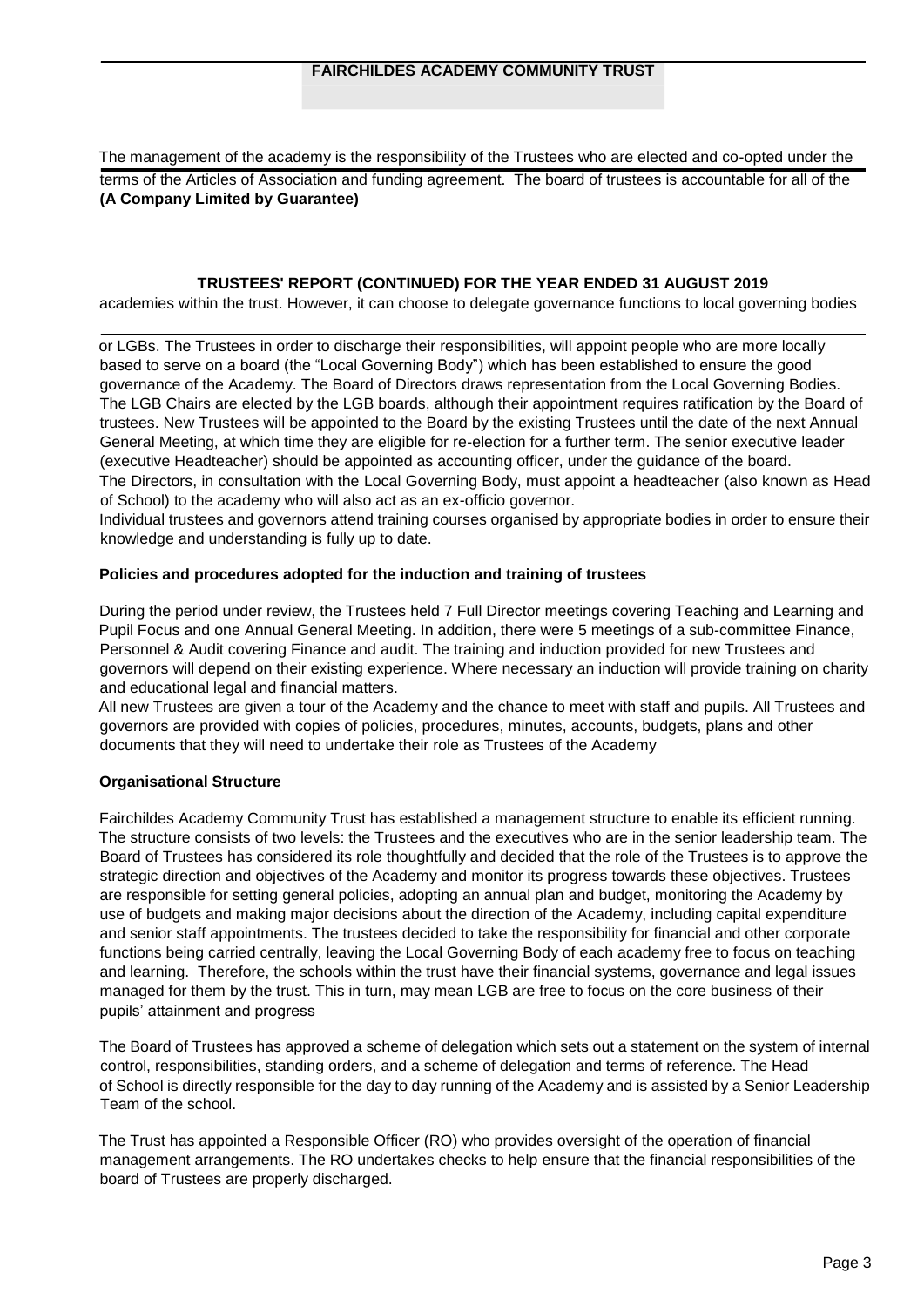The management of the academy is the responsibility of the Trustees who are elected and co-opted under the terms of the Articles of Association and funding agreement. The board of trustees is accountable for all of the academies within the trust. However, it can choose to delegate governance functions to local governing bodies or LGBs. The Trustees in order to discharge their responsibilities, will appoint people who are more locally based to serve on a board (the "Local Governing Body") which has been established to ensure the good governance of the Academy. The Board of Directors draws representation from the Local Governing Bodies. The LGB Chairs are elected by the LGB boards, although their appointment requires ratification by the Board of trustees. New Trustees will be appointed to the Board by the existing Trustees until the date of the next Annual General Meeting, at which time they are eligible for re-election for a further term. The senior executive leader (executive Headteacher) should be appointed as accounting officer, under the guidance of the board.

The Directors, in consultation with the Local Governing Body, must appoint a headteacher (also known as Head of School) to the academy who will also act as an ex-officio governor.

Individual trustees and governors attend training courses organised by appropriate bodies in order to ensure their knowledge and understanding is fully up to date.

**Policies and procedures adopted for the induction and training of trustees**

During the period under review, the Trustees held 7 Full Director meetings covering Teaching and Learning and Pupil Focus and one Annual General Meeting. In addition, there were 5 meetings of a sub-committee Finance, Personnel & Audit covering Finance and audit. The training and induction provided for new Trustees and governors will depend on their existing experience. Where necessary an induction will provide training on charity and educational legal and financial matters.

All new Trustees are given a tour of the Academy and the chance to meet with staff and pupils. All Trustees and governors are provided with copies of policies, procedures, minutes, accounts, budgets, plans and other documents that they will need to undertake their role as Trustees of the Academy

**Organisational Structure**

Fairchildes Academy Community Trust has established a management structure to enable its efficient running. The structure consists of two levels: the Trustees and the executives who are in the senior leadership team. The Board of Trustees has considered its role thoughtfully and decided that the role of the Trustees is to approve the strategic direction and objectives of the Academy and monitor its progress towards these objectives. Trustees are responsible for setting general policies, adopting an annual plan and budget, monitoring the Academy by use of budgets and making major decisions about the direction of the Academy, including capital expenditure and senior staff appointments. The trustees decided to take the responsibility for financial and other corporate functions being carried centrally, leaving the Local Governing Body of each academy free to focus on teaching and learning. Therefore, the schools within the trust have their financial systems, governance and legal issues managed for them by the trust. This in turn, may mean LGB are free to focus on the core business of their pupils' attainment and progress

The Board of Trustees has approved a scheme of delegation which sets out a statement on the system of internal control, responsibilities, standing orders, and a scheme of delegation and terms of reference. The Head of School is directly responsible for the day to day running of the Academy and is assisted by a Senior Leadership Team of the school.

The Trust has appointed a Responsible Officer (RO) who provides oversight of the operation of financial management arrangements. The RO undertakes checks to help ensure that the financial responsibilities of the board of Trustees are properly discharged.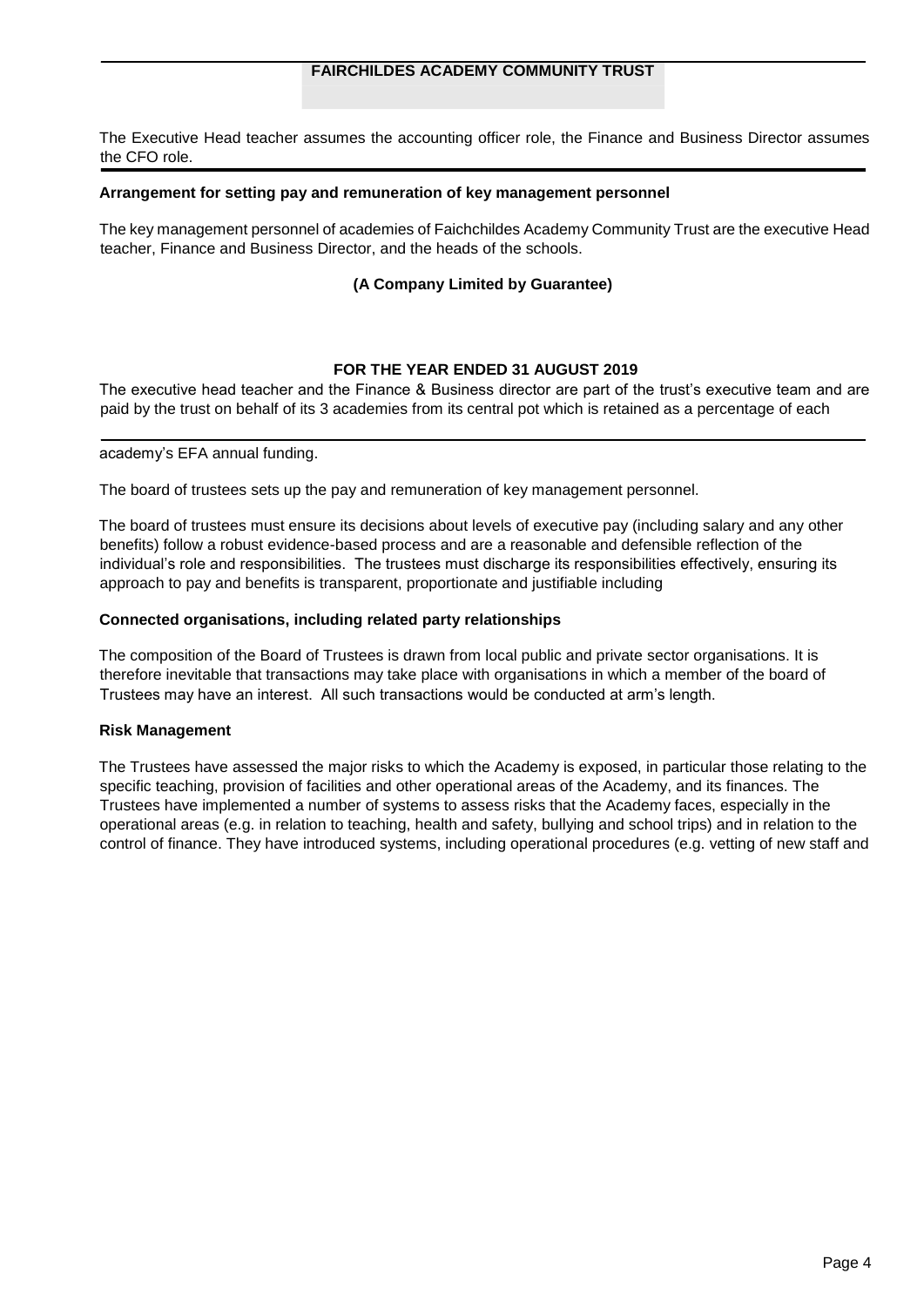The Executive Head teacher assumes the accounting officer role, the Finance and Business Director assumes the CFO role.

**Arrangement for setting pay and remuneration of key management personnel**

The key management personnel of academies of Faichchildes Academy Community Trust are the executive Head teacher, Finance and Business Director, and the heads of the schools.

The executive head teacher and the Finance & Business director are part of the trust's executive team and are paid by the trust on behalf of its 3 academies from its central pot which is retained as a percentage of each academy's EFA annual funding.

The board of trustees sets up the pay and remuneration of key management personnel.

The board of trustees must ensure its decisions about levels of executive pay (including salary and any other benefits) follow a robust evidence-based process and are a reasonable and defensible reflection of the individual's role and responsibilities. The trustees must discharge its responsibilities effectively, ensuring its approach to pay and benefits is transparent, proportionate and justifiable including

**Connected organisations, including related party relationships**

The composition of the Board of Trustees is drawn from local public and private sector organisations. It is therefore inevitable that transactions may take place with organisations in which a member of the board of Trustees may have an interest. All such transactions would be conducted at arm's length.

**Risk Management**

The Trustees have assessed the major risks to which the Academy is exposed, in particular those relating to the specific teaching, provision of facilities and other operational areas of the Academy, and its finances. The Trustees have implemented a number of systems to assess risks that the Academy faces, especially in the operational areas (e.g. in relation to teaching, health and safety, bullying and school trips) and in relation to the control of finance. They have introduced systems, including operational procedures (e.g. vetting of new staff and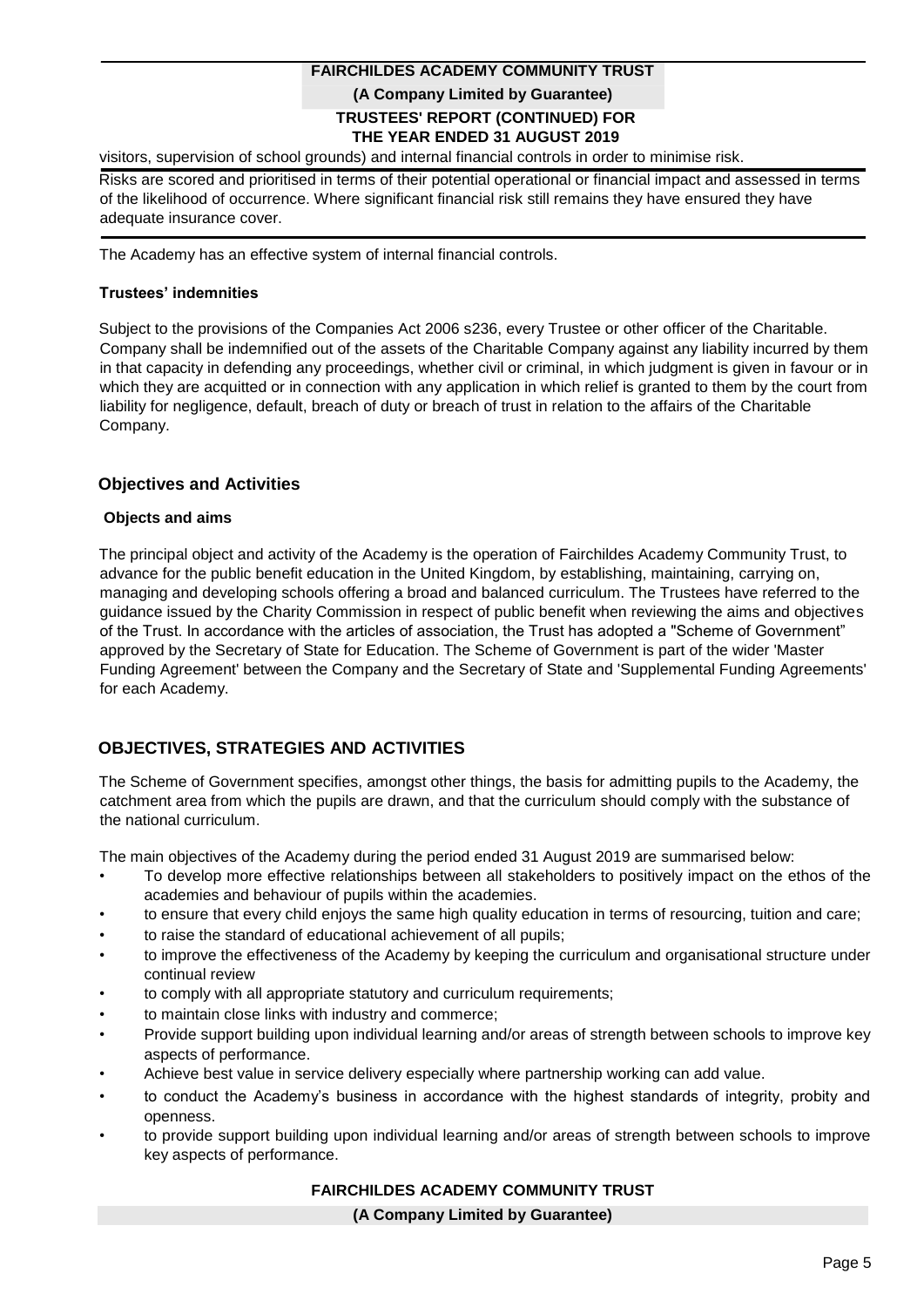visitors, supervision of school grounds) and internal financial controls in order to minimise risk.

Risks are scored and prioritised in terms of their potential operational or financial impact and assessed in terms of the likelihood of occurrence. Where significant financial risk still remains they have ensured they have adequate insurance cover.

The Academy has an effective system of internal financial controls.

### Trustees' indemnities

Subject to the provisions of the Companies Act 2006 s236, every Trustee or other officer of the Charitable. Company shall be indemnified out of the assets of the Charitable Company against any liability incurred by them in that capacity in defending any proceedings, whether civil or criminal, in which judgment is given in favour or in which they are acquitted or in connection with any application in which relief is granted to them by the court from liability for negligence, default, breach of duty or breach of trust in relation to the affairs of the Charitable Company.

## Objectives and Activities

### Objects and aims

The principal object and activity of the Academy is the operation of Fairchildes Academy Community Trust, to advance for the public benefit education in the United Kingdom, by establishing, maintaining, carrying on, managing and developing schools offering a broad and balanced curriculum. The Trustees have referred to the guidance issued by the Charity Commission in respect of public benefit when reviewing the aims and objectives of the Trust. In accordance with the articles of association, the Trust has adopted a "Scheme of Government" approved by the Secretary of State for Education. The Scheme of Government is part of the wider 'Master Funding Agreement' between the Company and the Secretary of State and 'Supplemental Funding Agreements' for each Academy.

## OBJECTIVES, STRATEGIES AND ACTIVITIES

The Scheme of Government specifies, amongst other things, the basis for admitting pupils to the Academy, the catchment area from which the pupils are drawn, and that the curriculum should comply with the substance of the national curriculum.

The main objectives of the Academy during the period ended 31 August 2019 are summarised below:

- To develop more effective relationships between all stakeholders to positively impact on the ethos of the academies and behaviour of pupils within the academies.
- to ensure that every child enjoys the same high quality education in terms of resourcing, tuition and care;
- to raise the standard of educational achievement of all pupils;
- to improve the effectiveness of the Academy by keeping the curriculum and organisational structure under continual review
- to comply with all appropriate statutory and curriculum requirements;
- to maintain close links with industry and commerce;
- Provide support building upon individual learning and/or areas of strength between schools to improve key aspects of performance.
- Achieve best value in service delivery especially where partnership working can add value.
- to conduct the Academy's business in accordance with the highest standards of integrity, probity and openness.
- to provide support building upon individual learning and/or areas of strength between schools to improve key aspects of performance.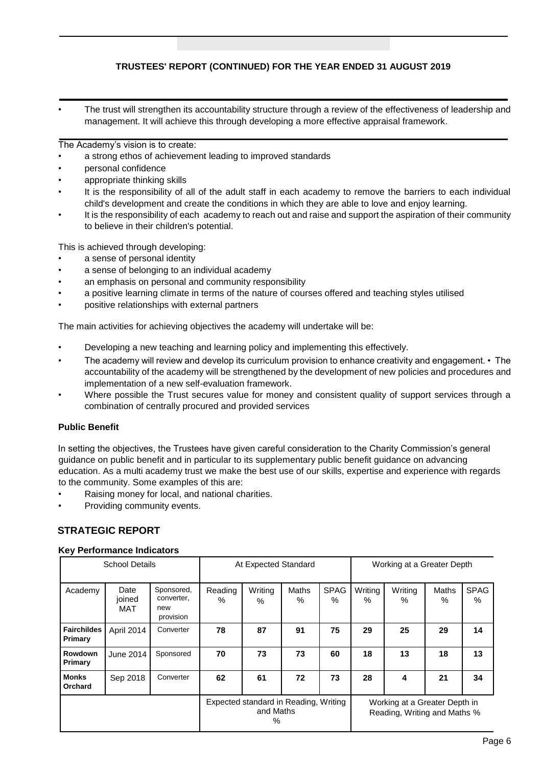## TRUSTEES' REPORT (CONTINUED) FOR THE YEAR ENDED 31 AUGUST 2019

- The trust will strengthen its accountability structure through a review of the effectiveness of leadership and management. It will achieve this through developing a more effective appraisal framework.

The Academy's vision is to create:

- a strong ethos of achievement leading to improved standards
- personal confidence
- appropriate thinking skills
- It is the responsibility of all of the adult staff in each academy to remove the barriers to each individual child's development and create the conditions in which they are able to love and enjoy learning.
- It is the responsibility of each academy to reach out and raise and support the aspiration of their community to believe in their children's potential.

This is achieved through developing:

- a sense of personal identity
- a sense of belonging to an individual academy
- an emphasis on personal and community responsibility
- a positive learning climate in terms of the nature of courses offered and teaching styles utilised
- positive relationships with external partners

The main activities for achieving objectives the academy will undertake will be:

- Developing a new teaching and learning policy and implementing this effectively.
- The academy will review and develop its curriculum provision to enhance creativity and engagement. • The accountability of the academy will be strengthened by the development of new policies and procedures and implementation of a new self-evaluation framework.
- Where possible the Trust secures value for money and consistent quality of support services through a combination of centrally procured and provided services

### Public Benefit

In setting the objectives, the Trustees have given careful consideration to the Charity Commission's general guidance on public benefit and in particular to its supplementary public benefit guidance on advancing education. As a multi academy trust we make the best use of our skills, expertise and experience with regards to the community. Some examples of this are:

- Raising money for local, and national charities.
- Providing community events.

## STRATEGIC REPORT

### Key Performance Indicators

| School Details | | | At Expected Standard | | | | Working at a Greater Depth | | | |
|---|---|---|---|---|---|---|---|---|---|---|
| Academy | Date joined MAT | Sponsored, converter, new provision | Reading % | Writing % | Maths % | SPAG % | Writing % | Writing % | Maths % | SPAG % |
| **Fairchildes Primary** | April 2014 | Converter | **78** | **87** | **91** | **75** | **29** | **25** | **29** | **14** |
| **Rowdown Primary** | June 2014 | Sponsored | **70** | **73** | **73** | **60** | **18** | **13** | **18** | **13** |
| **Monks Orchard** | Sep 2018 | Converter | **62** | **61** | **72** | **73** | **28** | **4** | **21** | **34** |
| | | | Expected standard in Reading, Writing and Maths % | | | | Working at a Greater Depth in Reading, Writing and Maths % | | | |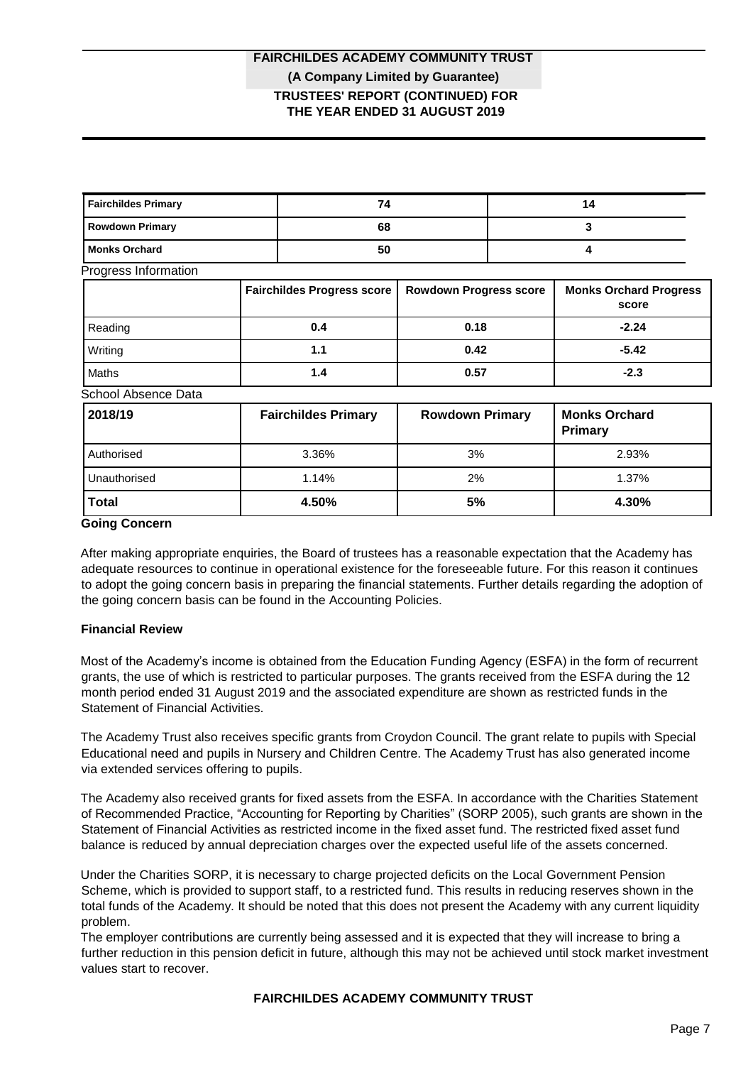| Fairchildes Primary | 74 | 14 |
|---|---|---|
| Rowdown Primary | 68 | 3 |
| Monks Orchard | 50 | 4 |

Progress Information

| | Fairchildes Progress score | Rowdown Progress score | Monks Orchard Progress score |
|---|---|---|---|
| Reading | 0.4 | 0.18 | -2.24 |
| Writing | 1.1 | 0.42 | -5.42 |
| Maths | 1.4 | 0.57 | -2.3 |

School Absence Data

| 2018/19 | Fairchildes Primary | Rowdown Primary | Monks Orchard Primary |
|---|---|---|---|
| Authorised | 3.36% | 3% | 2.93% |
| Unauthorised | 1.14% | 2% | 1.37% |
| **Total** | **4.50%** | **5%** | **4.30%** |

**Going Concern**

After making appropriate enquiries, the Board of trustees has a reasonable expectation that the Academy has adequate resources to continue in operational existence for the foreseeable future. For this reason it continues to adopt the going concern basis in preparing the financial statements. Further details regarding the adoption of the going concern basis can be found in the Accounting Policies.

**Financial Review**

Most of the Academy's income is obtained from the Education Funding Agency (ESFA) in the form of recurrent grants, the use of which is restricted to particular purposes. The grants received from the ESFA during the 12 month period ended 31 August 2019 and the associated expenditure are shown as restricted funds in the Statement of Financial Activities.

The Academy Trust also receives specific grants from Croydon Council. The grant relate to pupils with Special Educational need and pupils in Nursery and Children Centre. The Academy Trust has also generated income via extended services offering to pupils.

The Academy also received grants for fixed assets from the ESFA. In accordance with the Charities Statement of Recommended Practice, "Accounting for Reporting by Charities" (SORP 2005), such grants are shown in the Statement of Financial Activities as restricted income in the fixed asset fund. The restricted fixed asset fund balance is reduced by annual depreciation charges over the expected useful life of the assets concerned.

Under the Charities SORP, it is necessary to charge projected deficits on the Local Government Pension Scheme, which is provided to support staff, to a restricted fund. This results in reducing reserves shown in the total funds of the Academy. It should be noted that this does not present the Academy with any current liquidity problem.

The employer contributions are currently being assessed and it is expected that they will increase to bring a further reduction in this pension deficit in future, although this may not be achieved until stock market investment values start to recover.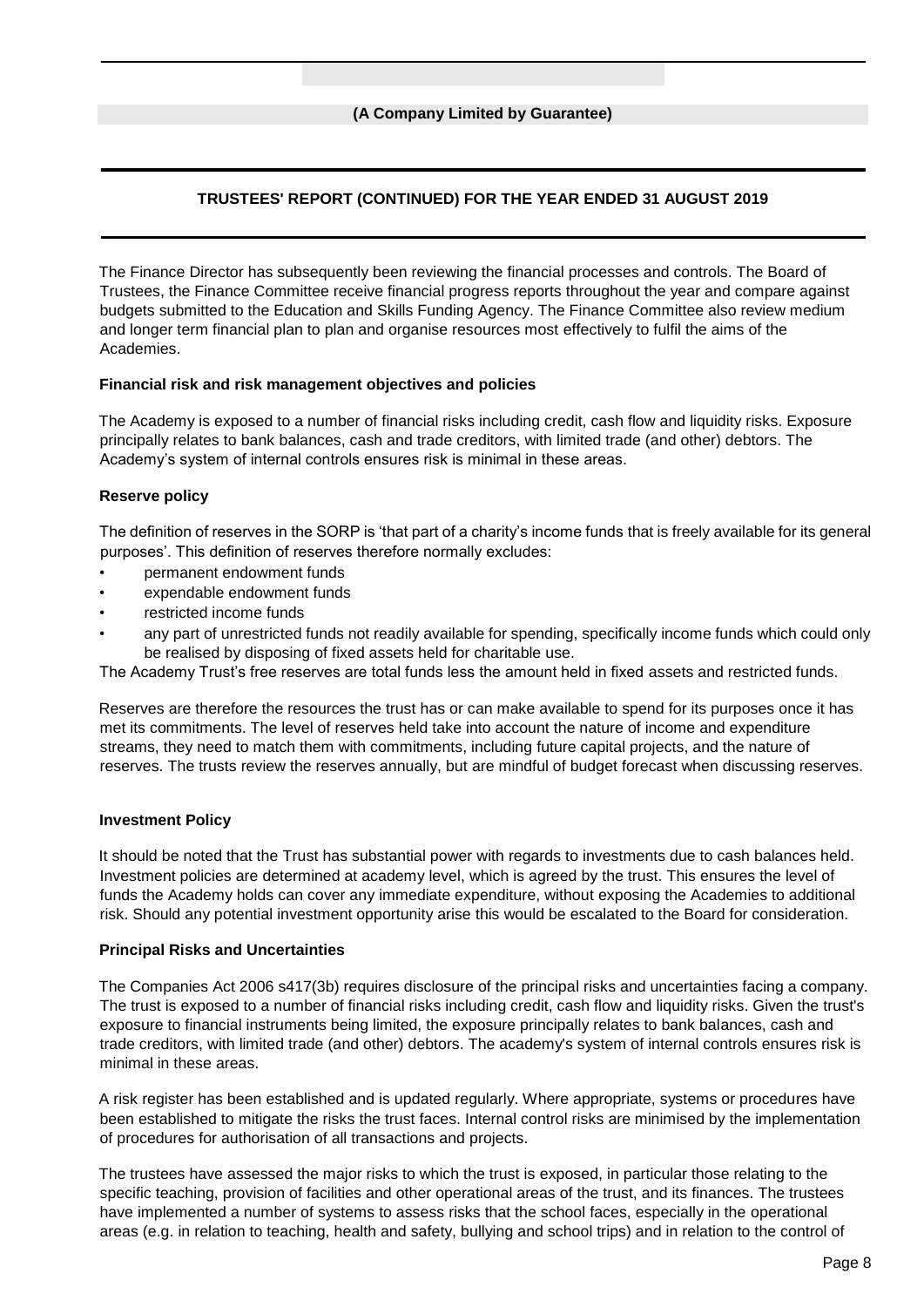The Finance Director has subsequently been reviewing the financial processes and controls. The Board of Trustees, the Finance Committee receive financial progress reports throughout the year and compare against budgets submitted to the Education and Skills Funding Agency. The Finance Committee also review medium and longer term financial plan to plan and organise resources most effectively to fulfil the aims of the Academies.

**Financial risk and risk management objectives and policies**

The Academy is exposed to a number of financial risks including credit, cash flow and liquidity risks. Exposure principally relates to bank balances, cash and trade creditors, with limited trade (and other) debtors. The Academy's system of internal controls ensures risk is minimal in these areas.

**Reserve policy**

The definition of reserves in the SORP is 'that part of a charity's income funds that is freely available for its general purposes'. This definition of reserves therefore normally excludes:

- permanent endowment funds
- expendable endowment funds
- restricted income funds
- any part of unrestricted funds not readily available for spending, specifically income funds which could only be realised by disposing of fixed assets held for charitable use.

The Academy Trust's free reserves are total funds less the amount held in fixed assets and restricted funds.

Reserves are therefore the resources the trust has or can make available to spend for its purposes once it has met its commitments. The level of reserves held take into account the nature of income and expenditure streams, they need to match them with commitments, including future capital projects, and the nature of reserves. The trusts review the reserves annually, but are mindful of budget forecast when discussing reserves.

**Investment Policy**

It should be noted that the Trust has substantial power with regards to investments due to cash balances held. Investment policies are determined at academy level, which is agreed by the trust. This ensures the level of funds the Academy holds can cover any immediate expenditure, without exposing the Academies to additional risk. Should any potential investment opportunity arise this would be escalated to the Board for consideration.

**Principal Risks and Uncertainties**

The Companies Act 2006 s417(3b) requires disclosure of the principal risks and uncertainties facing a company. The trust is exposed to a number of financial risks including credit, cash flow and liquidity risks. Given the trust's exposure to financial instruments being limited, the exposure principally relates to bank balances, cash and trade creditors, with limited trade (and other) debtors. The academy's system of internal controls ensures risk is minimal in these areas.

A risk register has been established and is updated regularly. Where appropriate, systems or procedures have been established to mitigate the risks the trust faces. Internal control risks are minimised by the implementation of procedures for authorisation of all transactions and projects.

The trustees have assessed the major risks to which the trust is exposed, in particular those relating to the specific teaching, provision of facilities and other operational areas of the trust, and its finances. The trustees have implemented a number of systems to assess risks that the school faces, especially in the operational areas (e.g. in relation to teaching, health and safety, bullying and school trips) and in relation to the control of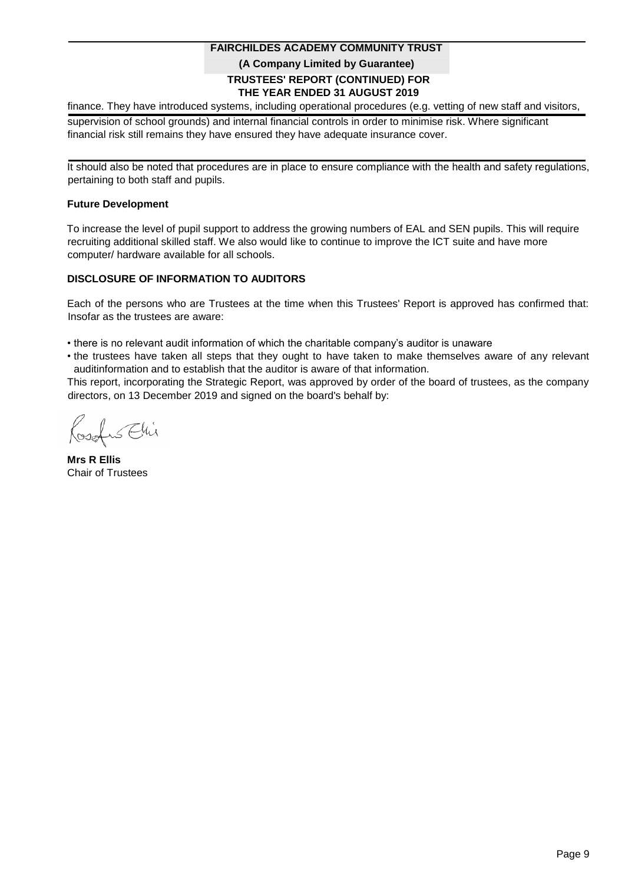finance. They have introduced systems, including operational procedures (e.g. vetting of new staff and visitors, supervision of school grounds) and internal financial controls in order to minimise risk. Where significant financial risk still remains they have ensured they have adequate insurance cover.

It should also be noted that procedures are in place to ensure compliance with the health and safety regulations, pertaining to both staff and pupils.

**Future Development**

To increase the level of pupil support to address the growing numbers of EAL and SEN pupils. This will require recruiting additional skilled staff. We also would like to continue to improve the ICT suite and have more computer/ hardware available for all schools.

**DISCLOSURE OF INFORMATION TO AUDITORS**

Each of the persons who are Trustees at the time when this Trustees' Report is approved has confirmed that: Insofar as the trustees are aware:

- there is no relevant audit information of which the charitable company's auditor is unaware
- the trustees have taken all steps that they ought to have taken to make themselves aware of any relevant auditinformation and to establish that the auditor is aware of that information.

This report, incorporating the Strategic Report, was approved by order of the board of trustees, as the company directors, on 13 December 2019 and signed on the board's behalf by:

**Mrs R Ellis**
Chair of Trustees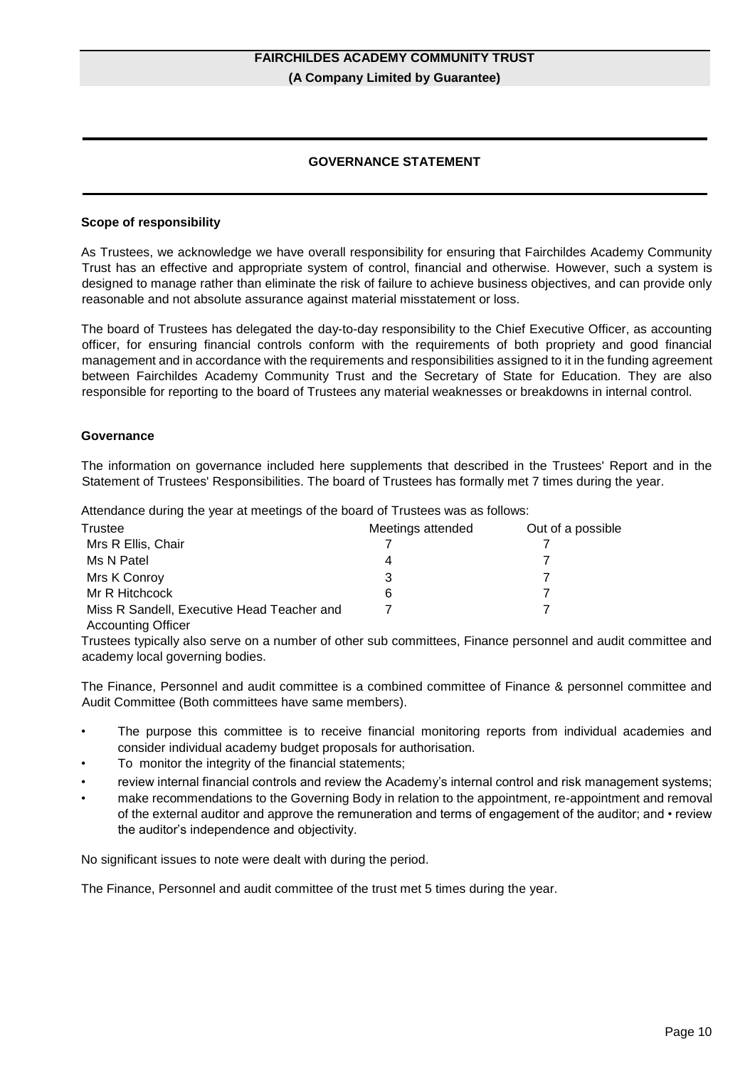## GOVERNANCE STATEMENT

### Scope of responsibility

As Trustees, we acknowledge we have overall responsibility for ensuring that Fairchildes Academy Community Trust has an effective and appropriate system of control, financial and otherwise. However, such a system is designed to manage rather than eliminate the risk of failure to achieve business objectives, and can provide only reasonable and not absolute assurance against material misstatement or loss.

The board of Trustees has delegated the day-to-day responsibility to the Chief Executive Officer, as accounting officer, for ensuring financial controls conform with the requirements of both propriety and good financial management and in accordance with the requirements and responsibilities assigned to it in the funding agreement between Fairchildes Academy Community Trust and the Secretary of State for Education. They are also responsible for reporting to the board of Trustees any material weaknesses or breakdowns in internal control.

### Governance

The information on governance included here supplements that described in the Trustees' Report and in the Statement of Trustees' Responsibilities. The board of Trustees has formally met 7 times during the year.

Attendance during the year at meetings of the board of Trustees was as follows:

| Trustee | Meetings attended | Out of a possible |
|---|---|---|
| Mrs R Ellis, Chair | 7 | 7 |
| Ms N Patel | 4 | 7 |
| Mrs K Conroy | 3 | 7 |
| Mr R Hitchcock | 6 | 7 |
| Miss R Sandell, Executive Head Teacher and Accounting Officer | 7 | 7 |

Trustees typically also serve on a number of other sub committees, Finance personnel and audit committee and academy local governing bodies.

The Finance, Personnel and audit committee is a combined committee of Finance & personnel committee and Audit Committee (Both committees have same members).

- The purpose this committee is to receive financial monitoring reports from individual academies and consider individual academy budget proposals for authorisation.
- To monitor the integrity of the financial statements;
- review internal financial controls and review the Academy's internal control and risk management systems;
- make recommendations to the Governing Body in relation to the appointment, re-appointment and removal of the external auditor and approve the remuneration and terms of engagement of the auditor; and • review the auditor's independence and objectivity.

No significant issues to note were dealt with during the period.

The Finance, Personnel and audit committee of the trust met 5 times during the year.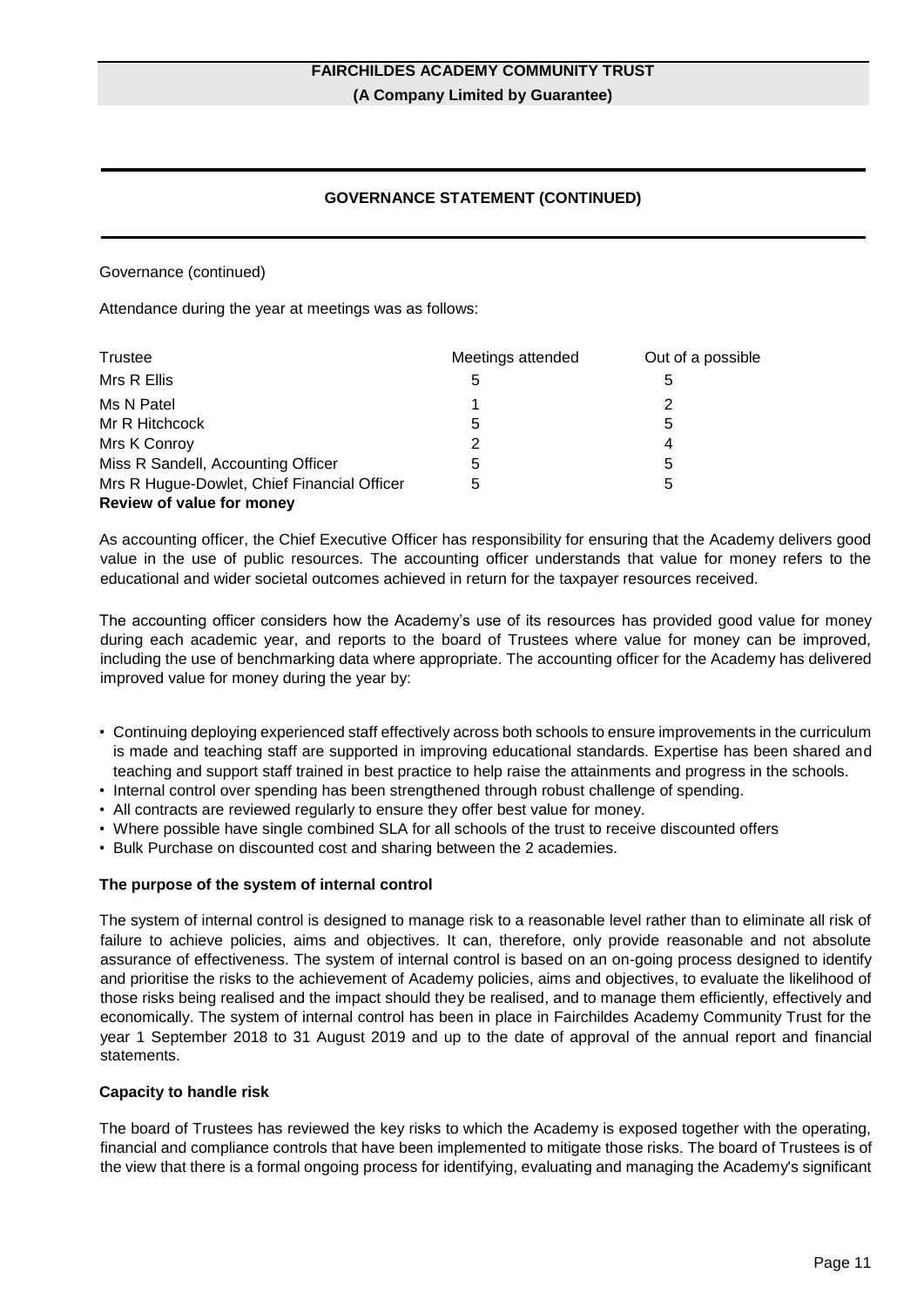## GOVERNANCE STATEMENT (CONTINUED)

Governance (continued)

Attendance during the year at meetings was as follows:

| Trustee | Meetings attended | Out of a possible |
|---|---|---|
| Mrs R Ellis | 5 | 5 |
| Ms N Patel | 1 | 2 |
| Mr R Hitchcock | 5 | 5 |
| Mrs K Conroy | 2 | 4 |
| Miss R Sandell, Accounting Officer | 5 | 5 |
| Mrs R Hugue-Dowlet, Chief Financial Officer | 5 | 5 |

**Review of value for money**

As accounting officer, the Chief Executive Officer has responsibility for ensuring that the Academy delivers good value in the use of public resources. The accounting officer understands that value for money refers to the educational and wider societal outcomes achieved in return for the taxpayer resources received.

The accounting officer considers how the Academy's use of its resources has provided good value for money during each academic year, and reports to the board of Trustees where value for money can be improved, including the use of benchmarking data where appropriate. The accounting officer for the Academy has delivered improved value for money during the year by:

- Continuing deploying experienced staff effectively across both schools to ensure improvements in the curriculum is made and teaching staff are supported in improving educational standards. Expertise has been shared and teaching and support staff trained in best practice to help raise the attainments and progress in the schools.
- Internal control over spending has been strengthened through robust challenge of spending.
- All contracts are reviewed regularly to ensure they offer best value for money.
- Where possible have single combined SLA for all schools of the trust to receive discounted offers
- Bulk Purchase on discounted cost and sharing between the 2 academies.

**The purpose of the system of internal control**

The system of internal control is designed to manage risk to a reasonable level rather than to eliminate all risk of failure to achieve policies, aims and objectives. It can, therefore, only provide reasonable and not absolute assurance of effectiveness. The system of internal control is based on an on-going process designed to identify and prioritise the risks to the achievement of Academy policies, aims and objectives, to evaluate the likelihood of those risks being realised and the impact should they be realised, and to manage them efficiently, effectively and economically. The system of internal control has been in place in Fairchildes Academy Community Trust for the year 1 September 2018 to 31 August 2019 and up to the date of approval of the annual report and financial statements.

**Capacity to handle risk**

The board of Trustees has reviewed the key risks to which the Academy is exposed together with the operating, financial and compliance controls that have been implemented to mitigate those risks. The board of Trustees is of the view that there is a formal ongoing process for identifying, evaluating and managing the Academy's significant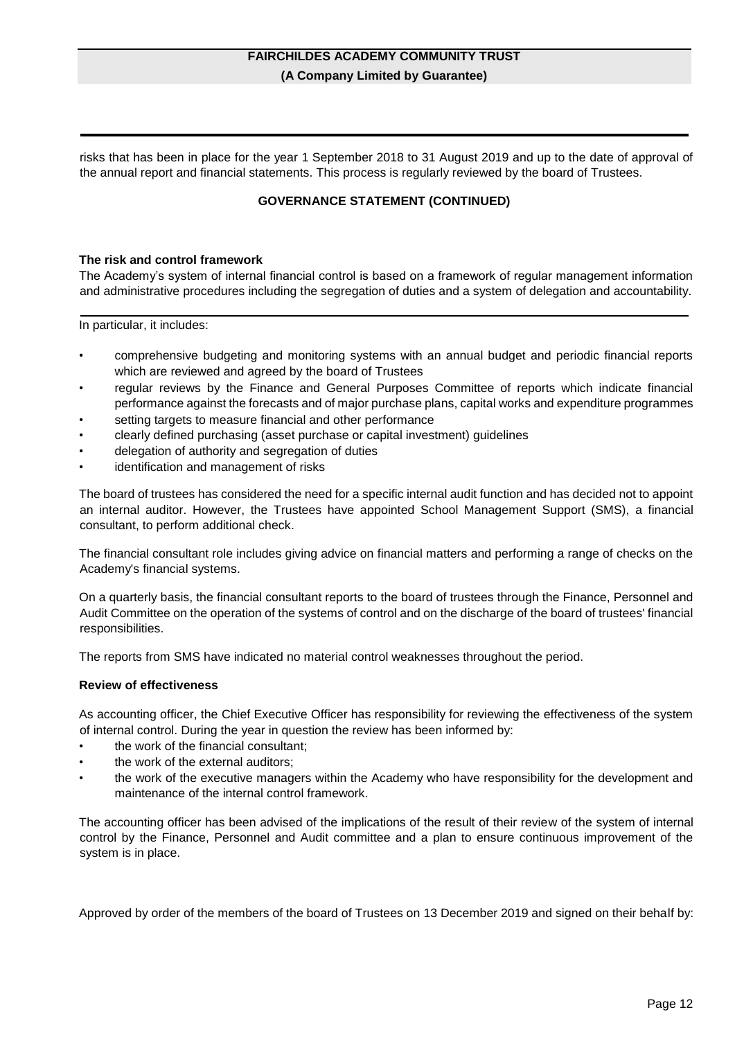risks that has been in place for the year 1 September 2018 to 31 August 2019 and up to the date of approval of the annual report and financial statements. This process is regularly reviewed by the board of Trustees.

## GOVERNANCE STATEMENT (CONTINUED)

### The risk and control framework

The Academy's system of internal financial control is based on a framework of regular management information and administrative procedures including the segregation of duties and a system of delegation and accountability.

In particular, it includes:

- comprehensive budgeting and monitoring systems with an annual budget and periodic financial reports which are reviewed and agreed by the board of Trustees
- regular reviews by the Finance and General Purposes Committee of reports which indicate financial performance against the forecasts and of major purchase plans, capital works and expenditure programmes
- setting targets to measure financial and other performance
- clearly defined purchasing (asset purchase or capital investment) guidelines
- delegation of authority and segregation of duties
- identification and management of risks

The board of trustees has considered the need for a specific internal audit function and has decided not to appoint an internal auditor. However, the Trustees have appointed School Management Support (SMS), a financial consultant, to perform additional check.

The financial consultant role includes giving advice on financial matters and performing a range of checks on the Academy's financial systems.

On a quarterly basis, the financial consultant reports to the board of trustees through the Finance, Personnel and Audit Committee on the operation of the systems of control and on the discharge of the board of trustees' financial responsibilities.

The reports from SMS have indicated no material control weaknesses throughout the period.

### Review of effectiveness

As accounting officer, the Chief Executive Officer has responsibility for reviewing the effectiveness of the system of internal control. During the year in question the review has been informed by:

- the work of the financial consultant;
- the work of the external auditors;
- the work of the executive managers within the Academy who have responsibility for the development and maintenance of the internal control framework.

The accounting officer has been advised of the implications of the result of their review of the system of internal control by the Finance, Personnel and Audit committee and a plan to ensure continuous improvement of the system is in place.

Approved by order of the members of the board of Trustees on 13 December 2019 and signed on their behalf by: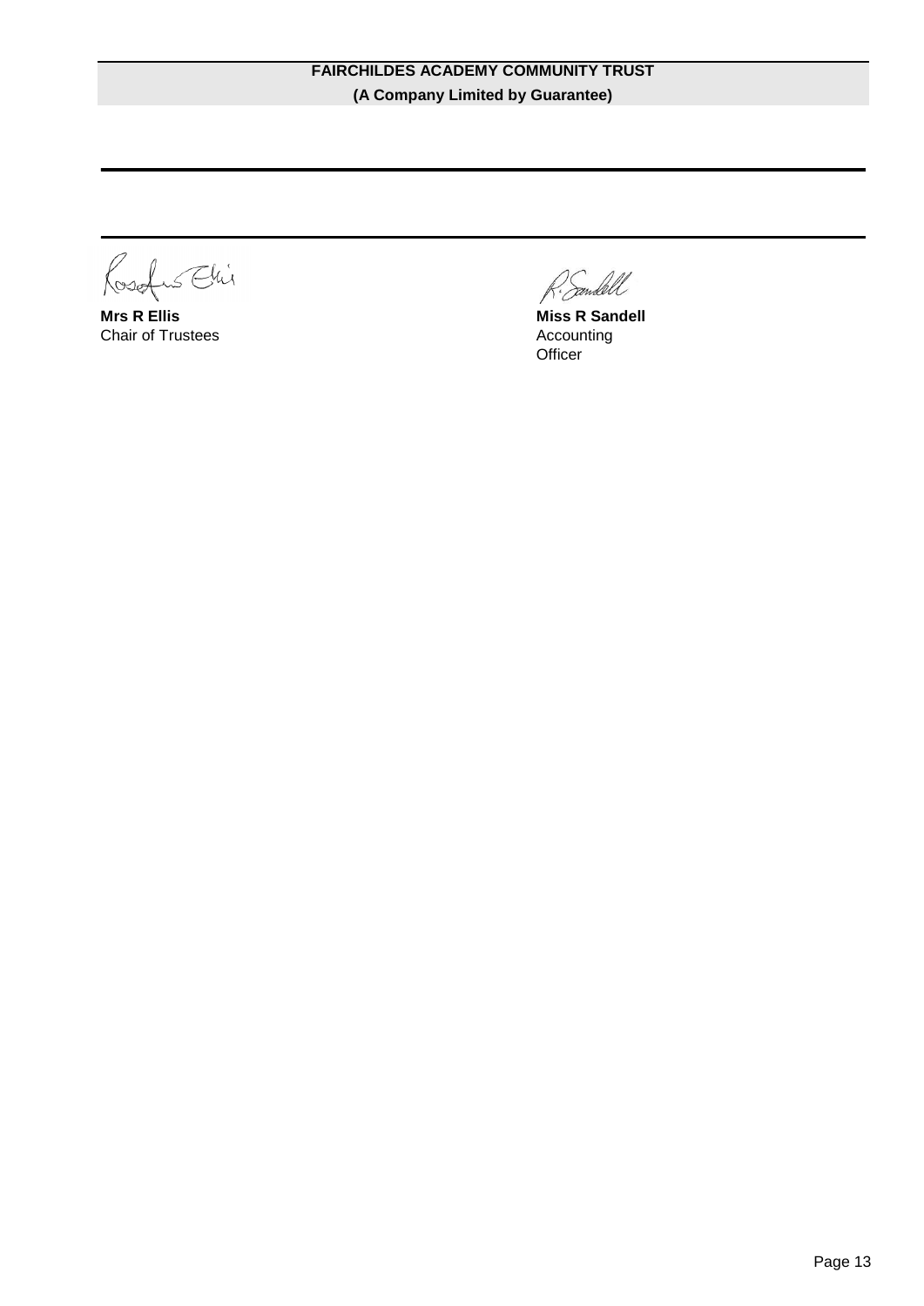**Mrs R Ellis**
Chair of Trustees

**Miss R Sandell**
Accounting Officer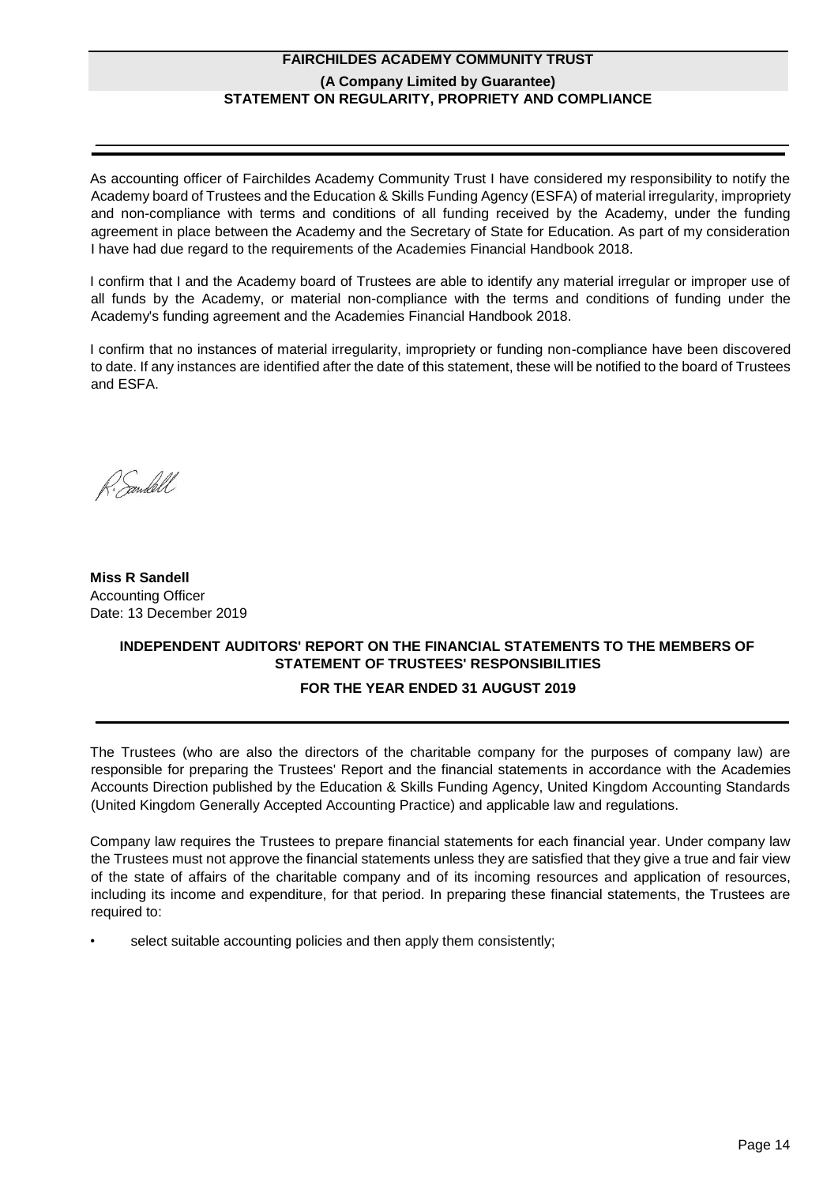# STATEMENT ON REGULARITY, PROPRIETY AND COMPLIANCE

As accounting officer of Fairchildes Academy Community Trust I have considered my responsibility to notify the Academy board of Trustees and the Education & Skills Funding Agency (ESFA) of material irregularity, impropriety and non-compliance with terms and conditions of all funding received by the Academy, under the funding agreement in place between the Academy and the Secretary of State for Education. As part of my consideration I have had due regard to the requirements of the Academies Financial Handbook 2018.

I confirm that I and the Academy board of Trustees are able to identify any material irregular or improper use of all funds by the Academy, or material non-compliance with the terms and conditions of funding under the Academy's funding agreement and the Academies Financial Handbook 2018.

I confirm that no instances of material irregularity, impropriety or funding non-compliance have been discovered to date. If any instances are identified after the date of this statement, these will be notified to the board of Trustees and ESFA.

R. Sandell

**Miss R Sandell**
Accounting Officer
Date: 13 December 2019

## INDEPENDENT AUDITORS' REPORT ON THE FINANCIAL STATEMENTS TO THE MEMBERS OF STATEMENT OF TRUSTEES' RESPONSIBILITIES

### FOR THE YEAR ENDED 31 AUGUST 2019

The Trustees (who are also the directors of the charitable company for the purposes of company law) are responsible for preparing the Trustees' Report and the financial statements in accordance with the Academies Accounts Direction published by the Education & Skills Funding Agency, United Kingdom Accounting Standards (United Kingdom Generally Accepted Accounting Practice) and applicable law and regulations.

Company law requires the Trustees to prepare financial statements for each financial year. Under company law the Trustees must not approve the financial statements unless they are satisfied that they give a true and fair view of the state of affairs of the charitable company and of its incoming resources and application of resources, including its income and expenditure, for that period. In preparing these financial statements, the Trustees are required to:

- select suitable accounting policies and then apply them consistently;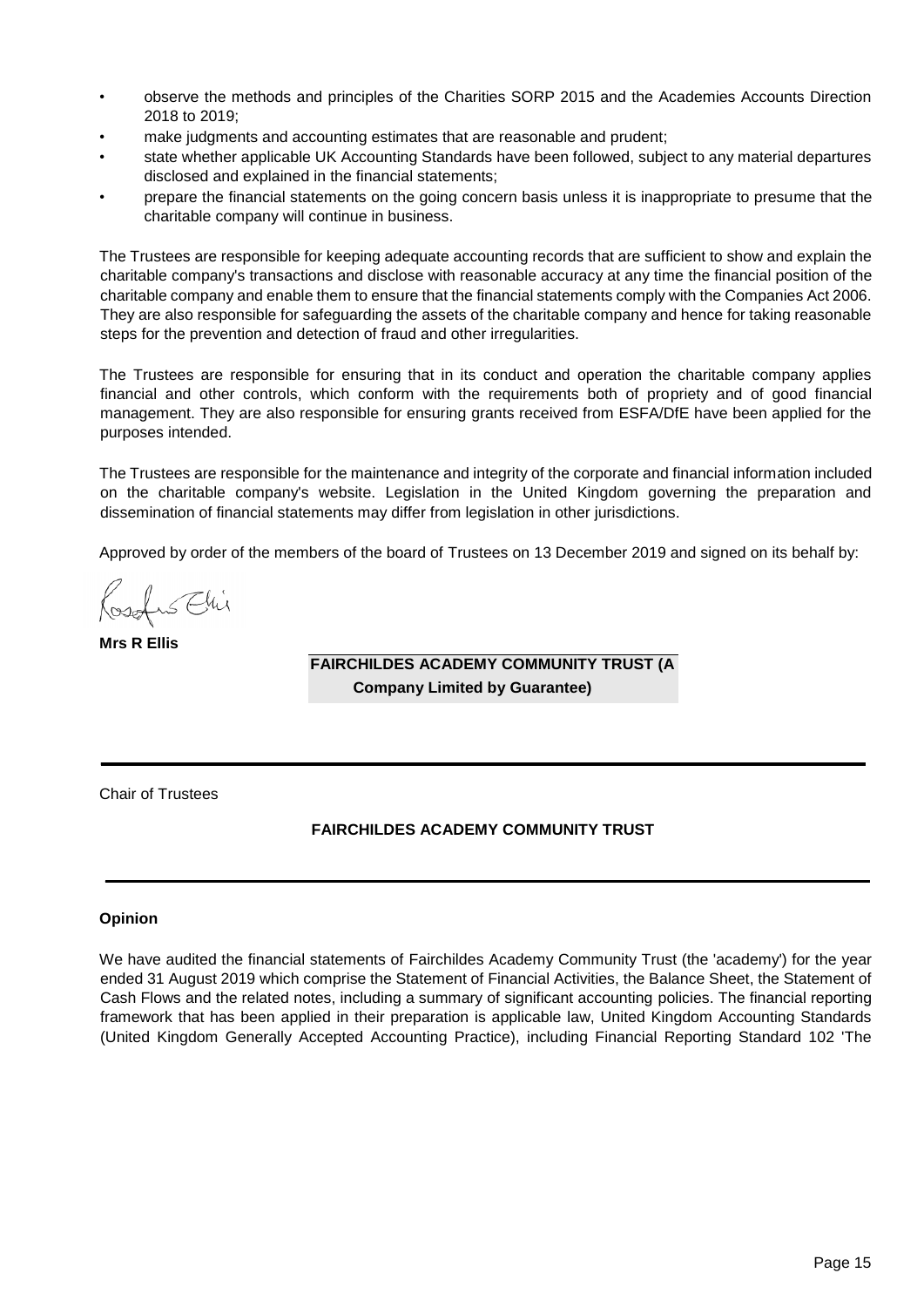- observe the methods and principles of the Charities SORP 2015 and the Academies Accounts Direction 2018 to 2019;
- make judgments and accounting estimates that are reasonable and prudent;
- state whether applicable UK Accounting Standards have been followed, subject to any material departures disclosed and explained in the financial statements;
- prepare the financial statements on the going concern basis unless it is inappropriate to presume that the charitable company will continue in business.

The Trustees are responsible for keeping adequate accounting records that are sufficient to show and explain the charitable company's transactions and disclose with reasonable accuracy at any time the financial position of the charitable company and enable them to ensure that the financial statements comply with the Companies Act 2006. They are also responsible for safeguarding the assets of the charitable company and hence for taking reasonable steps for the prevention and detection of fraud and other irregularities.

The Trustees are responsible for ensuring that in its conduct and operation the charitable company applies financial and other controls, which conform with the requirements both of propriety and of good financial management. They are also responsible for ensuring grants received from ESFA/DfE have been applied for the purposes intended.

The Trustees are responsible for the maintenance and integrity of the corporate and financial information included on the charitable company's website. Legislation in the United Kingdom governing the preparation and dissemination of financial statements may differ from legislation in other jurisdictions.

Approved by order of the members of the board of Trustees on 13 December 2019 and signed on its behalf by:

**Mrs R Ellis**

Chair of Trustees

**FAIRCHILDES ACADEMY COMMUNITY TRUST (A Company Limited by Guarantee)**

**FAIRCHILDES ACADEMY COMMUNITY TRUST**

**Opinion**

We have audited the financial statements of Fairchildes Academy Community Trust (the 'academy') for the year ended 31 August 2019 which comprise the Statement of Financial Activities, the Balance Sheet, the Statement of Cash Flows and the related notes, including a summary of significant accounting policies. The financial reporting framework that has been applied in their preparation is applicable law, United Kingdom Accounting Standards (United Kingdom Generally Accepted Accounting Practice), including Financial Reporting Standard 102 'The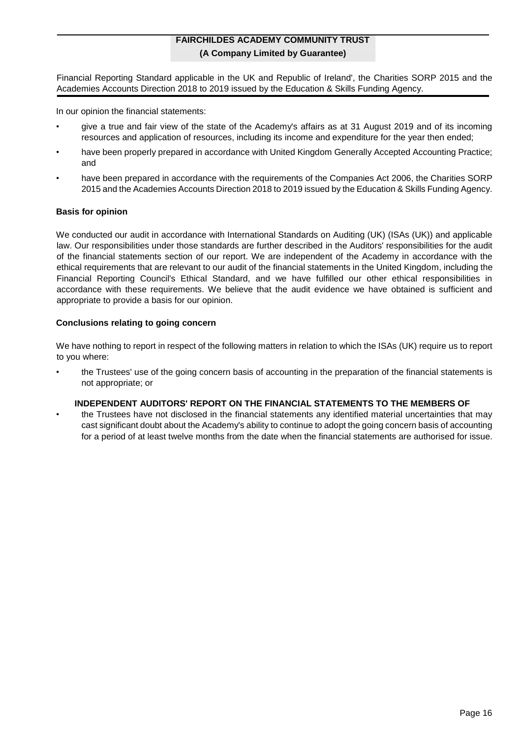Financial Reporting Standard applicable in the UK and Republic of Ireland', the Charities SORP 2015 and the Academies Accounts Direction 2018 to 2019 issued by the Education & Skills Funding Agency.

In our opinion the financial statements:

- give a true and fair view of the state of the Academy's affairs as at 31 August 2019 and of its incoming resources and application of resources, including its income and expenditure for the year then ended;
- have been properly prepared in accordance with United Kingdom Generally Accepted Accounting Practice; and
- have been prepared in accordance with the requirements of the Companies Act 2006, the Charities SORP 2015 and the Academies Accounts Direction 2018 to 2019 issued by the Education & Skills Funding Agency.

**Basis for opinion**

We conducted our audit in accordance with International Standards on Auditing (UK) (ISAs (UK)) and applicable law. Our responsibilities under those standards are further described in the Auditors' responsibilities for the audit of the financial statements section of our report. We are independent of the Academy in accordance with the ethical requirements that are relevant to our audit of the financial statements in the United Kingdom, including the Financial Reporting Council's Ethical Standard, and we have fulfilled our other ethical responsibilities in accordance with these requirements. We believe that the audit evidence we have obtained is sufficient and appropriate to provide a basis for our opinion.

**Conclusions relating to going concern**

We have nothing to report in respect of the following matters in relation to which the ISAs (UK) require us to report to you where:

- the Trustees' use of the going concern basis of accounting in the preparation of the financial statements is not appropriate; or
- the Trustees have not disclosed in the financial statements any identified material uncertainties that may cast significant doubt about the Academy's ability to continue to adopt the going concern basis of accounting for a period of at least twelve months from the date when the financial statements are authorised for issue.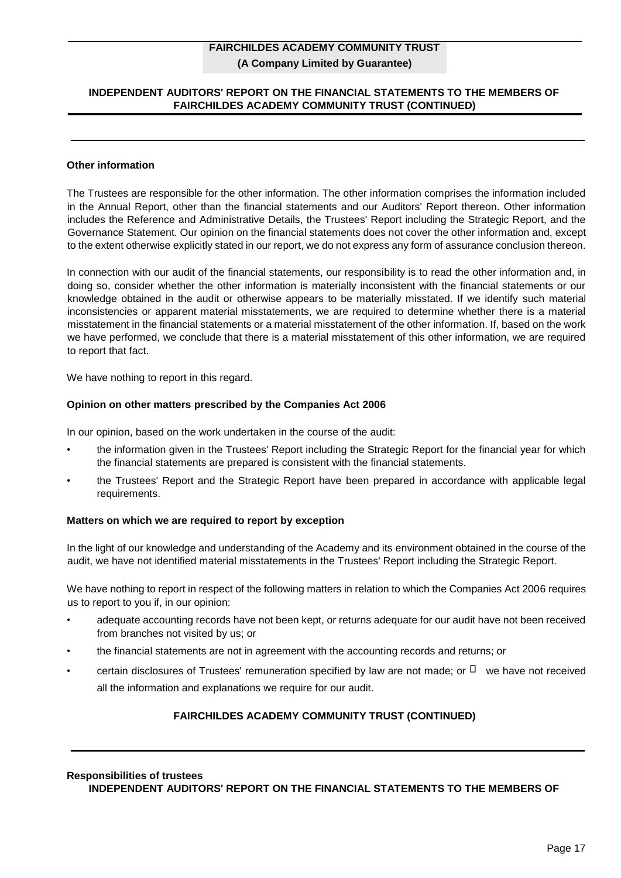### Other information

The Trustees are responsible for the other information. The other information comprises the information included in the Annual Report, other than the financial statements and our Auditors' Report thereon. Other information includes the Reference and Administrative Details, the Trustees' Report including the Strategic Report, and the Governance Statement. Our opinion on the financial statements does not cover the other information and, except to the extent otherwise explicitly stated in our report, we do not express any form of assurance conclusion thereon.

In connection with our audit of the financial statements, our responsibility is to read the other information and, in doing so, consider whether the other information is materially inconsistent with the financial statements or our knowledge obtained in the audit or otherwise appears to be materially misstated. If we identify such material inconsistencies or apparent material misstatements, we are required to determine whether there is a material misstatement in the financial statements or a material misstatement of the other information. If, based on the work we have performed, we conclude that there is a material misstatement of this other information, we are required to report that fact.

We have nothing to report in this regard.

### Opinion on other matters prescribed by the Companies Act 2006

In our opinion, based on the work undertaken in the course of the audit:

- the information given in the Trustees' Report including the Strategic Report for the financial year for which the financial statements are prepared is consistent with the financial statements.
- the Trustees' Report and the Strategic Report have been prepared in accordance with applicable legal requirements.

### Matters on which we are required to report by exception

In the light of our knowledge and understanding of the Academy and its environment obtained in the course of the audit, we have not identified material misstatements in the Trustees' Report including the Strategic Report.

We have nothing to report in respect of the following matters in relation to which the Companies Act 2006 requires us to report to you if, in our opinion:

- adequate accounting records have not been kept, or returns adequate for our audit have not been received from branches not visited by us; or
- the financial statements are not in agreement with the accounting records and returns; or
- certain disclosures of Trustees' remuneration specified by law are not made; or
- we have not received all the information and explanations we require for our audit.

### Responsibilities of trustees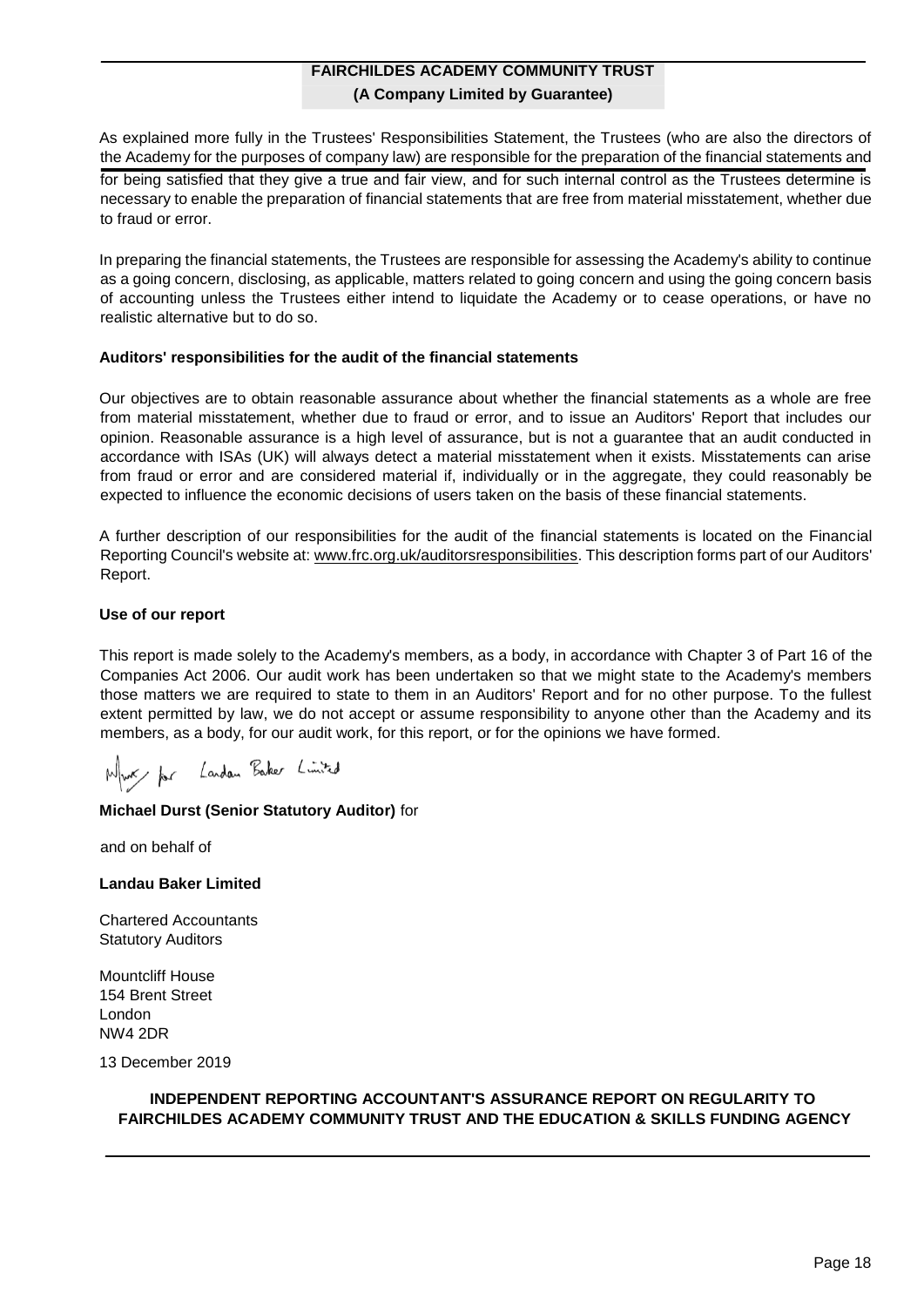As explained more fully in the Trustees' Responsibilities Statement, the Trustees (who are also the directors of the Academy for the purposes of company law) are responsible for the preparation of the financial statements and for being satisfied that they give a true and fair view, and for such internal control as the Trustees determine is necessary to enable the preparation of financial statements that are free from material misstatement, whether due to fraud or error.

In preparing the financial statements, the Trustees are responsible for assessing the Academy's ability to continue as a going concern, disclosing, as applicable, matters related to going concern and using the going concern basis of accounting unless the Trustees either intend to liquidate the Academy or to cease operations, or have no realistic alternative but to do so.

**Auditors' responsibilities for the audit of the financial statements**

Our objectives are to obtain reasonable assurance about whether the financial statements as a whole are free from material misstatement, whether due to fraud or error, and to issue an Auditors' Report that includes our opinion. Reasonable assurance is a high level of assurance, but is not a guarantee that an audit conducted in accordance with ISAs (UK) will always detect a material misstatement when it exists. Misstatements can arise from fraud or error and are considered material if, individually or in the aggregate, they could reasonably be expected to influence the economic decisions of users taken on the basis of these financial statements.

A further description of our responsibilities for the audit of the financial statements is located on the Financial Reporting Council's website at: www.frc.org.uk/auditorsresponsibilities. This description forms part of our Auditors' Report.

**Use of our report**

This report is made solely to the Academy's members, as a body, in accordance with Chapter 3 of Part 16 of the Companies Act 2006. Our audit work has been undertaken so that we might state to the Academy's members those matters we are required to state to them in an Auditors' Report and for no other purpose. To the fullest extent permitted by law, we do not accept or assume responsibility to anyone other than the Academy and its members, as a body, for our audit work, for this report, or for the opinions we have formed.

**Michael Durst (Senior Statutory Auditor)** for

and on behalf of

**Landau Baker Limited**

Chartered Accountants
Statutory Auditors

Mountcliff House
154 Brent Street
London
NW4 2DR

13 December 2019

**INDEPENDENT REPORTING ACCOUNTANT'S ASSURANCE REPORT ON REGULARITY TO FAIRCHILDES ACADEMY COMMUNITY TRUST AND THE EDUCATION & SKILLS FUNDING AGENCY**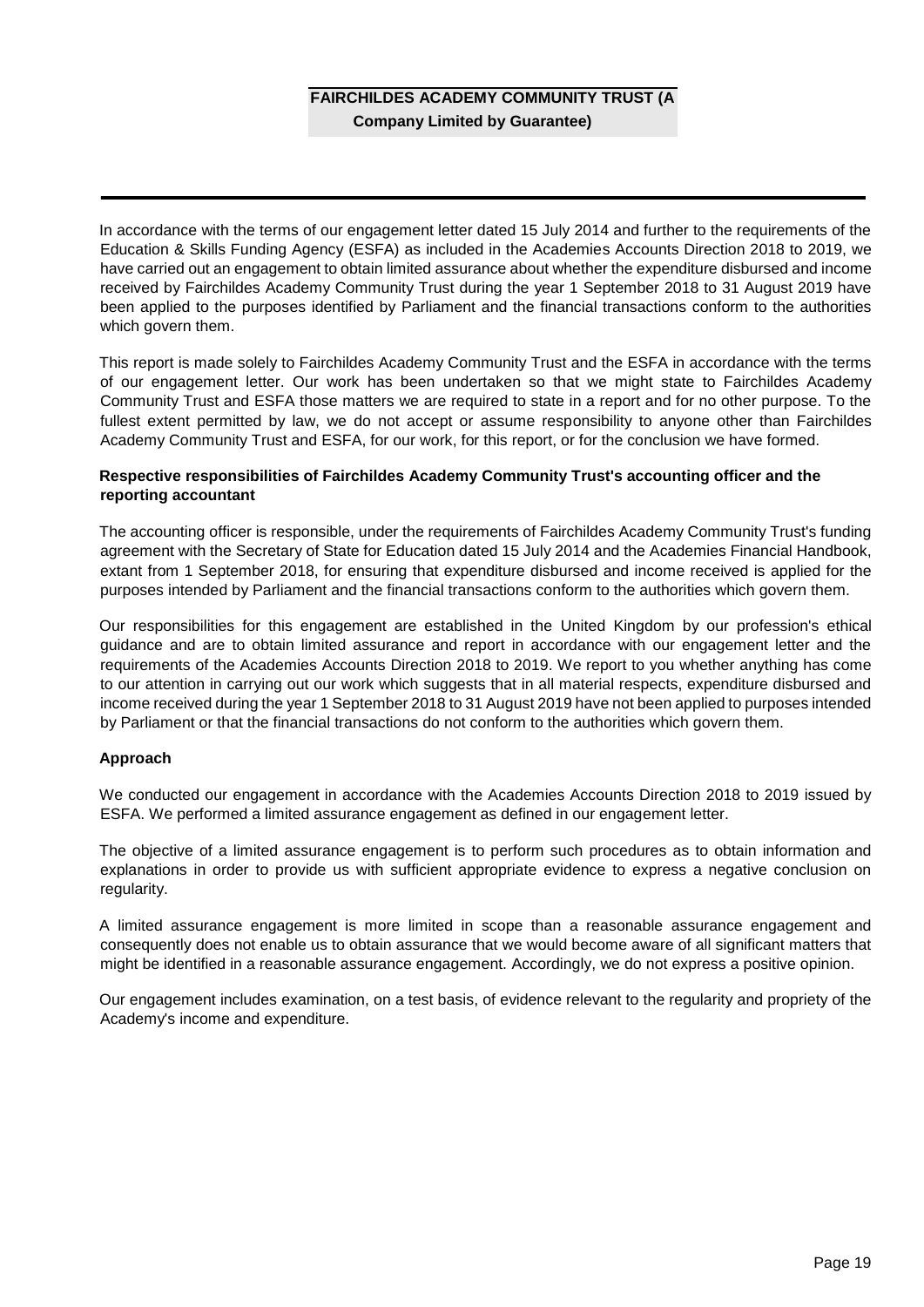In accordance with the terms of our engagement letter dated 15 July 2014 and further to the requirements of the Education & Skills Funding Agency (ESFA) as included in the Academies Accounts Direction 2018 to 2019, we have carried out an engagement to obtain limited assurance about whether the expenditure disbursed and income received by Fairchildes Academy Community Trust during the year 1 September 2018 to 31 August 2019 have been applied to the purposes identified by Parliament and the financial transactions conform to the authorities which govern them.

This report is made solely to Fairchildes Academy Community Trust and the ESFA in accordance with the terms of our engagement letter. Our work has been undertaken so that we might state to Fairchildes Academy Community Trust and ESFA those matters we are required to state in a report and for no other purpose. To the fullest extent permitted by law, we do not accept or assume responsibility to anyone other than Fairchildes Academy Community Trust and ESFA, for our work, for this report, or for the conclusion we have formed.

**Respective responsibilities of Fairchildes Academy Community Trust's accounting officer and the reporting accountant**

The accounting officer is responsible, under the requirements of Fairchildes Academy Community Trust's funding agreement with the Secretary of State for Education dated 15 July 2014 and the Academies Financial Handbook, extant from 1 September 2018, for ensuring that expenditure disbursed and income received is applied for the purposes intended by Parliament and the financial transactions conform to the authorities which govern them.

Our responsibilities for this engagement are established in the United Kingdom by our profession's ethical guidance and are to obtain limited assurance and report in accordance with our engagement letter and the requirements of the Academies Accounts Direction 2018 to 2019. We report to you whether anything has come to our attention in carrying out our work which suggests that in all material respects, expenditure disbursed and income received during the year 1 September 2018 to 31 August 2019 have not been applied to purposes intended by Parliament or that the financial transactions do not conform to the authorities which govern them.

**Approach**

We conducted our engagement in accordance with the Academies Accounts Direction 2018 to 2019 issued by ESFA. We performed a limited assurance engagement as defined in our engagement letter.

The objective of a limited assurance engagement is to perform such procedures as to obtain information and explanations in order to provide us with sufficient appropriate evidence to express a negative conclusion on regularity.

A limited assurance engagement is more limited in scope than a reasonable assurance engagement and consequently does not enable us to obtain assurance that we would become aware of all significant matters that might be identified in a reasonable assurance engagement. Accordingly, we do not express a positive opinion.

Our engagement includes examination, on a test basis, of evidence relevant to the regularity and propriety of the Academy's income and expenditure.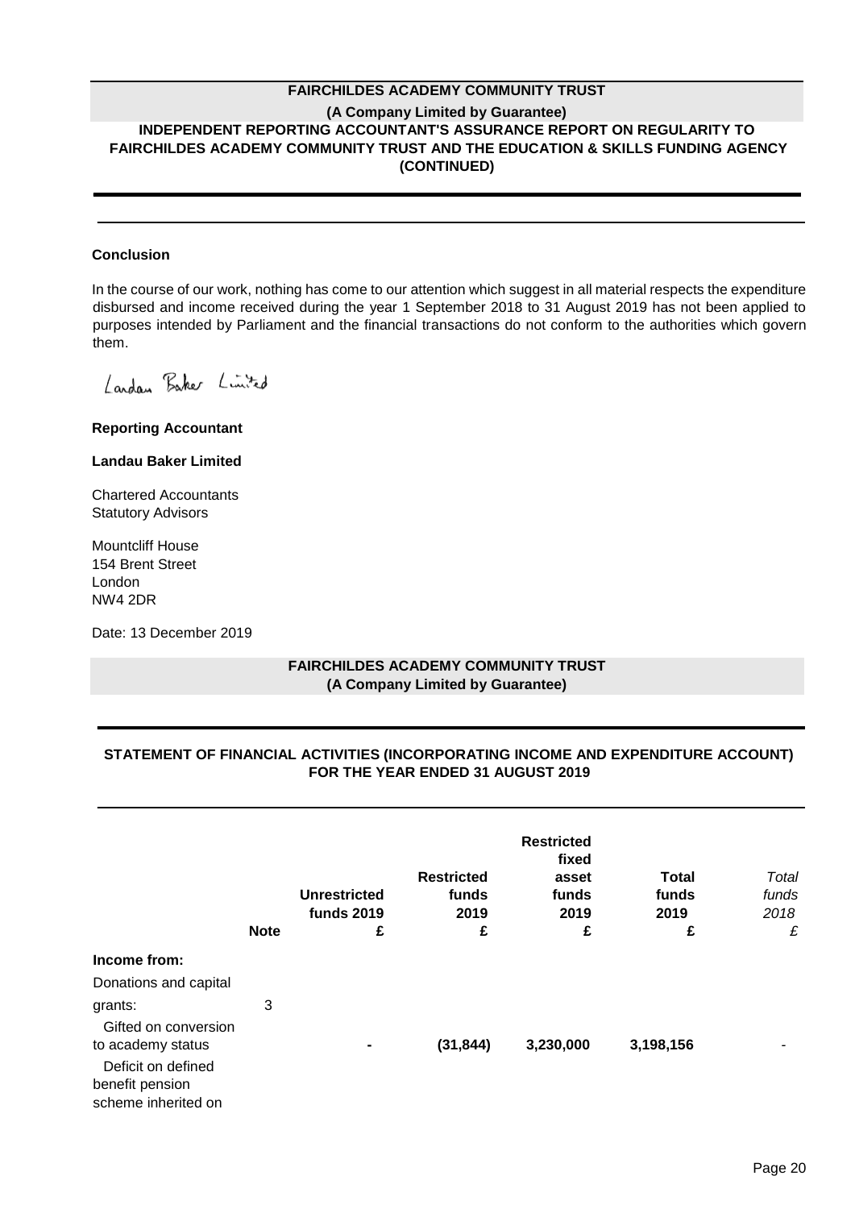**FAIRCHILDES ACADEMY COMMUNITY TRUST**

**(A Company Limited by Guarantee)**

**INDEPENDENT REPORTING ACCOUNTANT'S ASSURANCE REPORT ON REGULARITY TO FAIRCHILDES ACADEMY COMMUNITY TRUST AND THE EDUCATION & SKILLS FUNDING AGENCY (CONTINUED)**

**Conclusion**

In the course of our work, nothing has come to our attention which suggest in all material respects the expenditure disbursed and income received during the year 1 September 2018 to 31 August 2019 has not been applied to purposes intended by Parliament and the financial transactions do not conform to the authorities which govern them.

Landau Baker Limited

**Reporting Accountant**

**Landau Baker Limited**

Chartered Accountants
Statutory Advisors

Mountcliff House
154 Brent Street
London
NW4 2DR

Date: 13 December 2019

**FAIRCHILDES ACADEMY COMMUNITY TRUST**

**(A Company Limited by Guarantee)**

## STATEMENT OF FINANCIAL ACTIVITIES (INCORPORATING INCOME AND EXPENDITURE ACCOUNT) FOR THE YEAR ENDED 31 AUGUST 2019

| | Note | Unrestricted funds 2019 £ | Restricted funds 2019 £ | Restricted fixed asset funds 2019 £ | Total funds 2019 £ | *Total funds 2018 £* |
|---|---|---|---|---|---|---|
| **Income from:** | | | | | | |
| Donations and capital grants: | 3 | | | | | |
| Gifted on conversion to academy status | | **-** | **(31,844)** | **3,230,000** | **3,198,156** | - |
| Deficit on defined benefit pension scheme inherited on | | | | | | |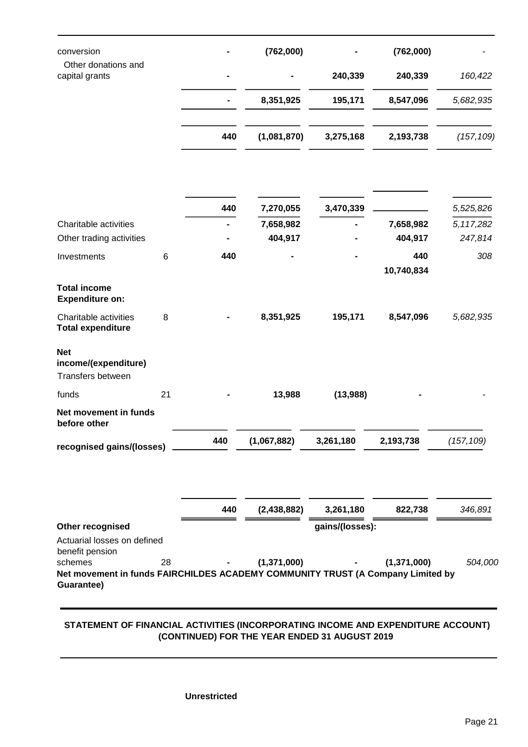| | Note | | | | | |
|---|---|---|---|---|---|---|
| conversion | | - | (762,000) | - | (762,000) | - |
| Other donations and capital grants | | - | - | 240,339 | 240,339 | *160,422* |
| | | - | 8,351,925 | 195,171 | 8,547,096 | *5,682,935* |
| | | 440 | (1,081,870) | 3,275,168 | 2,193,738 | *(157,109)* |
| | | 440 | 7,270,055 | 3,470,339 | | *5,525,826* |
| Charitable activities | | - | 7,658,982 | - | 7,658,982 | *5,117,282* |
| Other trading activities | | - | 404,917 | - | 404,917 | *247,814* |
| Investments | 6 | 440 | - | - | 440 | *308* |
| | | | | | 10,740,834 | |
| **Total income** | | | | | | |
| **Expenditure on:** | | | | | | |
| Charitable activities | 8 | - | 8,351,925 | 195,171 | 8,547,096 | *5,682,935* |
| **Total expenditure** | | | | | | |
| **Net income/(expenditure)** | | | | | | |
| Transfers between funds | 21 | - | 13,988 | (13,988) | - | - |
| **Net movement in funds before other recognised gains/(losses)** | | 440 | (1,067,882) | 3,261,180 | 2,193,738 | *(157,109)* |
| | | 440 | (2,438,882) | 3,261,180 | 822,738 | *346,891* |
| **Other recognised gains/(losses):** | | | | | | |
| Actuarial losses on defined benefit pension schemes | 28 | - | (1,371,000) | - | (1,371,000) | *504,000* |
| **Net movement in funds** | | | | | | |

**FAIRCHILDES ACADEMY COMMUNITY TRUST (A Company Limited by Guarantee)**

**STATEMENT OF FINANCIAL ACTIVITIES (INCORPORATING INCOME AND EXPENDITURE ACCOUNT) (CONTINUED) FOR THE YEAR ENDED 31 AUGUST 2019**

**Unrestricted**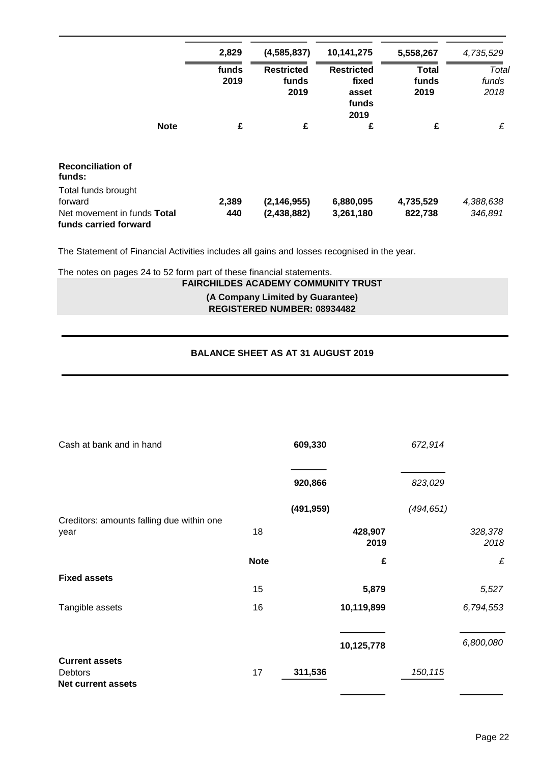| | Note | Unrestricted funds 2019 £ | Restricted funds 2019 £ | Restricted fixed asset funds 2019 £ | Total funds 2019 £ | *Total funds 2018 £* |
|---|---|---|---|---|---|---|
| | | 2,829 | (4,585,837) | 10,141,275 | 5,558,267 | *4,735,529* |
| **Reconciliation of funds:** | | | | | | |
| Total funds brought forward | | 2,389 | (2,146,955) | 6,880,095 | 4,735,529 | *4,388,638* |
| Net movement in funds | | 440 | (2,438,882) | 3,261,180 | 822,738 | *346,891* |
| **Total funds carried forward** | | | | | | |

The Statement of Financial Activities includes all gains and losses recognised in the year.

The notes on pages 24 to 52 form part of these financial statements.

**FAIRCHILDES ACADEMY COMMUNITY TRUST**

**(A Company Limited by Guarantee)**

**REGISTERED NUMBER: 08934482**

## BALANCE SHEET AS AT 31 AUGUST 2019

| | Note | | 2019 £ | | *2018 £* |
|---|---|---|---|---|---|
| **Fixed assets** | | | | | |
| | 15 | | 5,879 | | *5,527* |
| Tangible assets | 16 | | 10,119,899 | | *6,794,553* |
| | | | 10,125,778 | | *6,800,080* |
| **Current assets** | | | | | |
| Debtors | 17 | 311,536 | | *150,115* | |
| Cash at bank and in hand | | 609,330 | | *672,914* | |
| | | 920,866 | | *823,029* | |
| Creditors: amounts falling due within one year | 18 | (491,959) | | *(494,651)* | |
| **Net current assets** | | | 428,907 | | *328,378* |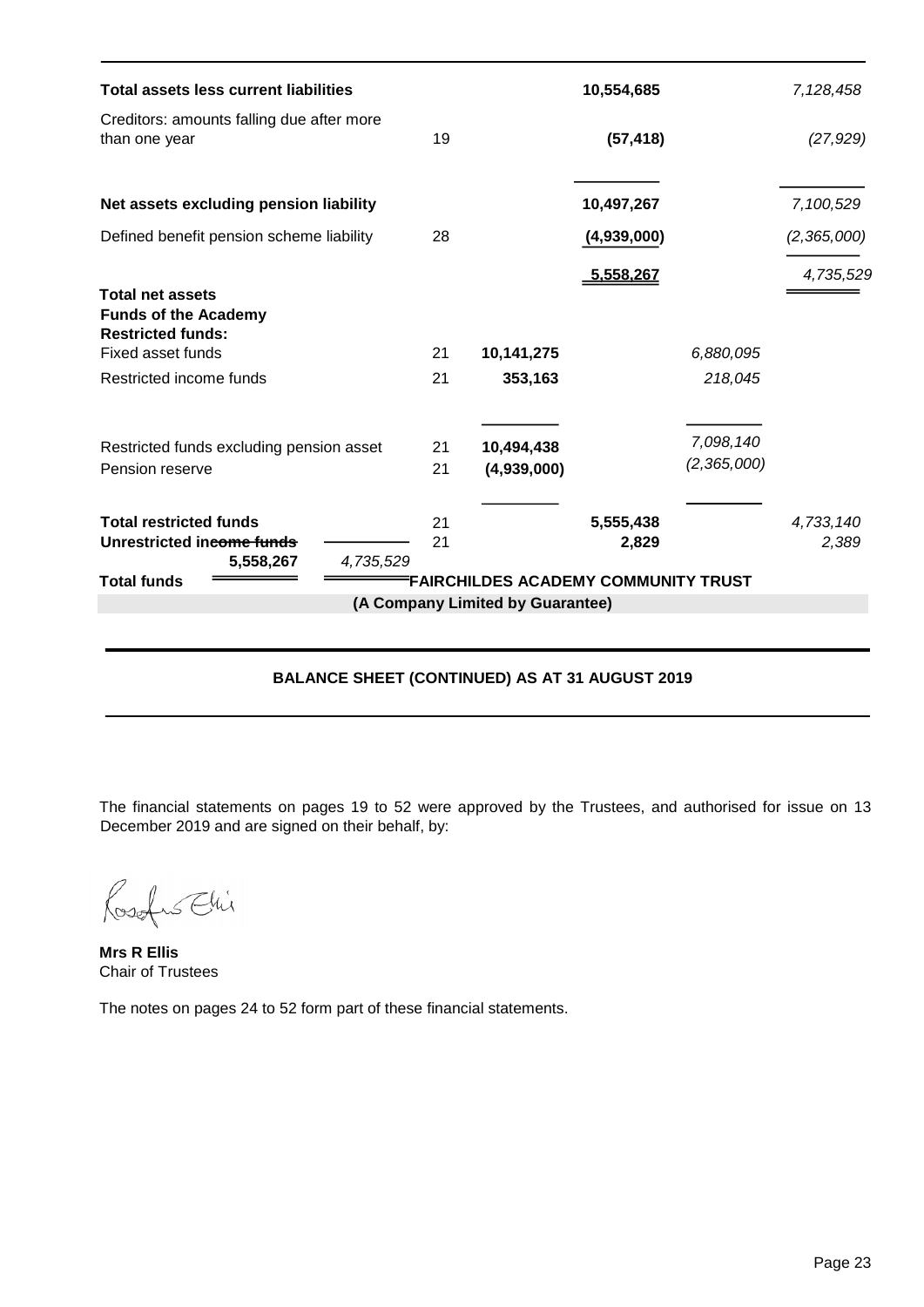| | Note | | 2019 £ | | 2018 £ |
|---|---|---|---|---|---|
| **Total assets less current liabilities** | | | **10,554,685** | | *7,128,458* |
| Creditors: amounts falling due after more than one year | 19 | | **(57,418)** | | *(27,929)* |
| **Net assets excluding pension liability** | | | **10,497,267** | | *7,100,529* |
| Defined benefit pension scheme liability | 28 | | **(4,939,000)** | | *(2,365,000)* |
| **Total net assets** | | | **5,558,267** | | *4,735,529* |
| **Funds of the Academy** | | | | | |
| **Restricted funds:** | | | | | |
| Fixed asset funds | 21 | **10,141,275** | | *6,880,095* | |
| Restricted income funds | 21 | **353,163** | | *218,045* | |
| Restricted funds excluding pension asset | 21 | **10,494,438** | | *7,098,140* | |
| Pension reserve | 21 | **(4,939,000)** | | *(2,365,000)* | |
| **Total restricted funds** | 21 | | **5,555,438** | | *4,733,140* |
| **Unrestricted income funds** | 21 | | **2,829** | | *2,389* |
| **Total funds** | | | **5,558,267** | | *4,735,529* |

**FAIRCHILDES ACADEMY COMMUNITY TRUST**

**(A Company Limited by Guarantee)**

## BALANCE SHEET (CONTINUED) AS AT 31 AUGUST 2019

The financial statements on pages 19 to 52 were approved by the Trustees, and authorised for issue on 13 December 2019 and are signed on their behalf, by:

**Mrs R Ellis**
Chair of Trustees

The notes on pages 24 to 52 form part of these financial statements.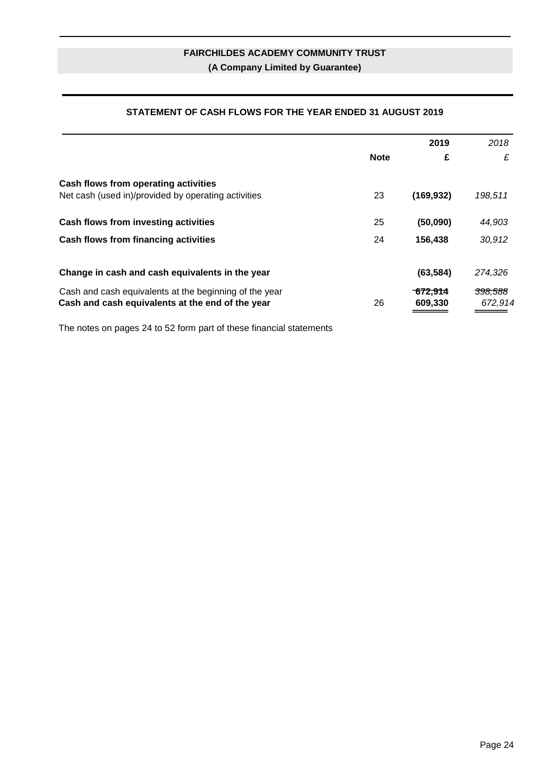**FAIRCHILDES ACADEMY COMMUNITY TRUST**
**(A Company Limited by Guarantee)**

## STATEMENT OF CASH FLOWS FOR THE YEAR ENDED 31 AUGUST 2019

| | Note | 2019 £ | *2018 £* |
|---|---|---|---|
| **Cash flows from operating activities** | | | |
| Net cash (used in)/provided by operating activities | 23 | **(169,932)** | *198,511* |
| **Cash flows from investing activities** | 25 | **(50,090)** | *44,903* |
| **Cash flows from financing activities** | 24 | **156,438** | *30,912* |
| **Change in cash and cash equivalents in the year** | | **(63,584)** | *274,326* |
| Cash and cash equivalents at the beginning of the year | | **672,914** | *398,588* |
| **Cash and cash equivalents at the end of the year** | 26 | **609,330** | *672,914* |

The notes on pages 24 to 52 form part of these financial statements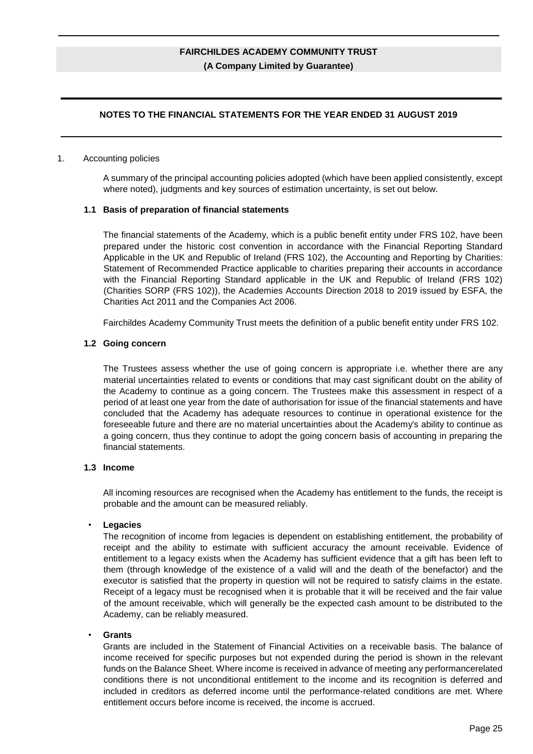**FAIRCHILDES ACADEMY COMMUNITY TRUST**

**(A Company Limited by Guarantee)**

**NOTES TO THE FINANCIAL STATEMENTS FOR THE YEAR ENDED 31 AUGUST 2019**

1. Accounting policies

A summary of the principal accounting policies adopted (which have been applied consistently, except where noted), judgments and key sources of estimation uncertainty, is set out below.

### 1.1 Basis of preparation of financial statements

The financial statements of the Academy, which is a public benefit entity under FRS 102, have been prepared under the historic cost convention in accordance with the Financial Reporting Standard Applicable in the UK and Republic of Ireland (FRS 102), the Accounting and Reporting by Charities: Statement of Recommended Practice applicable to charities preparing their accounts in accordance with the Financial Reporting Standard applicable in the UK and Republic of Ireland (FRS 102) (Charities SORP (FRS 102)), the Academies Accounts Direction 2018 to 2019 issued by ESFA, the Charities Act 2011 and the Companies Act 2006.

Fairchildes Academy Community Trust meets the definition of a public benefit entity under FRS 102.

### 1.2 Going concern

The Trustees assess whether the use of going concern is appropriate i.e. whether there are any material uncertainties related to events or conditions that may cast significant doubt on the ability of the Academy to continue as a going concern. The Trustees make this assessment in respect of a period of at least one year from the date of authorisation for issue of the financial statements and have concluded that the Academy has adequate resources to continue in operational existence for the foreseeable future and there are no material uncertainties about the Academy's ability to continue as a going concern, thus they continue to adopt the going concern basis of accounting in preparing the financial statements.

### 1.3 Income

All incoming resources are recognised when the Academy has entitlement to the funds, the receipt is probable and the amount can be measured reliably.

- **Legacies**
  The recognition of income from legacies is dependent on establishing entitlement, the probability of receipt and the ability to estimate with sufficient accuracy the amount receivable. Evidence of entitlement to a legacy exists when the Academy has sufficient evidence that a gift has been left to them (through knowledge of the existence of a valid will and the death of the benefactor) and the executor is satisfied that the property in question will not be required to satisfy claims in the estate. Receipt of a legacy must be recognised when it is probable that it will be received and the fair value of the amount receivable, which will generally be the expected cash amount to be distributed to the Academy, can be reliably measured.

- **Grants**
  Grants are included in the Statement of Financial Activities on a receivable basis. The balance of income received for specific purposes but not expended during the period is shown in the relevant funds on the Balance Sheet. Where income is received in advance of meeting any performancerelated conditions there is not unconditional entitlement to the income and its recognition is deferred and included in creditors as deferred income until the performance-related conditions are met. Where entitlement occurs before income is received, the income is accrued.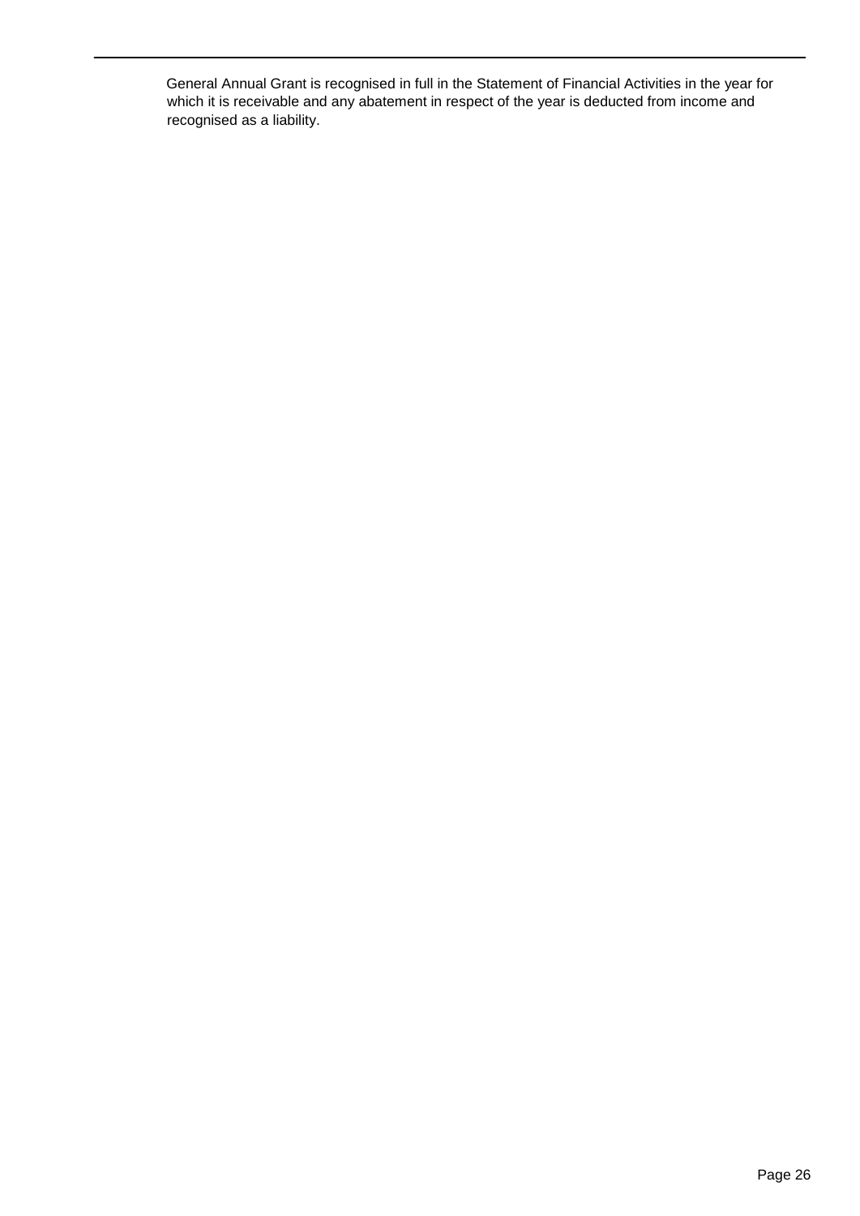General Annual Grant is recognised in full in the Statement of Financial Activities in the year for which it is receivable and any abatement in respect of the year is deducted from income and recognised as a liability.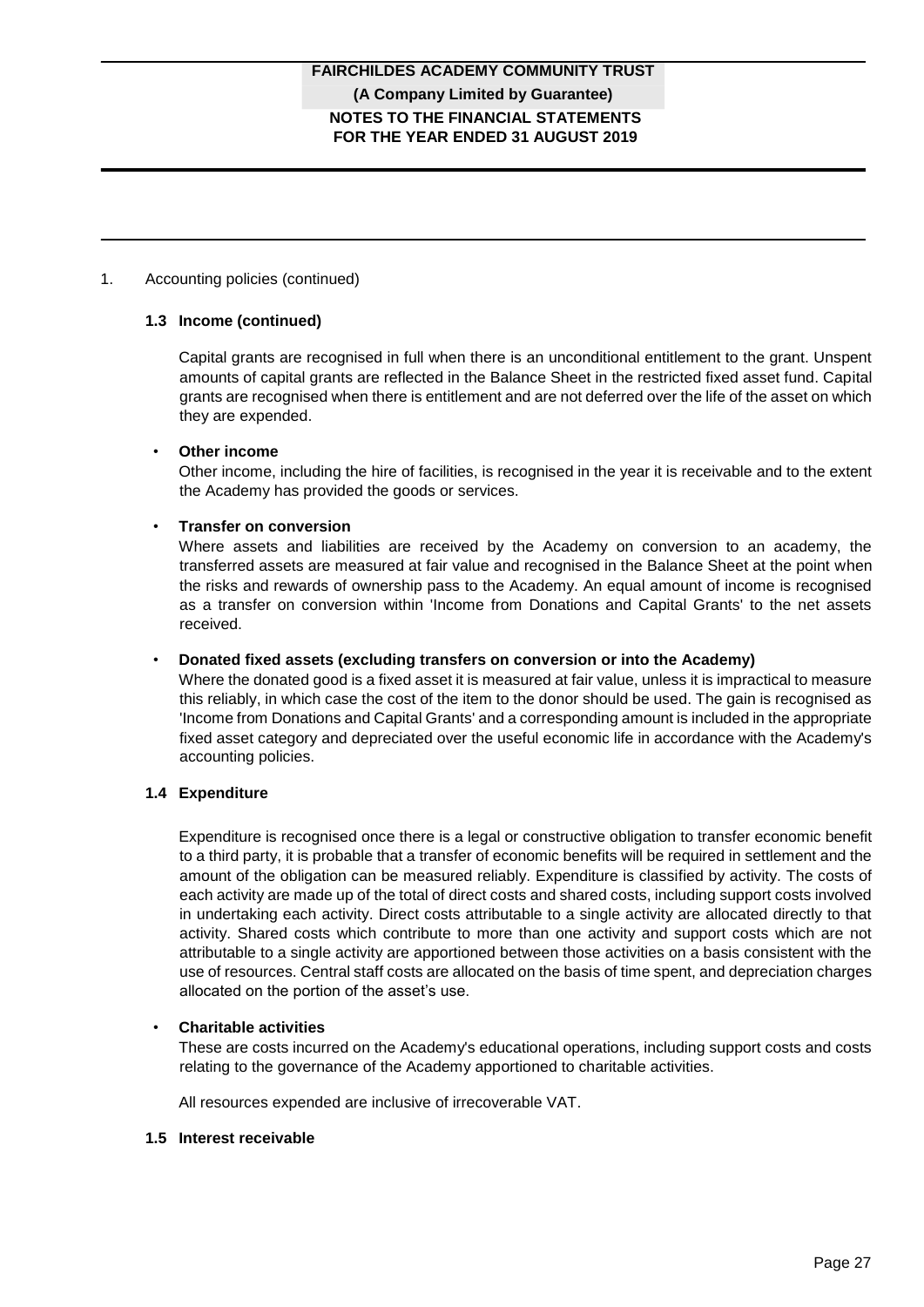1. Accounting policies (continued)

**1.3 Income (continued)**

Capital grants are recognised in full when there is an unconditional entitlement to the grant. Unspent amounts of capital grants are reflected in the Balance Sheet in the restricted fixed asset fund. Capital grants are recognised when there is entitlement and are not deferred over the life of the asset on which they are expended.

- **Other income**

  Other income, including the hire of facilities, is recognised in the year it is receivable and to the extent the Academy has provided the goods or services.

- **Transfer on conversion**

  Where assets and liabilities are received by the Academy on conversion to an academy, the transferred assets are measured at fair value and recognised in the Balance Sheet at the point when the risks and rewards of ownership pass to the Academy. An equal amount of income is recognised as a transfer on conversion within 'Income from Donations and Capital Grants' to the net assets received.

- **Donated fixed assets (excluding transfers on conversion or into the Academy)**

  Where the donated good is a fixed asset it is measured at fair value, unless it is impractical to measure this reliably, in which case the cost of the item to the donor should be used. The gain is recognised as 'Income from Donations and Capital Grants' and a corresponding amount is included in the appropriate fixed asset category and depreciated over the useful economic life in accordance with the Academy's accounting policies.

**1.4 Expenditure**

Expenditure is recognised once there is a legal or constructive obligation to transfer economic benefit to a third party, it is probable that a transfer of economic benefits will be required in settlement and the amount of the obligation can be measured reliably. Expenditure is classified by activity. The costs of each activity are made up of the total of direct costs and shared costs, including support costs involved in undertaking each activity. Direct costs attributable to a single activity are allocated directly to that activity. Shared costs which contribute to more than one activity and support costs which are not attributable to a single activity are apportioned between those activities on a basis consistent with the use of resources. Central staff costs are allocated on the basis of time spent, and depreciation charges allocated on the portion of the asset's use.

- **Charitable activities**

  These are costs incurred on the Academy's educational operations, including support costs and costs relating to the governance of the Academy apportioned to charitable activities.

All resources expended are inclusive of irrecoverable VAT.

**1.5 Interest receivable**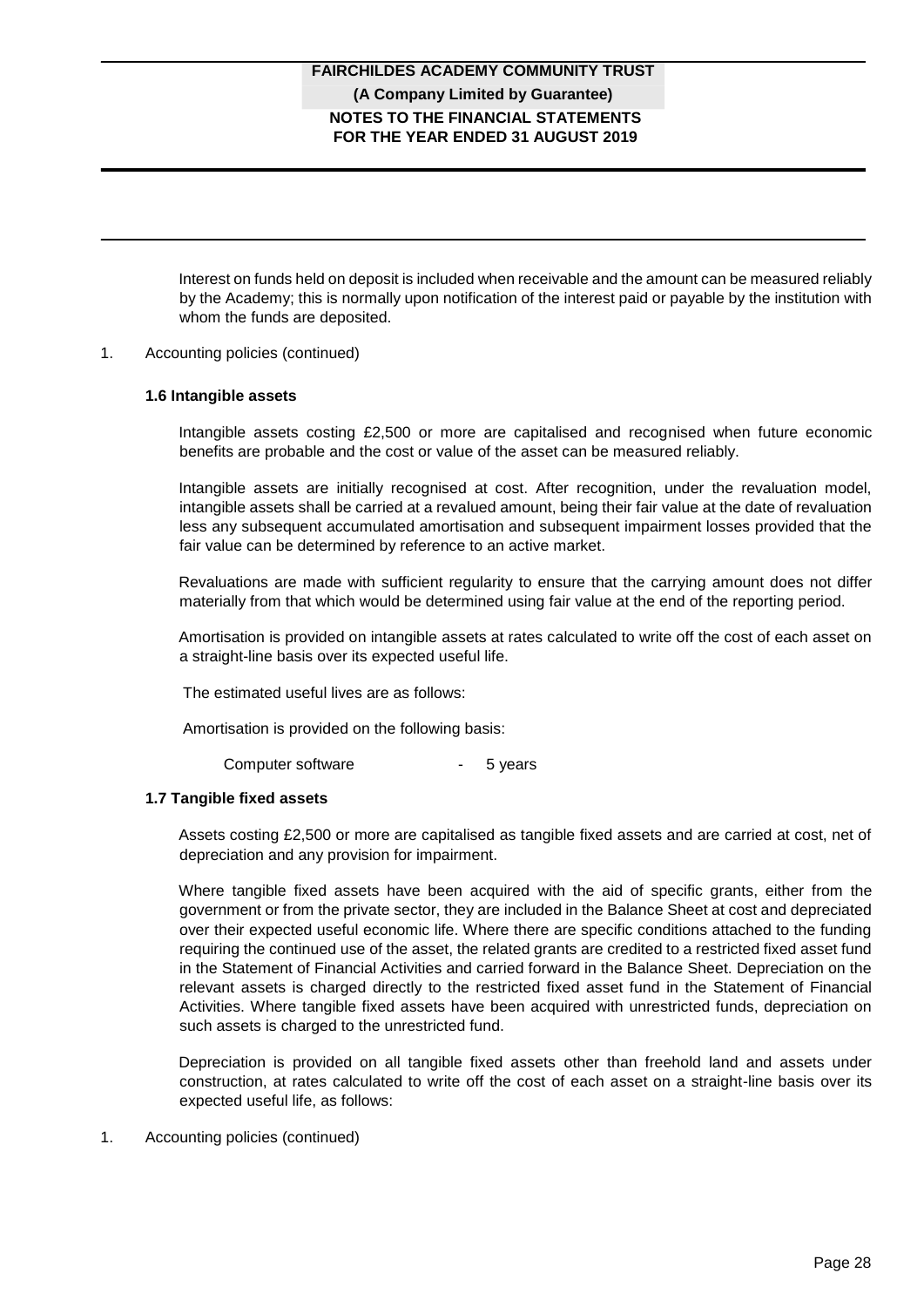Interest on funds held on deposit is included when receivable and the amount can be measured reliably by the Academy; this is normally upon notification of the interest paid or payable by the institution with whom the funds are deposited.

1. Accounting policies (continued)

**1.6 Intangible assets**

Intangible assets costing £2,500 or more are capitalised and recognised when future economic benefits are probable and the cost or value of the asset can be measured reliably.

Intangible assets are initially recognised at cost. After recognition, under the revaluation model, intangible assets shall be carried at a revalued amount, being their fair value at the date of revaluation less any subsequent accumulated amortisation and subsequent impairment losses provided that the fair value can be determined by reference to an active market.

Revaluations are made with sufficient regularity to ensure that the carrying amount does not differ materially from that which would be determined using fair value at the end of the reporting period.

Amortisation is provided on intangible assets at rates calculated to write off the cost of each asset on a straight-line basis over its expected useful life.

The estimated useful lives are as follows:

Amortisation is provided on the following basis:

Computer software - 5 years

**1.7 Tangible fixed assets**

Assets costing £2,500 or more are capitalised as tangible fixed assets and are carried at cost, net of depreciation and any provision for impairment.

Where tangible fixed assets have been acquired with the aid of specific grants, either from the government or from the private sector, they are included in the Balance Sheet at cost and depreciated over their expected useful economic life. Where there are specific conditions attached to the funding requiring the continued use of the asset, the related grants are credited to a restricted fixed asset fund in the Statement of Financial Activities and carried forward in the Balance Sheet. Depreciation on the relevant assets is charged directly to the restricted fixed asset fund in the Statement of Financial Activities. Where tangible fixed assets have been acquired with unrestricted funds, depreciation on such assets is charged to the unrestricted fund.

Depreciation is provided on all tangible fixed assets other than freehold land and assets under construction, at rates calculated to write off the cost of each asset on a straight-line basis over its expected useful life, as follows:

1. Accounting policies (continued)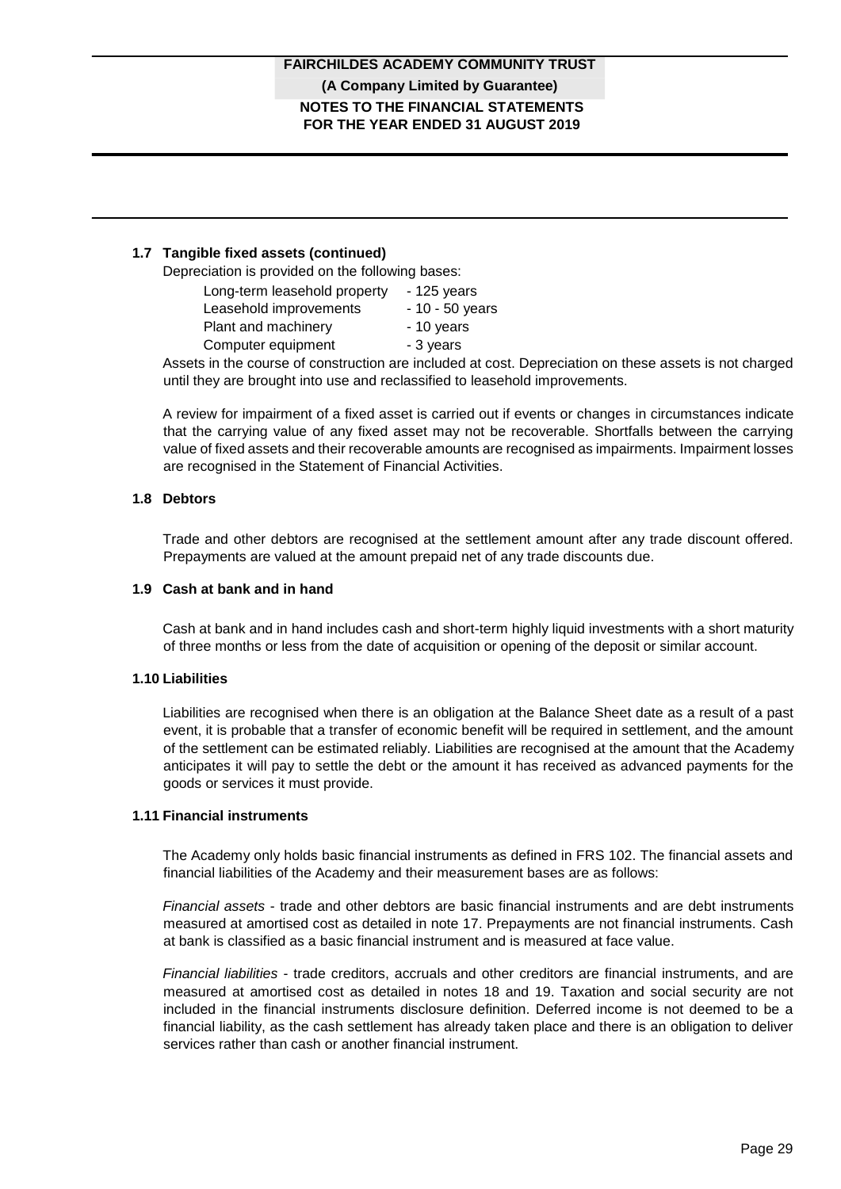### 1.7 Tangible fixed assets (continued)

Depreciation is provided on the following bases:

| | |
|---|---|
| Long-term leasehold property | - 125 years |
| Leasehold improvements | - 10 - 50 years |
| Plant and machinery | - 10 years |
| Computer equipment | - 3 years |

Assets in the course of construction are included at cost. Depreciation on these assets is not charged until they are brought into use and reclassified to leasehold improvements.

A review for impairment of a fixed asset is carried out if events or changes in circumstances indicate that the carrying value of any fixed asset may not be recoverable. Shortfalls between the carrying value of fixed assets and their recoverable amounts are recognised as impairments. Impairment losses are recognised in the Statement of Financial Activities.

### 1.8 Debtors

Trade and other debtors are recognised at the settlement amount after any trade discount offered. Prepayments are valued at the amount prepaid net of any trade discounts due.

### 1.9 Cash at bank and in hand

Cash at bank and in hand includes cash and short-term highly liquid investments with a short maturity of three months or less from the date of acquisition or opening of the deposit or similar account.

### 1.10 Liabilities

Liabilities are recognised when there is an obligation at the Balance Sheet date as a result of a past event, it is probable that a transfer of economic benefit will be required in settlement, and the amount of the settlement can be estimated reliably. Liabilities are recognised at the amount that the Academy anticipates it will pay to settle the debt or the amount it has received as advanced payments for the goods or services it must provide.

### 1.11 Financial instruments

The Academy only holds basic financial instruments as defined in FRS 102. The financial assets and financial liabilities of the Academy and their measurement bases are as follows:

*Financial assets* - trade and other debtors are basic financial instruments and are debt instruments measured at amortised cost as detailed in note 17. Prepayments are not financial instruments. Cash at bank is classified as a basic financial instrument and is measured at face value.

*Financial liabilities* - trade creditors, accruals and other creditors are financial instruments, and are measured at amortised cost as detailed in notes 18 and 19. Taxation and social security are not included in the financial instruments disclosure definition. Deferred income is not deemed to be a financial liability, as the cash settlement has already taken place and there is an obligation to deliver services rather than cash or another financial instrument.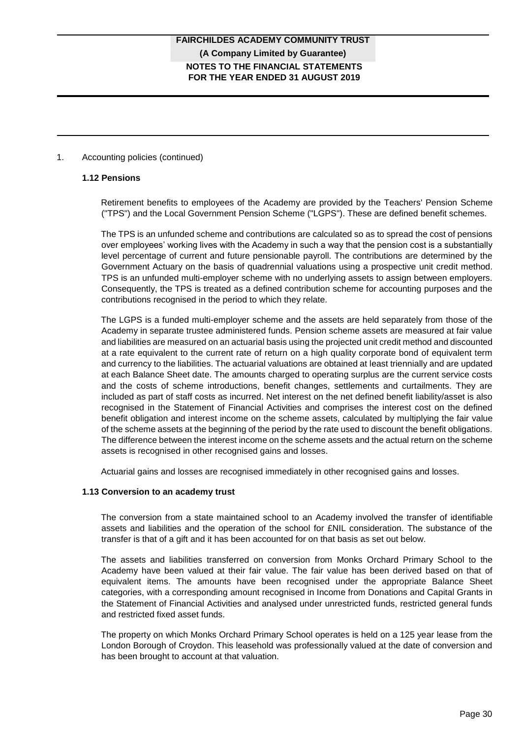1. Accounting policies (continued)

### 1.12 Pensions

Retirement benefits to employees of the Academy are provided by the Teachers' Pension Scheme ("TPS") and the Local Government Pension Scheme ("LGPS"). These are defined benefit schemes.

The TPS is an unfunded scheme and contributions are calculated so as to spread the cost of pensions over employees' working lives with the Academy in such a way that the pension cost is a substantially level percentage of current and future pensionable payroll. The contributions are determined by the Government Actuary on the basis of quadrennial valuations using a prospective unit credit method. TPS is an unfunded multi-employer scheme with no underlying assets to assign between employers. Consequently, the TPS is treated as a defined contribution scheme for accounting purposes and the contributions recognised in the period to which they relate.

The LGPS is a funded multi-employer scheme and the assets are held separately from those of the Academy in separate trustee administered funds. Pension scheme assets are measured at fair value and liabilities are measured on an actuarial basis using the projected unit credit method and discounted at a rate equivalent to the current rate of return on a high quality corporate bond of equivalent term and currency to the liabilities. The actuarial valuations are obtained at least triennially and are updated at each Balance Sheet date. The amounts charged to operating surplus are the current service costs and the costs of scheme introductions, benefit changes, settlements and curtailments. They are included as part of staff costs as incurred. Net interest on the net defined benefit liability/asset is also recognised in the Statement of Financial Activities and comprises the interest cost on the defined benefit obligation and interest income on the scheme assets, calculated by multiplying the fair value of the scheme assets at the beginning of the period by the rate used to discount the benefit obligations. The difference between the interest income on the scheme assets and the actual return on the scheme assets is recognised in other recognised gains and losses.

Actuarial gains and losses are recognised immediately in other recognised gains and losses.

### 1.13 Conversion to an academy trust

The conversion from a state maintained school to an Academy involved the transfer of identifiable assets and liabilities and the operation of the school for £NIL consideration. The substance of the transfer is that of a gift and it has been accounted for on that basis as set out below.

The assets and liabilities transferred on conversion from Monks Orchard Primary School to the Academy have been valued at their fair value. The fair value has been derived based on that of equivalent items. The amounts have been recognised under the appropriate Balance Sheet categories, with a corresponding amount recognised in Income from Donations and Capital Grants in the Statement of Financial Activities and analysed under unrestricted funds, restricted general funds and restricted fixed asset funds.

The property on which Monks Orchard Primary School operates is held on a 125 year lease from the London Borough of Croydon. This leasehold was professionally valued at the date of conversion and has been brought to account at that valuation.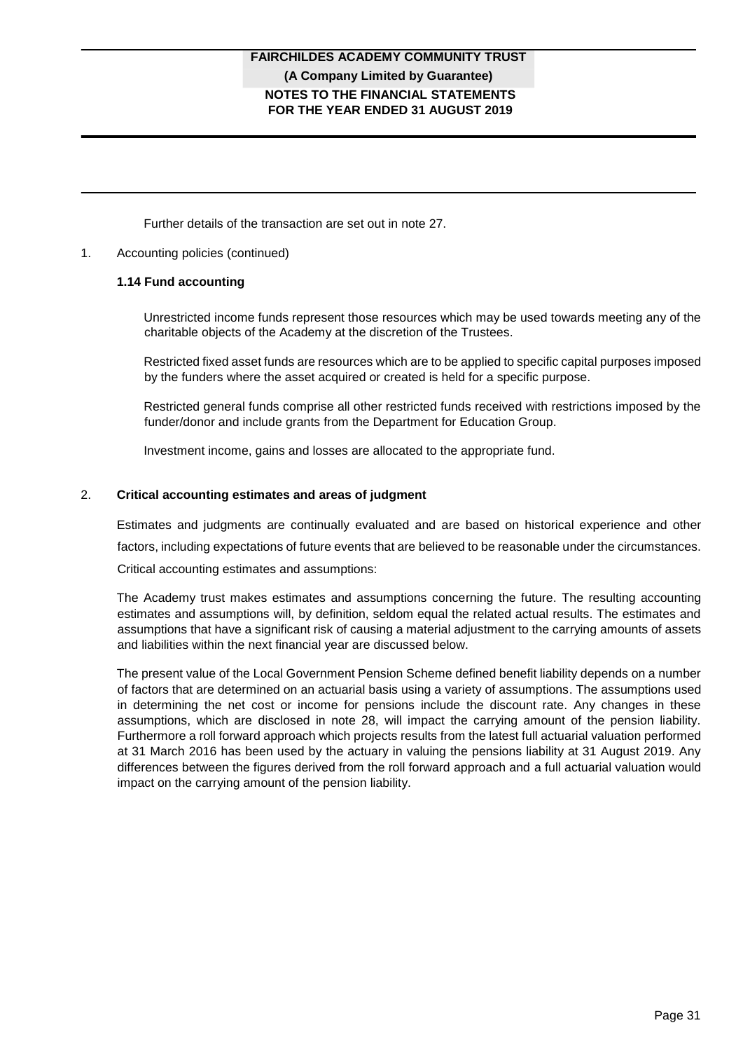Further details of the transaction are set out in note 27.

1. Accounting policies (continued)

**1.14 Fund accounting**

Unrestricted income funds represent those resources which may be used towards meeting any of the charitable objects of the Academy at the discretion of the Trustees.

Restricted fixed asset funds are resources which are to be applied to specific capital purposes imposed by the funders where the asset acquired or created is held for a specific purpose.

Restricted general funds comprise all other restricted funds received with restrictions imposed by the funder/donor and include grants from the Department for Education Group.

Investment income, gains and losses are allocated to the appropriate fund.

## 2. Critical accounting estimates and areas of judgment

Estimates and judgments are continually evaluated and are based on historical experience and other factors, including expectations of future events that are believed to be reasonable under the circumstances.

Critical accounting estimates and assumptions:

The Academy trust makes estimates and assumptions concerning the future. The resulting accounting estimates and assumptions will, by definition, seldom equal the related actual results. The estimates and assumptions that have a significant risk of causing a material adjustment to the carrying amounts of assets and liabilities within the next financial year are discussed below.

The present value of the Local Government Pension Scheme defined benefit liability depends on a number of factors that are determined on an actuarial basis using a variety of assumptions. The assumptions used in determining the net cost or income for pensions include the discount rate. Any changes in these assumptions, which are disclosed in note 28, will impact the carrying amount of the pension liability. Furthermore a roll forward approach which projects results from the latest full actuarial valuation performed at 31 March 2016 has been used by the actuary in valuing the pensions liability at 31 August 2019. Any differences between the figures derived from the roll forward approach and a full actuarial valuation would impact on the carrying amount of the pension liability.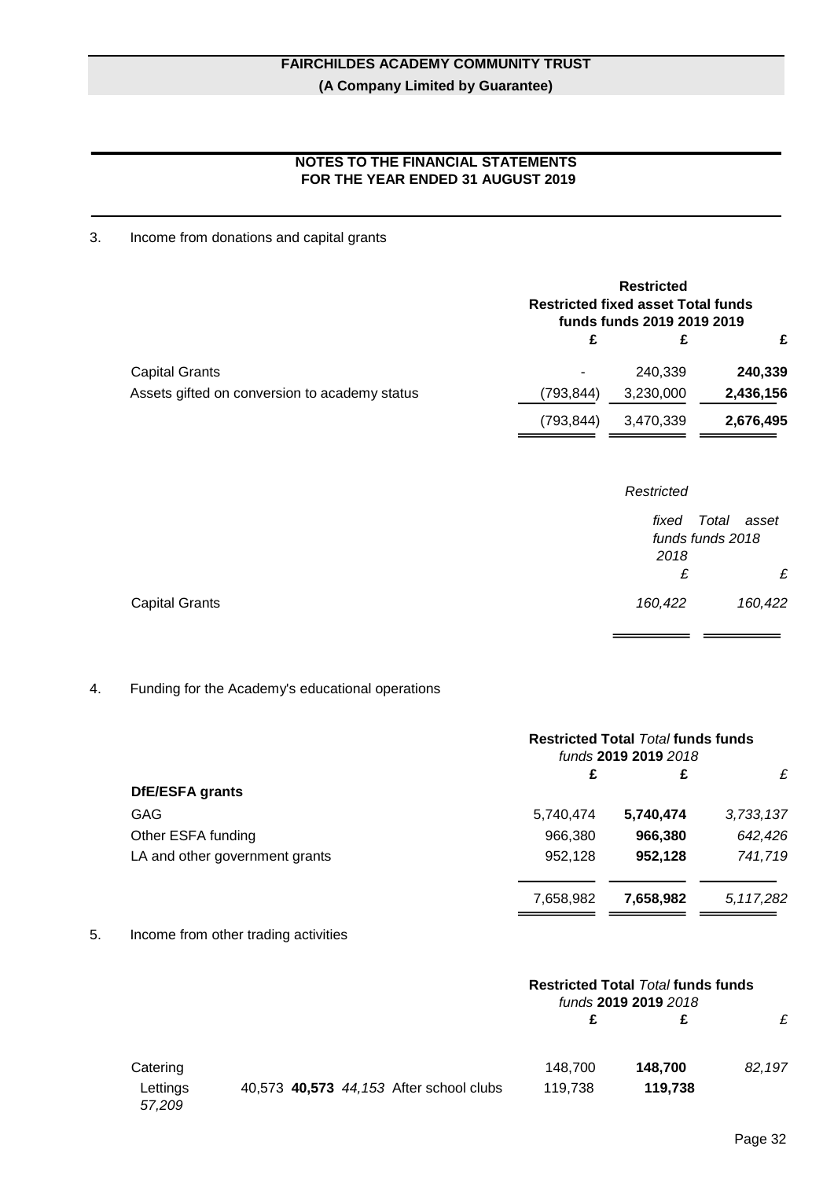# FAIRCHILDES ACADEMY COMMUNITY TRUST

**(A Company Limited by Guarantee)**

## NOTES TO THE FINANCIAL STATEMENTS FOR THE YEAR ENDED 31 AUGUST 2019

### 3. Income from donations and capital grants

| | Restricted funds 2019 | Restricted fixed asset funds 2019 | Total funds 2019 |
|---|---|---|---|
| | £ | £ | £ |
| Capital Grants | - | 240,339 | **240,339** |
| Assets gifted on conversion to academy status | (793,844) | 3,230,000 | **2,436,156** |
| | (793,844) | 3,470,339 | **2,676,495** |

| | *Restricted fixed asset funds 2018* | *Total funds 2018* |
|---|---|---|
| | *£* | *£* |
| Capital Grants | *160,422* | *160,422* |

### 4. Funding for the Academy's educational operations

| | Restricted funds 2019 | Total funds 2019 | *Total funds 2018* |
|---|---|---|---|
| | £ | £ | *£* |
| **DfE/ESFA grants** | | | |
| GAG | 5,740,474 | **5,740,474** | *3,733,137* |
| Other ESFA funding | 966,380 | **966,380** | *642,426* |
| LA and other government grants | 952,128 | **952,128** | *741,719* |
| | 7,658,982 | **7,658,982** | *5,117,282* |

### 5. Income from other trading activities

| | Restricted funds 2019 | Total funds 2019 | *Total funds 2018* |
|---|---|---|---|
| | £ | £ | *£* |
| Catering | 148,700 | **148,700** | *82,197* |
| Lettings | 40,573 | **40,573** | *44,153* |
| After school clubs | 119,738 | **119,738** | *57,209* |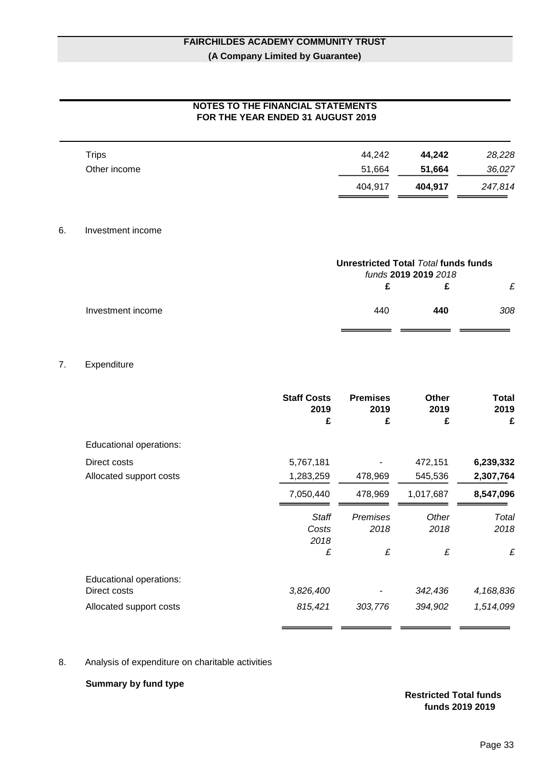| | | | |
|---|---|---|---|
| Trips | 44,242 | **44,242** | *28,228* |
| Other income | 51,664 | **51,664** | *36,027* |
| | 404,917 | **404,917** | *247,814* |

6. Investment income

| | Unrestricted funds 2019 | Total funds 2019 | *Total funds 2018* |
|---|---|---|---|
| | £ | £ | *£* |
| Investment income | 440 | **440** | *308* |

7. Expenditure

| | Staff Costs 2019 | Premises 2019 | Other 2019 | Total 2019 |
|---|---|---|---|---|
| | £ | £ | £ | £ |
| Educational operations: | | | | |
| Direct costs | 5,767,181 | - | 472,151 | **6,239,332** |
| Allocated support costs | 1,283,259 | 478,969 | 545,536 | **2,307,764** |
| | 7,050,440 | 478,969 | 1,017,687 | **8,547,096** |

| | *Staff Costs 2018* | *Premises 2018* | *Other 2018* | *Total 2018* |
|---|---|---|---|---|
| | *£* | *£* | *£* | *£* |
| Educational operations: | | | | |
| Direct costs | *3,826,400* | - | *342,436* | *4,168,836* |
| Allocated support costs | *815,421* | *303,776* | *394,902* | *1,514,099* |

8. Analysis of expenditure on charitable activities

**Summary by fund type**

| Restricted funds 2019 | Total funds 2019 |
|---|---|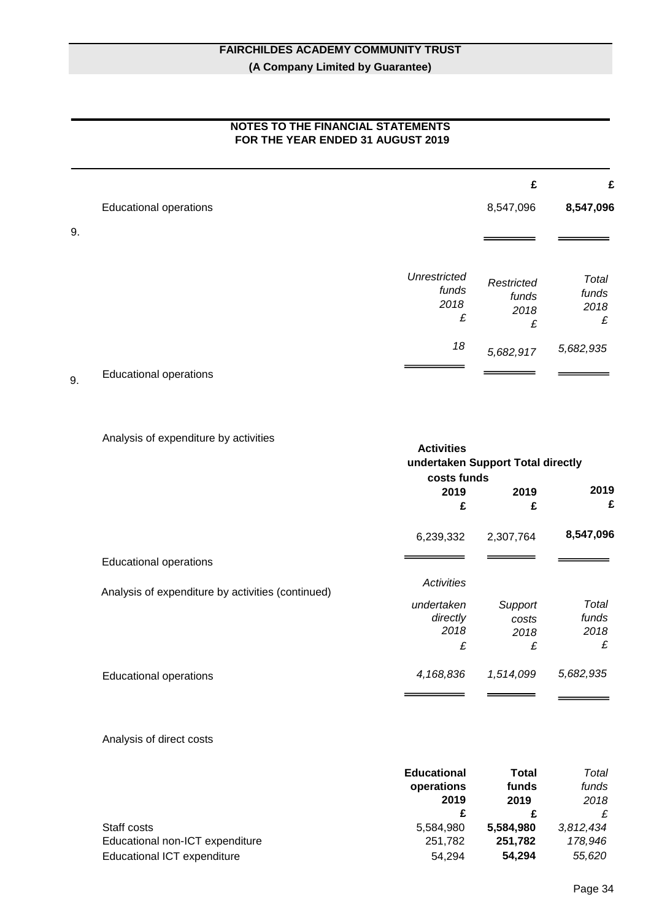## NOTES TO THE FINANCIAL STATEMENTS
## FOR THE YEAR ENDED 31 AUGUST 2019

| | | £ | £ |
|---|---|---|---|
| Educational operations | | 8,547,096 | **8,547,096** |

9.

| | *Unrestricted funds 2018 £* | *Restricted funds 2018 £* | *Total funds 2018 £* |
|---|---|---|---|
| Educational operations | *18* | *5,682,917* | *5,682,935* |

9. Analysis of expenditure by activities

| | Activities undertaken directly 2019 £ | Support costs 2019 £ | Total funds 2019 £ |
|---|---|---|---|
| Educational operations | 6,239,332 | 2,307,764 | **8,547,096** |

Analysis of expenditure by activities (continued)

| | *Activities undertaken directly 2018 £* | *Support costs 2018 £* | *Total funds 2018 £* |
|---|---|---|---|
| Educational operations | *4,168,836* | *1,514,099* | *5,682,935* |

Analysis of direct costs

| | Educational operations 2019 £ | Total funds 2019 £ | *Total funds 2018 £* |
|---|---|---|---|
| Staff costs | 5,584,980 | **5,584,980** | *3,812,434* |
| Educational non-ICT expenditure | 251,782 | **251,782** | *178,946* |
| Educational ICT expenditure | 54,294 | **54,294** | *55,620* |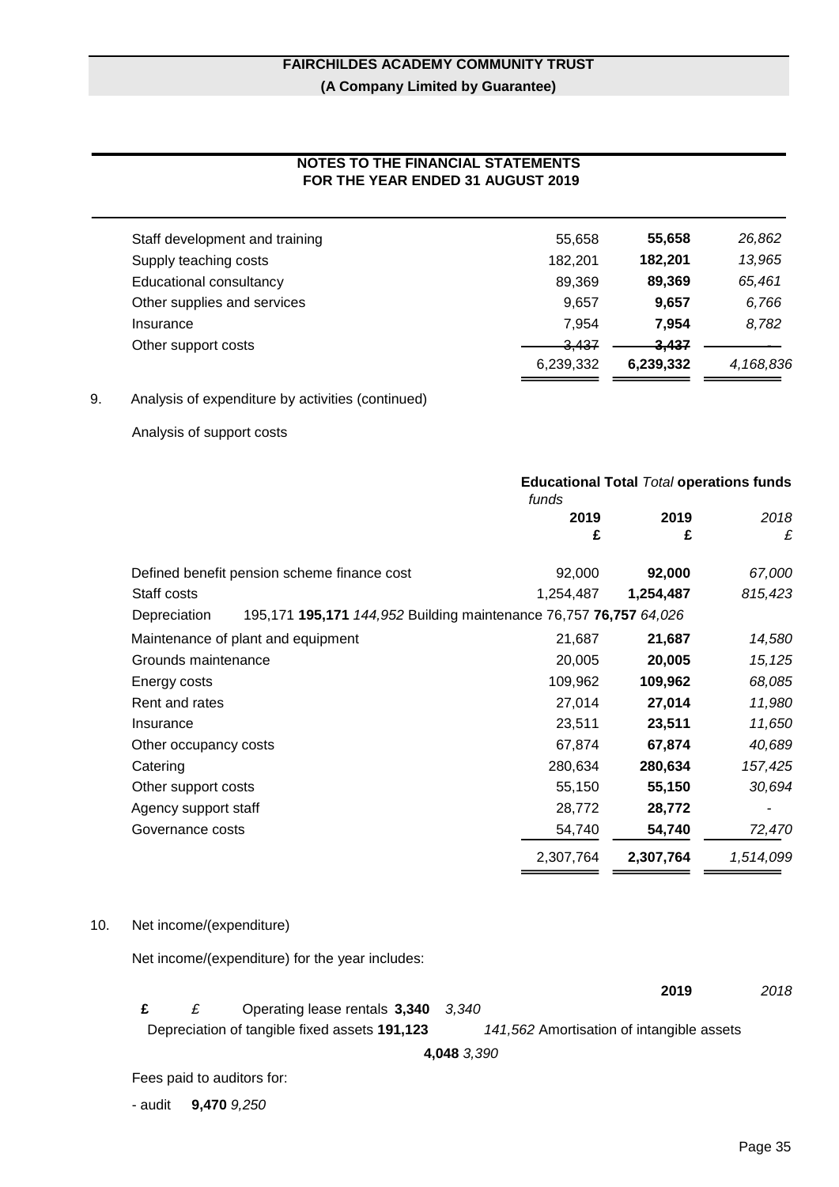# FAIRCHILDES ACADEMY COMMUNITY TRUST

**(A Company Limited by Guarantee)**

## NOTES TO THE FINANCIAL STATEMENTS FOR THE YEAR ENDED 31 AUGUST 2019

| | | | |
|---|---|---|---|
| Staff development and training | 55,658 | **55,658** | *26,862* |
| Supply teaching costs | 182,201 | **182,201** | *13,965* |
| Educational consultancy | 89,369 | **89,369** | *65,461* |
| Other supplies and services | 9,657 | **9,657** | *6,766* |
| Insurance | 7,954 | **7,954** | *8,782* |
| Other support costs | 3,437 | **3,437** | *-* |
| | 6,239,332 | **6,239,332** | *4,168,836* |

9. Analysis of expenditure by activities (continued)

Analysis of support costs

| | Educational operations funds | Total funds | *Total funds* |
|---|---|---|---|
| | 2019 | 2019 | *2018* |
| | £ | £ | *£* |
| Defined benefit pension scheme finance cost | 92,000 | **92,000** | *67,000* |
| Staff costs | 1,254,487 | **1,254,487** | *815,423* |
| Depreciation | 195,171 | **195,171** | *144,952* |
| Building maintenance | 76,757 | **76,757** | *64,026* |
| Maintenance of plant and equipment | 21,687 | **21,687** | *14,580* |
| Grounds maintenance | 20,005 | **20,005** | *15,125* |
| Energy costs | 109,962 | **109,962** | *68,085* |
| Rent and rates | 27,014 | **27,014** | *11,980* |
| Insurance | 23,511 | **23,511** | *11,650* |
| Other occupancy costs | 67,874 | **67,874** | *40,689* |
| Catering | 280,634 | **280,634** | *157,425* |
| Other support costs | 55,150 | **55,150** | *30,694* |
| Agency support staff | 28,772 | **28,772** | *-* |
| Governance costs | 54,740 | **54,740** | *72,470* |
| | 2,307,764 | **2,307,764** | *1,514,099* |

10. Net income/(expenditure)

Net income/(expenditure) for the year includes:

| | 2019 | *2018* |
|---|---|---|
| | £ | *£* |
| Operating lease rentals | **3,340** | *3,340* |
| Depreciation of tangible fixed assets | **191,123** | *141,562* |
| Amortisation of intangible assets | **4,048** | *3,390* |
| Fees paid to auditors for: | | |
| - audit | **9,470** | *9,250* |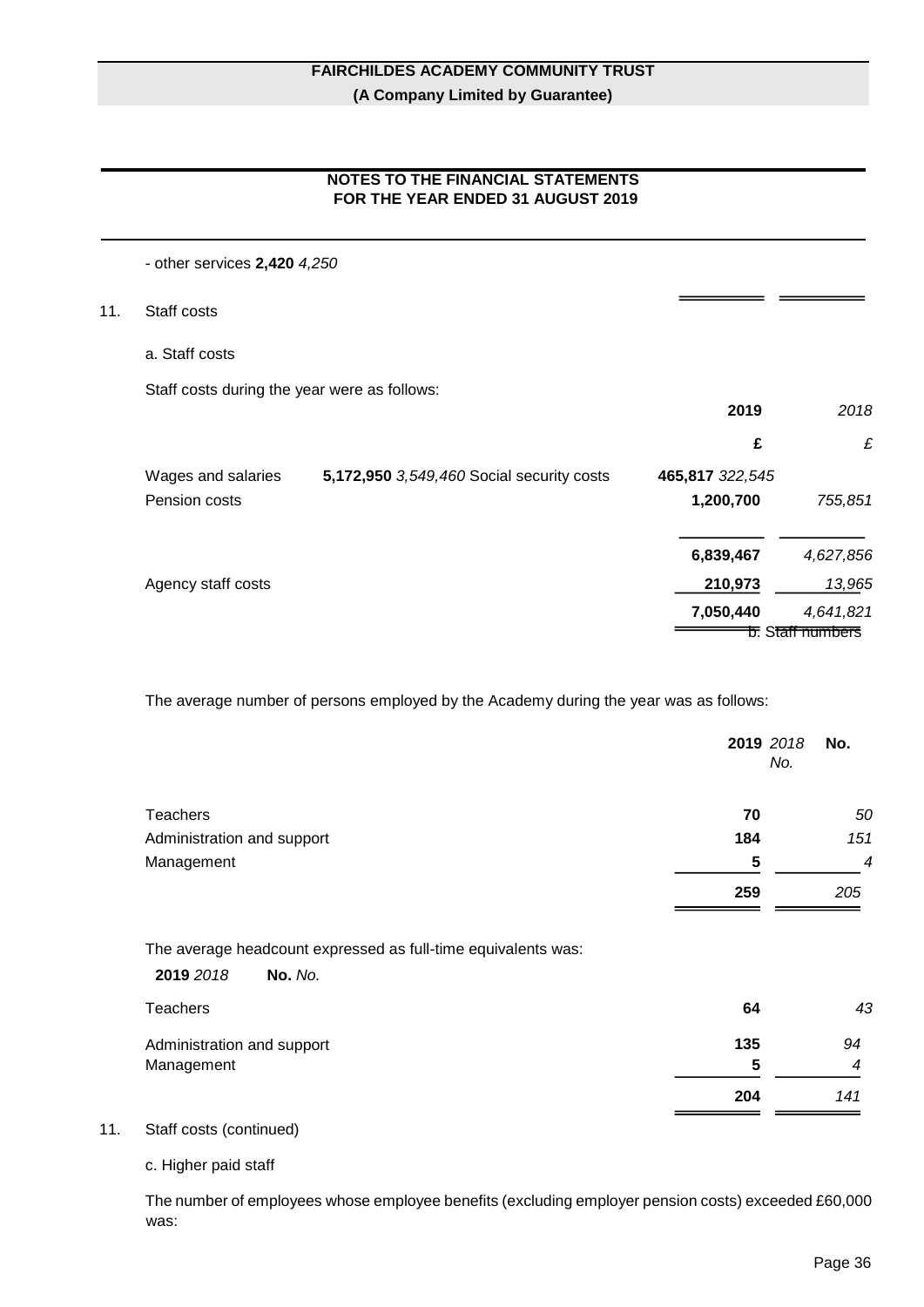- other services **2,420** *4,250*

## 11. Staff costs

### a. Staff costs

Staff costs during the year were as follows:

| | 2019 | *2018* |
|---|---|---|
| | £ | *£* |
| Wages and salaries | 5,172,950 | *3,549,460* |
| Social security costs | 465,817 | *322,545* |
| Pension costs | 1,200,700 | *755,851* |
| | 6,839,467 | *4,627,856* |
| Agency staff costs | 210,973 | *13,965* |
| | 7,050,440 | *4,641,821* |

### b. Staff numbers

The average number of persons employed by the Academy during the year was as follows:

| | 2019 No. | *2018 No.* |
|---|---|---|
| Teachers | 70 | *50* |
| Administration and support | 184 | *151* |
| Management | 5 | *4* |
| | 259 | *205* |

The average headcount expressed as full-time equivalents was:

| | 2019 No. | *2018 No.* |
|---|---|---|
| Teachers | 64 | *43* |
| Administration and support | 135 | *94* |
| Management | 5 | *4* |
| | 204 | *141* |

## 11. Staff costs (continued)

### c. Higher paid staff

The number of employees whose employee benefits (excluding employer pension costs) exceeded £60,000 was: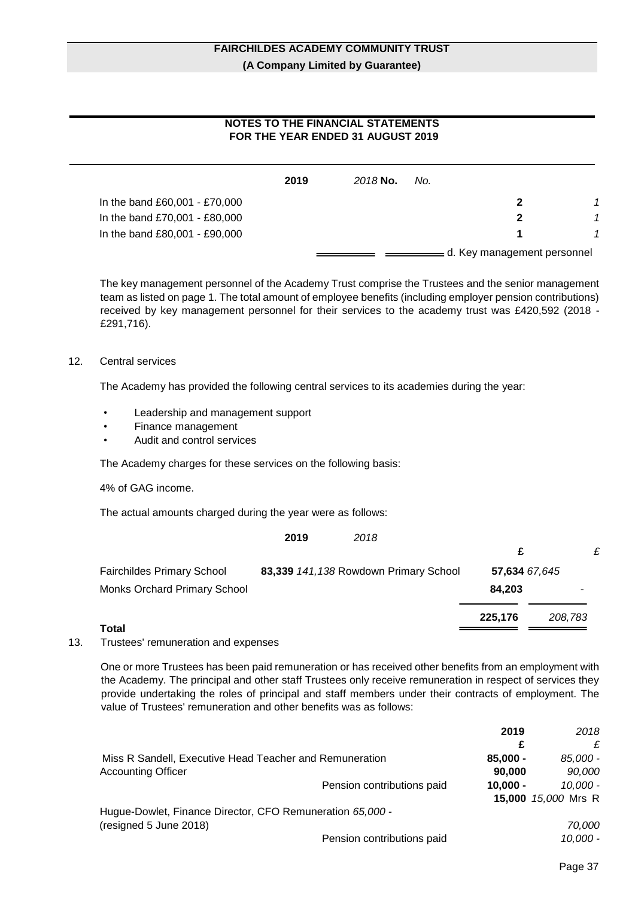# FAIRCHILDES ACADEMY COMMUNITY TRUST

**(A Company Limited by Guarantee)**

## NOTES TO THE FINANCIAL STATEMENTS FOR THE YEAR ENDED 31 AUGUST 2019

| | 2019 No. | 2018 No. |
|---|---|---|
| In the band £60,001 - £70,000 | **2** | *1* |
| In the band £70,001 - £80,000 | **2** | *1* |
| In the band £80,001 - £90,000 | **1** | *1* |

d. Key management personnel

The key management personnel of the Academy Trust comprise the Trustees and the senior management team as listed on page 1. The total amount of employee benefits (including employer pension contributions) received by key management personnel for their services to the academy trust was £420,592 (2018 - £291,716).

12. Central services

The Academy has provided the following central services to its academies during the year:

- Leadership and management support
- Finance management
- Audit and control services

The Academy charges for these services on the following basis:

4% of GAG income.

The actual amounts charged during the year were as follows:

| | 2019 £ | 2018 £ |
|---|---|---|
| Fairchildes Primary School | **83,339** | *141,138* |
| Rowdown Primary School | **57,634** | *67,645* |
| Monks Orchard Primary School | **84,203** | - |
| **Total** | **225,176** | *208,783* |

13. Trustees' remuneration and expenses

One or more Trustees has been paid remuneration or has received other benefits from an employment with the Academy. The principal and other staff Trustees only receive remuneration in respect of services they provide undertaking the roles of principal and staff members under their contracts of employment. The value of Trustees' remuneration and other benefits was as follows:

| | | 2019 £ | 2018 £ |
|---|---|---|---|
| Miss R Sandell, Executive Head Teacher and Accounting Officer | Remuneration | **85,000 - 90,000** | *85,000 - 90,000* |
| | Pension contributions paid | **10,000 - 15,000** | *10,000 - 15,000* |
| Mrs R Hugue-Dowlet, Finance Director, CFO (resigned 5 June 2018) | Remuneration | | *65,000 - 70,000* |
| | Pension contributions paid | | *10,000 -* |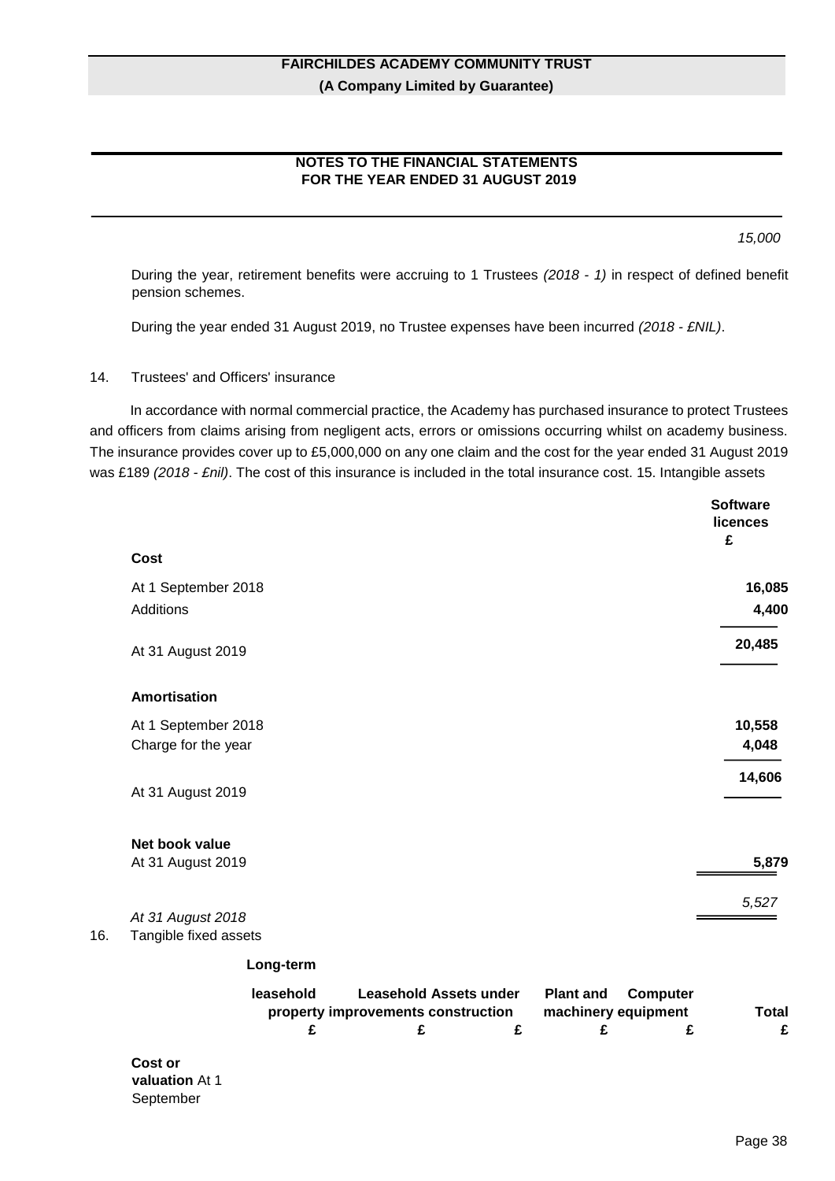*15,000*

During the year, retirement benefits were accruing to 1 Trustees *(2018 - 1)* in respect of defined benefit pension schemes.

During the year ended 31 August 2019, no Trustee expenses have been incurred *(2018 - £NIL)*.

14. Trustees' and Officers' insurance

In accordance with normal commercial practice, the Academy has purchased insurance to protect Trustees and officers from claims arising from negligent acts, errors or omissions occurring whilst on academy business. The insurance provides cover up to £5,000,000 on any one claim and the cost for the year ended 31 August 2019 was £189 *(2018 - £nil)*. The cost of this insurance is included in the total insurance cost. 15. Intangible assets

| | Software licences £ |
|---|---|
| **Cost** | |
| At 1 September 2018 | **16,085** |
| Additions | **4,400** |
| At 31 August 2019 | **20,485** |
| **Amortisation** | |
| At 1 September 2018 | **10,558** |
| Charge for the year | **4,048** |
| At 31 August 2019 | **14,606** |
| **Net book value** | |
| At 31 August 2019 | **5,879** |
| *At 31 August 2018* | *5,527* |

16. Tangible fixed assets

| | Long-term leasehold property £ | Leasehold improvements £ | Assets under construction £ | Plant and machinery £ | Computer equipment £ | Total £ |
|---|---|---|---|---|---|---|
| **Cost or valuation** At 1 September | | | | | | |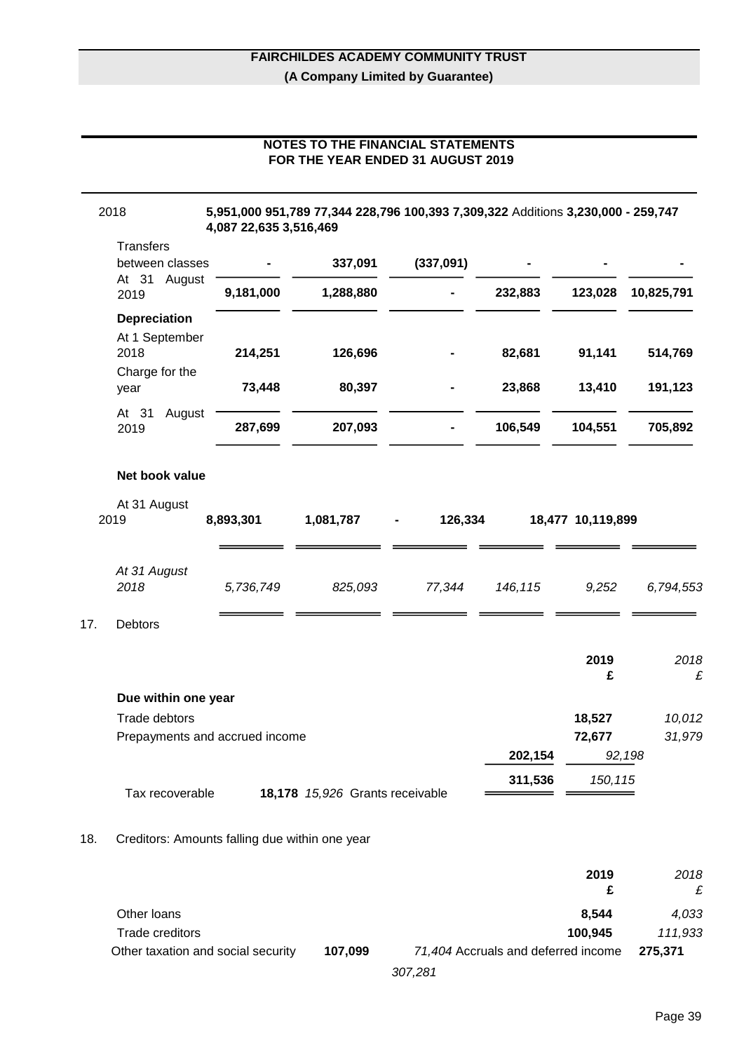# FAIRCHILDES ACADEMY COMMUNITY TRUST

**(A Company Limited by Guarantee)**

## NOTES TO THE FINANCIAL STATEMENTS FOR THE YEAR ENDED 31 AUGUST 2019

2018 **5,951,000 951,789 77,344 228,796 100,393 7,309,322** Additions **3,230,000 - 259,747 4,087 22,635 3,516,469**

| | | | | | | |
|---|---|---|---|---|---|---|
| Transfers between classes | **-** | **337,091** | **(337,091)** | **-** | **-** | **-** |
| At 31 August 2019 | **9,181,000** | **1,288,880** | **-** | **232,883** | **123,028** | **10,825,791** |
| **Depreciation** | | | | | | |
| At 1 September 2018 | **214,251** | **126,696** | **-** | **82,681** | **91,141** | **514,769** |
| Charge for the year | **73,448** | **80,397** | **-** | **23,868** | **13,410** | **191,123** |
| At 31 August 2019 | **287,699** | **207,093** | **-** | **106,549** | **104,551** | **705,892** |
| **Net book value** | | | | | | |
| At 31 August 2019 | **8,893,301** | **1,081,787** | **-** | **126,334** | **18,477** | **10,119,899** |
| *At 31 August 2018* | *5,736,749* | *825,093* | *77,344* | *146,115* | *9,252* | *6,794,553* |

## 17. Debtors

| | 2019 £ | 2018 £ |
|---|---|---|
| **Due within one year** | | |
| Trade debtors | **18,527** | *10,012* |
| Prepayments and accrued income | **72,677** | *31,979* |
| Tax recoverable | **18,178** | *15,926* |
| Grants receivable | **202,154** | *92,198* |
| | **311,536** | *150,115* |

## 18. Creditors: Amounts falling due within one year

| | 2019 £ | 2018 £ |
|---|---|---|
| Other loans | **8,544** | *4,033* |
| Trade creditors | **100,945** | *111,933* |
| Other taxation and social security | **107,099** | *71,404* |
| Accruals and deferred income | **275,371** | *307,281* |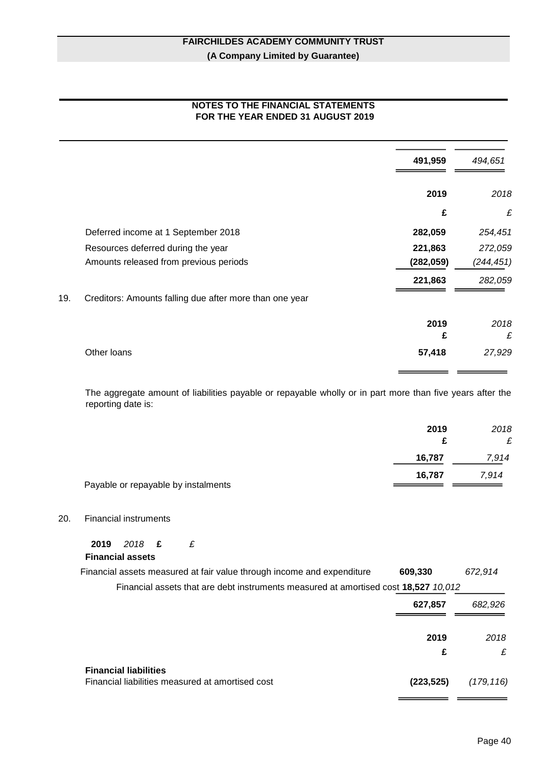# NOTES TO THE FINANCIAL STATEMENTS FOR THE YEAR ENDED 31 AUGUST 2019

| | 2019 | 2018 |
|---|---|---|
| | **491,959** | *494,651* |

| | 2019 | 2018 |
|---|---|---|
| | £ | £ |
| Deferred income at 1 September 2018 | **282,059** | *254,451* |
| Resources deferred during the year | **221,863** | *272,059* |
| Amounts released from previous periods | **(282,059)** | *(244,451)* |
| | **221,863** | *282,059* |

## 19. Creditors: Amounts falling due after more than one year

| | 2019 | 2018 |
|---|---|---|
| | £ | £ |
| Other loans | **57,418** | *27,929* |

The aggregate amount of liabilities payable or repayable wholly or in part more than five years after the reporting date is:

| | 2019 | 2018 |
|---|---|---|
| | £ | £ |
| | **16,787** | *7,914* |
| Payable or repayable by instalments | **16,787** | *7,914* |

## 20. Financial instruments

| | 2019 | 2018 |
|---|---|---|
| | £ | £ |
| **Financial assets** | | |
| Financial assets measured at fair value through income and expenditure | **609,330** | *672,914* |
| Financial assets that are debt instruments measured at amortised cost | **18,527** | *10,012* |
| | **627,857** | *682,926* |

| | 2019 | 2018 |
|---|---|---|
| | £ | £ |
| **Financial liabilities** | | |
| Financial liabilities measured at amortised cost | **(223,525)** | *(179,116)* |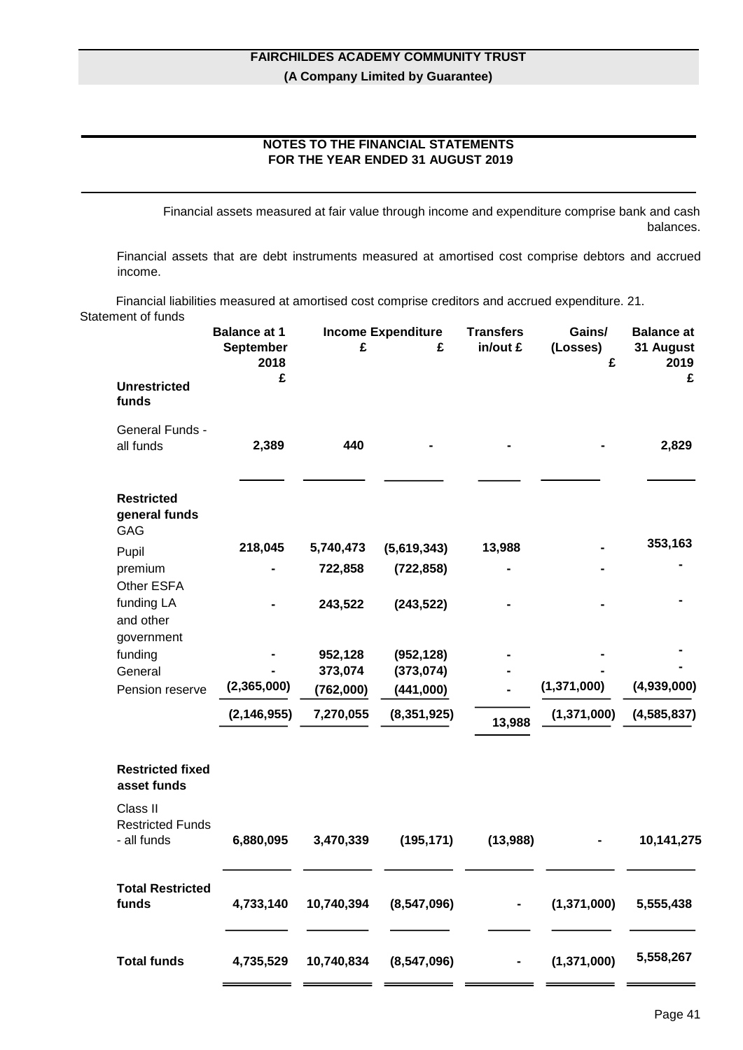Financial assets measured at fair value through income and expenditure comprise bank and cash balances.

Financial assets that are debt instruments measured at amortised cost comprise debtors and accrued income.

Financial liabilities measured at amortised cost comprise creditors and accrued expenditure.

## 21. Statement of funds

| | Balance at 1 September 2018 £ | Income £ | Expenditure £ | Transfers in/out £ | Gains/ (Losses) £ | Balance at 31 August 2019 £ |
|---|---|---|---|---|---|---|
| **Unrestricted funds** | | | | | | |
| General Funds - all funds | **2,389** | **440** | **-** | **-** | **-** | **2,829** |
| **Restricted general funds** | | | | | | |
| GAG | **218,045** | **5,740,473** | **(5,619,343)** | **13,988** | **-** | **353,163** |
| Pupil premium | **-** | **722,858** | **(722,858)** | **-** | **-** | **-** |
| Other ESFA funding | **-** | **243,522** | **(243,522)** | **-** | **-** | **-** |
| LA and other government funding | **-** | **952,128** | **(952,128)** | **-** | **-** | **-** |
| General | **-** | **373,074** | **(373,074)** | **-** | **-** | **-** |
| Pension reserve | **(2,365,000)** | **(762,000)** | **(441,000)** | **-** | **(1,371,000)** | **(4,939,000)** |
| | **(2,146,955)** | **7,270,055** | **(8,351,925)** | **13,988** | **(1,371,000)** | **(4,585,837)** |
| **Restricted fixed asset funds** | | | | | | |
| Class II Restricted Funds - all funds | **6,880,095** | **3,470,339** | **(195,171)** | **(13,988)** | **-** | **10,141,275** |
| **Total Restricted funds** | **4,733,140** | **10,740,394** | **(8,547,096)** | **-** | **(1,371,000)** | **5,555,438** |
| **Total funds** | **4,735,529** | **10,740,834** | **(8,547,096)** | **-** | **(1,371,000)** | **5,558,267** |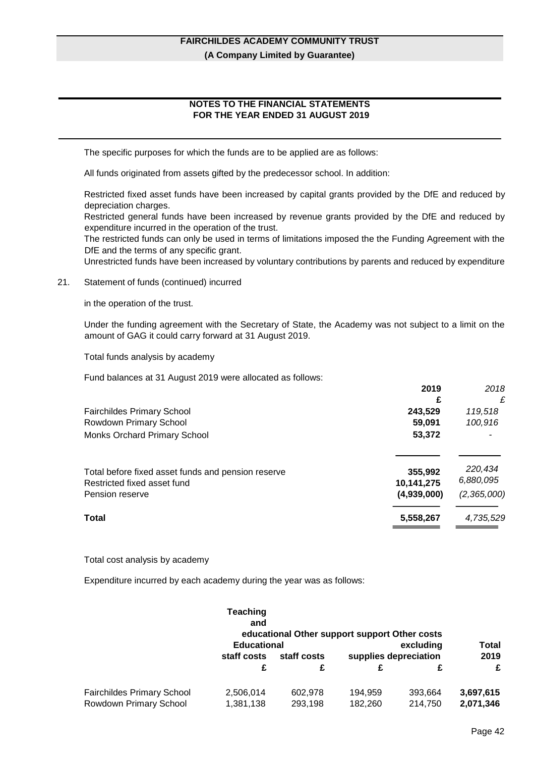# NOTES TO THE FINANCIAL STATEMENTS
## FOR THE YEAR ENDED 31 AUGUST 2019

The specific purposes for which the funds are to be applied are as follows:

All funds originated from assets gifted by the predecessor school. In addition:

Restricted fixed asset funds have been increased by capital grants provided by the DfE and reduced by depreciation charges.
Restricted general funds have been increased by revenue grants provided by the DfE and reduced by expenditure incurred in the operation of the trust.
The restricted funds can only be used in terms of limitations imposed the the Funding Agreement with the DfE and the terms of any specific grant.
Unrestricted funds have been increased by voluntary contributions by parents and reduced by expenditure

21. Statement of funds (continued) incurred

in the operation of the trust.

Under the funding agreement with the Secretary of State, the Academy was not subject to a limit on the amount of GAG it could carry forward at 31 August 2019.

Total funds analysis by academy

Fund balances at 31 August 2019 were allocated as follows:

| | 2019 £ | *2018 £* |
|---|---|---|
| Fairchildes Primary School | **243,529** | *119,518* |
| Rowdown Primary School | **59,091** | *100,916* |
| Monks Orchard Primary School | **53,372** | *-* |
| Total before fixed asset funds and pension reserve | **355,992** | *220,434* |
| Restricted fixed asset fund | **10,141,275** | *6,880,095* |
| Pension reserve | **(4,939,000)** | *(2,365,000)* |
| **Total** | **5,558,267** | *4,735,529* |

Total cost analysis by academy

Expenditure incurred by each academy during the year was as follows:

| | Teaching and Educational staff costs £ | Other support staff costs £ | Educational supplies £ | Other costs excluding depreciation £ | Total 2019 £ |
|---|---|---|---|---|---|
| Fairchildes Primary School | 2,506,014 | 602,978 | 194,959 | 393,664 | **3,697,615** |
| Rowdown Primary School | 1,381,138 | 293,198 | 182,260 | 214,750 | **2,071,346** |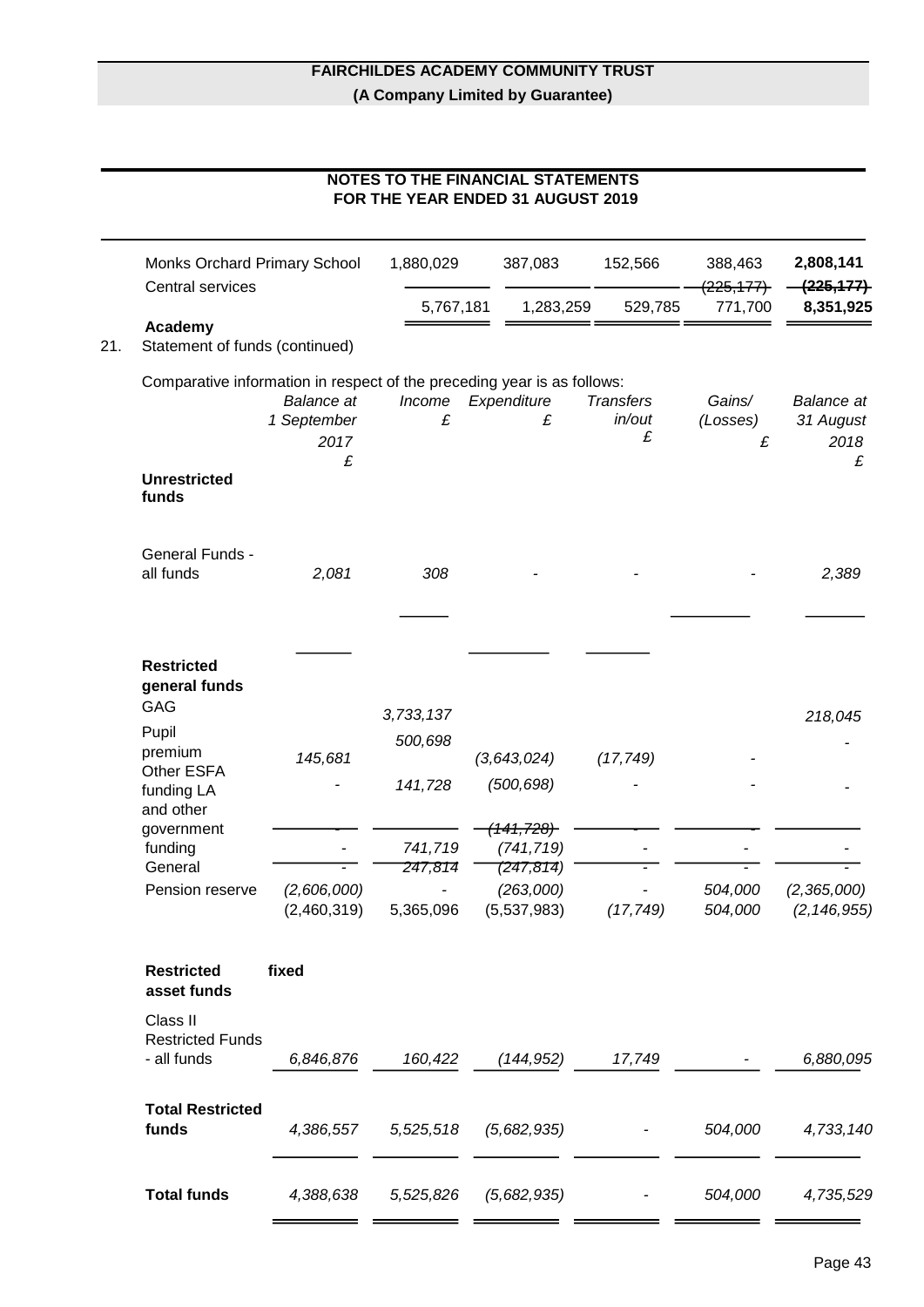| | | | | | |
|---|---|---|---|---|---|
| Monks Orchard Primary School | 1,880,029 | 387,083 | 152,566 | 388,463 | **2,808,141** |
| Central services | | | | (225,177) | **(225,177)** |
| **Academy** | 5,767,181 | 1,283,259 | 529,785 | 771,700 | **8,351,925** |

## 21. Statement of funds (continued)

Comparative information in respect of the preceding year is as follows:

| | *Balance at 1 September 2017* | *Income* | *Expenditure* | *Transfers in/out* | *Gains/ (Losses)* | *Balance at 31 August 2018* |
|---|---|---|---|---|---|---|
| | *£* | *£* | *£* | *£* | *£* | *£* |
| **Unrestricted funds** | | | | | | |
| General Funds - all funds | *2,081* | *308* | *-* | *-* | *-* | *2,389* |
| **Restricted general funds** | | | | | | |
| GAG | *145,681* | *3,733,137* | *(3,643,024)* | *(17,749)* | *-* | *218,045* |
| Pupil premium | *-* | *500,698* | *(500,698)* | *-* | *-* | *-* |
| Other ESFA funding | *-* | *141,728* | *(141,728)* | *-* | *-* | *-* |
| LA and other government funding | *-* | *741,719* | *(741,719)* | *-* | *-* | *-* |
| General | *-* | *247,814* | *(247,814)* | *-* | *-* | *-* |
| Pension reserve | *(2,606,000)* | *-* | *(263,000)* | *-* | *504,000* | *(2,365,000)* |
| | *(2,460,319)* | *5,365,096* | *(5,537,983)* | *(17,749)* | *504,000* | *(2,146,955)* |
| **Restricted fixed asset funds** | | | | | | |
| Class II Restricted Funds - all funds | *6,846,876* | *160,422* | *(144,952)* | *17,749* | *-* | *6,880,095* |
| **Total Restricted funds** | *4,386,557* | *5,525,518* | *(5,682,935)* | *-* | *504,000* | *4,733,140* |
| **Total funds** | *4,388,638* | *5,525,826* | *(5,682,935)* | *-* | *504,000* | *4,735,529* |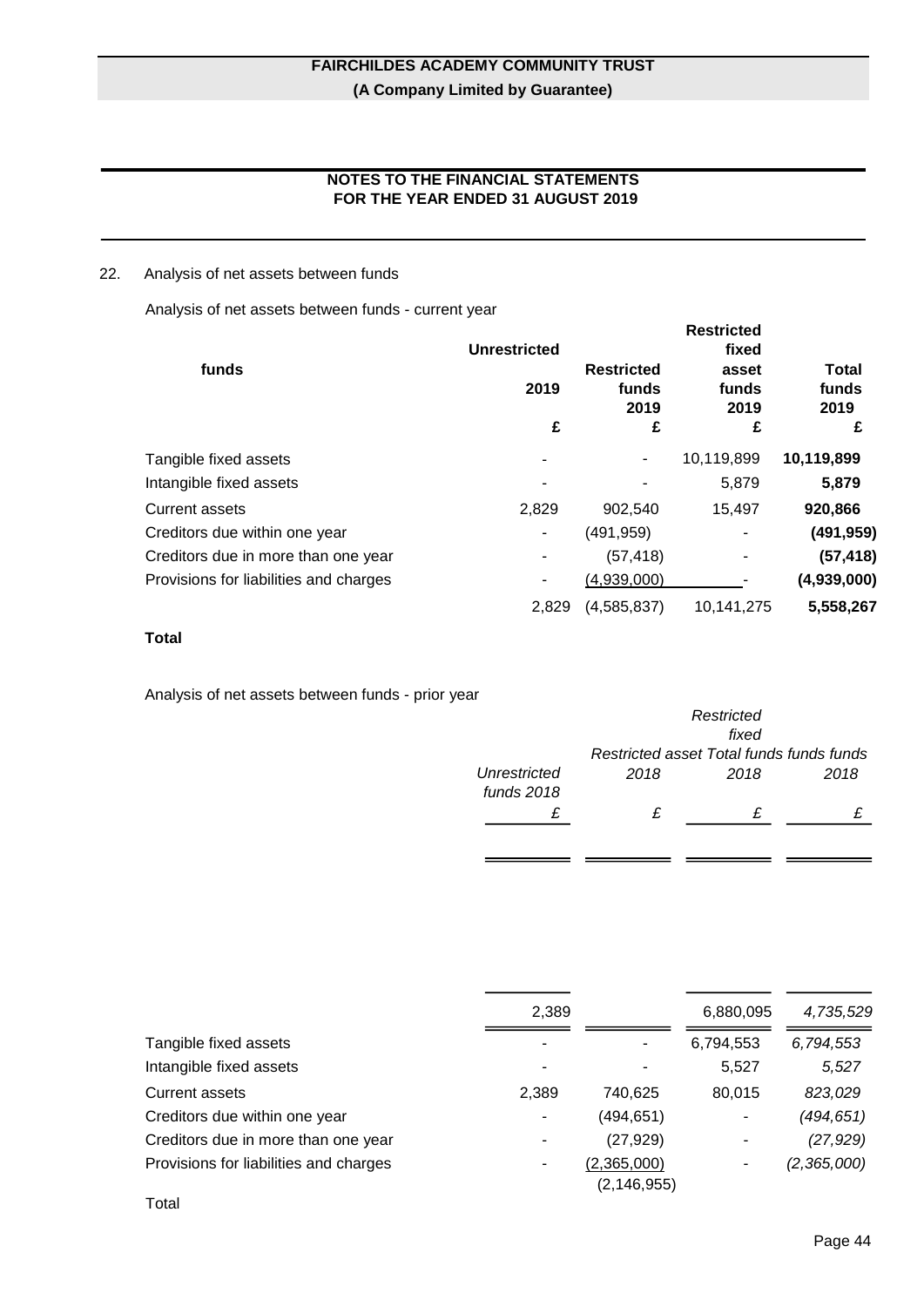## 22. Analysis of net assets between funds

Analysis of net assets between funds - current year

| | Unrestricted funds 2019 | Restricted funds 2019 | Restricted fixed asset funds 2019 | Total funds 2019 |
|---|---|---|---|---|
| | £ | £ | £ | £ |
| Tangible fixed assets | - | - | 10,119,899 | **10,119,899** |
| Intangible fixed assets | - | - | 5,879 | **5,879** |
| Current assets | 2,829 | 902,540 | 15,497 | **920,866** |
| Creditors due within one year | - | (491,959) | - | **(491,959)** |
| Creditors due in more than one year | - | (57,418) | - | **(57,418)** |
| Provisions for liabilities and charges | - | (4,939,000) | - | **(4,939,000)** |
| **Total** | 2,829 | (4,585,837) | 10,141,275 | **5,558,267** |

Analysis of net assets between funds - prior year

| | *Unrestricted funds 2018* | *Restricted funds 2018* | *Restricted fixed asset funds 2018* | *Total funds 2018* |
|---|---|---|---|---|
| | *£* | *£* | *£* | *£* |
| Tangible fixed assets | - | - | 6,794,553 | *6,794,553* |
| Intangible fixed assets | - | - | 5,527 | *5,527* |
| Current assets | 2,389 | 740,625 | 80,015 | *823,029* |
| Creditors due within one year | - | (494,651) | - | *(494,651)* |
| Creditors due in more than one year | - | (27,929) | - | *(27,929)* |
| Provisions for liabilities and charges | - | (2,365,000) | - | *(2,365,000)* |
| Total | 2,389 | (2,146,955) | 6,880,095 | *4,735,529* |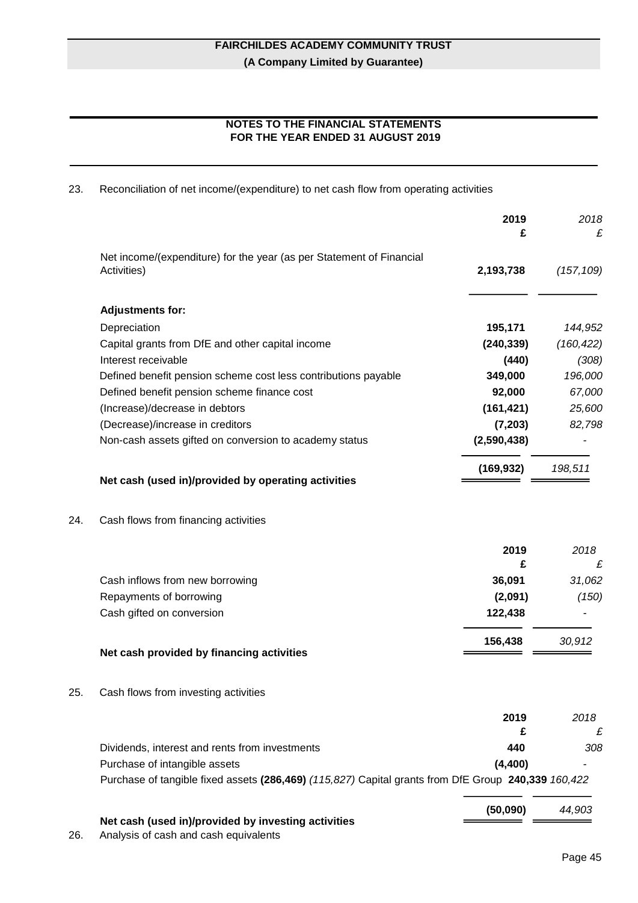**FAIRCHILDES ACADEMY COMMUNITY TRUST**

**(A Company Limited by Guarantee)**

**NOTES TO THE FINANCIAL STATEMENTS FOR THE YEAR ENDED 31 AUGUST 2019**

23. Reconciliation of net income/(expenditure) to net cash flow from operating activities

| | 2019 £ | *2018 £* |
|---|---|---|
| Net income/(expenditure) for the year (as per Statement of Financial Activities) | **2,193,738** | *(157,109)* |
| **Adjustments for:** | | |
| Depreciation | **195,171** | *144,952* |
| Capital grants from DfE and other capital income | **(240,339)** | *(160,422)* |
| Interest receivable | **(440)** | *(308)* |
| Defined benefit pension scheme cost less contributions payable | **349,000** | *196,000* |
| Defined benefit pension scheme finance cost | **92,000** | *67,000* |
| (Increase)/decrease in debtors | **(161,421)** | *25,600* |
| (Decrease)/increase in creditors | **(7,203)** | *82,798* |
| Non-cash assets gifted on conversion to academy status | **(2,590,438)** | *-* |
| **Net cash (used in)/provided by operating activities** | **(169,932)** | *198,511* |

24. Cash flows from financing activities

| | 2019 £ | *2018 £* |
|---|---|---|
| Cash inflows from new borrowing | **36,091** | *31,062* |
| Repayments of borrowing | **(2,091)** | *(150)* |
| Cash gifted on conversion | **122,438** | *-* |
| **Net cash provided by financing activities** | **156,438** | *30,912* |

25. Cash flows from investing activities

| | 2019 £ | *2018 £* |
|---|---|---|
| Dividends, interest and rents from investments | **440** | *308* |
| Purchase of intangible assets | **(4,400)** | *-* |
| Purchase of tangible fixed assets | **(286,469)** | *(115,827)* |
| Capital grants from DfE Group | **240,339** | *160,422* |
| **Net cash (used in)/provided by investing activities** | **(50,090)** | *44,903* |

26. Analysis of cash and cash equivalents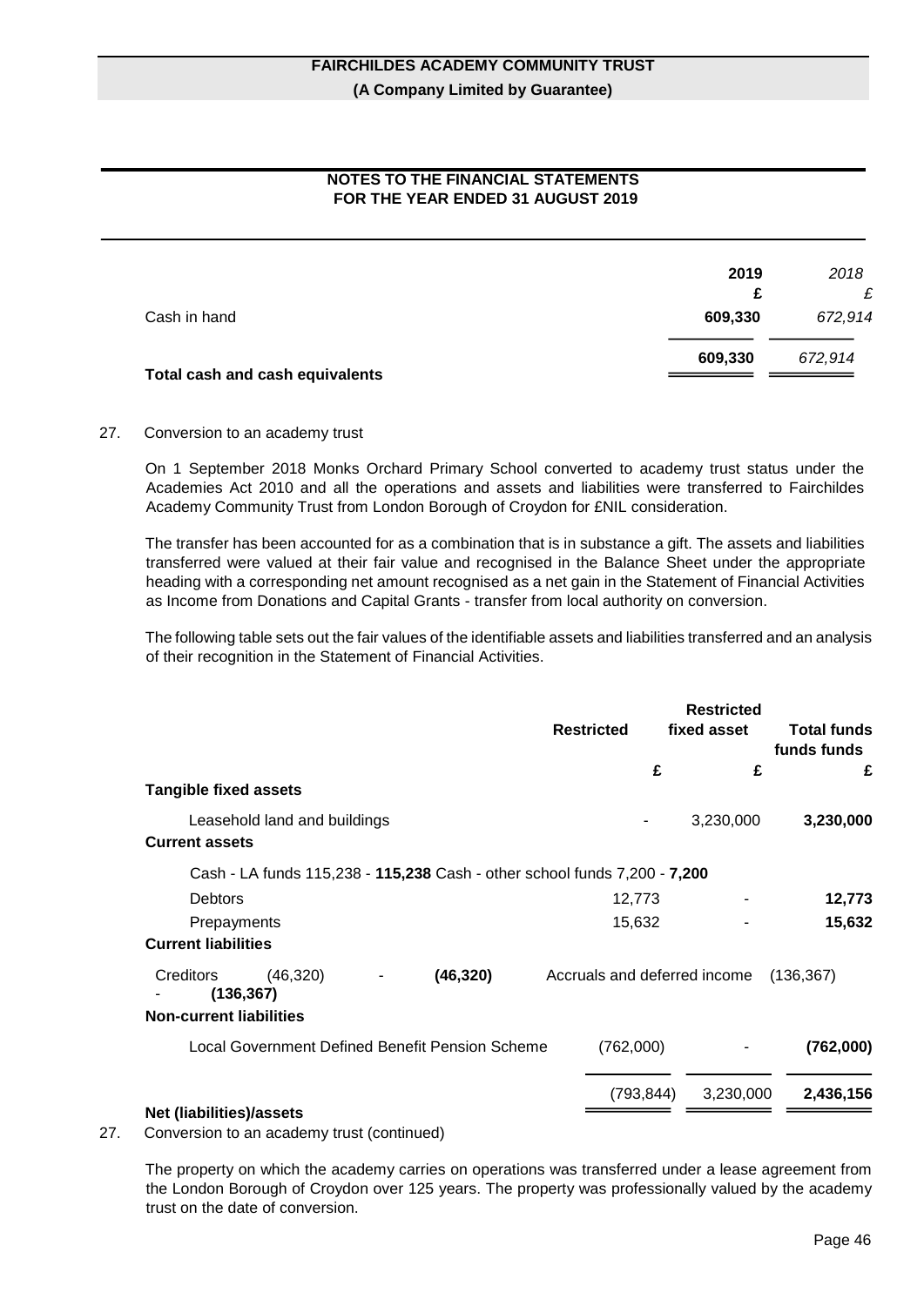| | 2019 £ | *2018 £* |
|---|---|---|
| Cash in hand | 609,330 | *672,914* |
| **Total cash and cash equivalents** | 609,330 | *672,914* |

27. Conversion to an academy trust

On 1 September 2018 Monks Orchard Primary School converted to academy trust status under the Academies Act 2010 and all the operations and assets and liabilities were transferred to Fairchildes Academy Community Trust from London Borough of Croydon for £NIL consideration.

The transfer has been accounted for as a combination that is in substance a gift. The assets and liabilities transferred were valued at their fair value and recognised in the Balance Sheet under the appropriate heading with a corresponding net amount recognised as a net gain in the Statement of Financial Activities as Income from Donations and Capital Grants - transfer from local authority on conversion.

The following table sets out the fair values of the identifiable assets and liabilities transferred and an analysis of their recognition in the Statement of Financial Activities.

| | Restricted funds £ | Restricted fixed asset funds £ | Total funds £ |
|---|---|---|---|
| **Tangible fixed assets** | | | |
| Leasehold land and buildings | - | 3,230,000 | **3,230,000** |
| **Current assets** | | | |
| Cash - LA funds | 115,238 | - | **115,238** |
| Cash - other school funds | 7,200 | - | **7,200** |
| Debtors | 12,773 | - | **12,773** |
| Prepayments | 15,632 | - | **15,632** |
| **Current liabilities** | | | |
| Creditors | (46,320) | - | **(46,320)** |
| Accruals and deferred income | (136,367) | - | **(136,367)** |
| **Non-current liabilities** | | | |
| Local Government Defined Benefit Pension Scheme | (762,000) | - | **(762,000)** |
| **Net (liabilities)/assets** | (793,844) | 3,230,000 | **2,436,156** |

27. Conversion to an academy trust (continued)

The property on which the academy carries on operations was transferred under a lease agreement from the London Borough of Croydon over 125 years. The property was professionally valued by the academy trust on the date of conversion.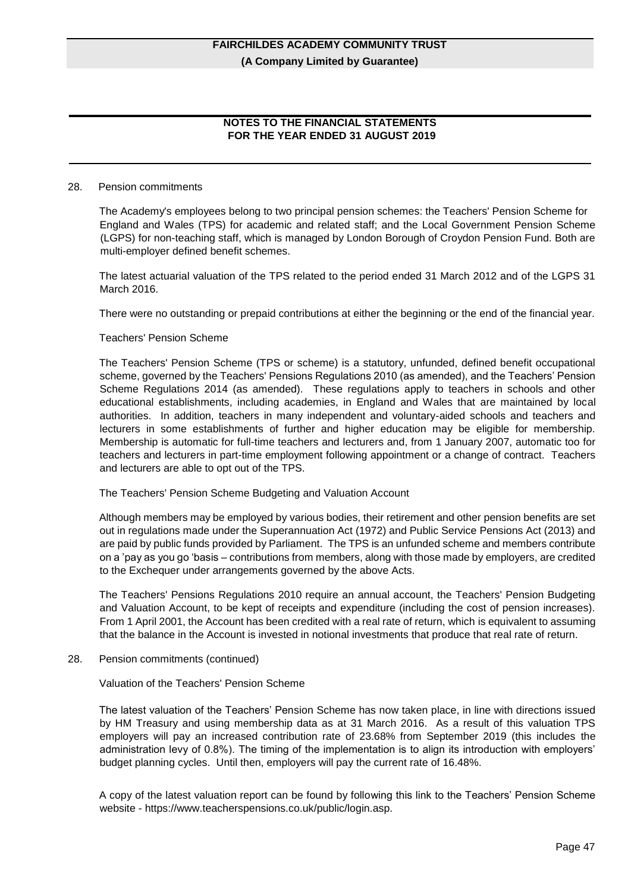## 28. Pension commitments

The Academy's employees belong to two principal pension schemes: the Teachers' Pension Scheme for England and Wales (TPS) for academic and related staff; and the Local Government Pension Scheme (LGPS) for non-teaching staff, which is managed by London Borough of Croydon Pension Fund. Both are multi-employer defined benefit schemes.

The latest actuarial valuation of the TPS related to the period ended 31 March 2012 and of the LGPS 31 March 2016.

There were no outstanding or prepaid contributions at either the beginning or the end of the financial year.

### Teachers' Pension Scheme

The Teachers' Pension Scheme (TPS or scheme) is a statutory, unfunded, defined benefit occupational scheme, governed by the Teachers' Pensions Regulations 2010 (as amended), and the Teachers' Pension Scheme Regulations 2014 (as amended). These regulations apply to teachers in schools and other educational establishments, including academies, in England and Wales that are maintained by local authorities. In addition, teachers in many independent and voluntary-aided schools and teachers and lecturers in some establishments of further and higher education may be eligible for membership. Membership is automatic for full-time teachers and lecturers and, from 1 January 2007, automatic too for teachers and lecturers in part-time employment following appointment or a change of contract. Teachers and lecturers are able to opt out of the TPS.

### The Teachers' Pension Scheme Budgeting and Valuation Account

Although members may be employed by various bodies, their retirement and other pension benefits are set out in regulations made under the Superannuation Act (1972) and Public Service Pensions Act (2013) and are paid by public funds provided by Parliament. The TPS is an unfunded scheme and members contribute on a 'pay as you go 'basis – contributions from members, along with those made by employers, are credited to the Exchequer under arrangements governed by the above Acts.

The Teachers' Pensions Regulations 2010 require an annual account, the Teachers' Pension Budgeting and Valuation Account, to be kept of receipts and expenditure (including the cost of pension increases). From 1 April 2001, the Account has been credited with a real rate of return, which is equivalent to assuming that the balance in the Account is invested in notional investments that produce that real rate of return.

## 28. Pension commitments (continued)

### Valuation of the Teachers' Pension Scheme

The latest valuation of the Teachers' Pension Scheme has now taken place, in line with directions issued by HM Treasury and using membership data as at 31 March 2016. As a result of this valuation TPS employers will pay an increased contribution rate of 23.68% from September 2019 (this includes the administration levy of 0.8%). The timing of the implementation is to align its introduction with employers' budget planning cycles. Until then, employers will pay the current rate of 16.48%.

A copy of the latest valuation report can be found by following this link to the Teachers' Pension Scheme website - https://www.teacherspensions.co.uk/public/login.asp.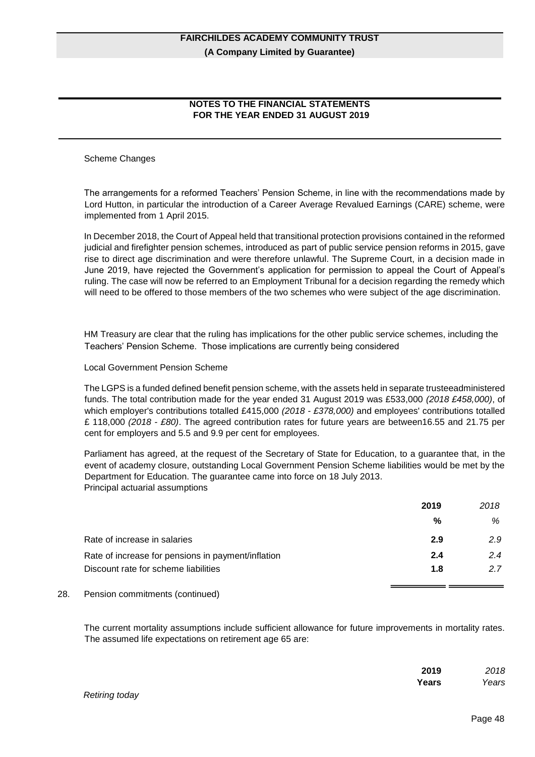Scheme Changes

The arrangements for a reformed Teachers' Pension Scheme, in line with the recommendations made by Lord Hutton, in particular the introduction of a Career Average Revalued Earnings (CARE) scheme, were implemented from 1 April 2015.

In December 2018, the Court of Appeal held that transitional protection provisions contained in the reformed judicial and firefighter pension schemes, introduced as part of public service pension reforms in 2015, gave rise to direct age discrimination and were therefore unlawful. The Supreme Court, in a decision made in June 2019, have rejected the Government's application for permission to appeal the Court of Appeal's ruling. The case will now be referred to an Employment Tribunal for a decision regarding the remedy which will need to be offered to those members of the two schemes who were subject of the age discrimination.

HM Treasury are clear that the ruling has implications for the other public service schemes, including the Teachers' Pension Scheme. Those implications are currently being considered

Local Government Pension Scheme

The LGPS is a funded defined benefit pension scheme, with the assets held in separate trusteeadministered funds. The total contribution made for the year ended 31 August 2019 was £533,000 *(2018 £458,000)*, of which employer's contributions totalled £415,000 *(2018 - £378,000)* and employees' contributions totalled £ 118,000 *(2018 - £80)*. The agreed contribution rates for future years are between16.55 and 21.75 per cent for employers and 5.5 and 9.9 per cent for employees.

Parliament has agreed, at the request of the Secretary of State for Education, to a guarantee that, in the event of academy closure, outstanding Local Government Pension Scheme liabilities would be met by the Department for Education. The guarantee came into force on 18 July 2013.

Principal actuarial assumptions

| | **2019** | *2018* |
|---|---|---|
| | **%** | *%* |
| Rate of increase in salaries | **2.9** | *2.9* |
| Rate of increase for pensions in payment/inflation | **2.4** | *2.4* |
| Discount rate for scheme liabilities | **1.8** | *2.7* |

## 28. Pension commitments (continued)

The current mortality assumptions include sufficient allowance for future improvements in mortality rates. The assumed life expectations on retirement age 65 are:

| | **2019** | *2018* |
|---|---|---|
| | **Years** | *Years* |
| *Retiring today* | | |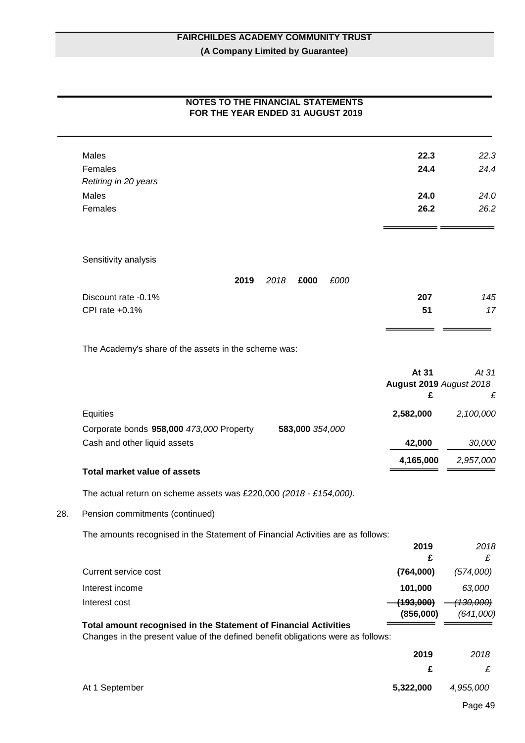| | | |
|---|---|---|
| Males | **22.3** | *22.3* |
| Females | **24.4** | *24.4* |
| *Retiring in 20 years* | | |
| Males | **24.0** | *24.0* |
| Females | **26.2** | *26.2* |

Sensitivity analysis

| | 2019 £000 | *2018 £000* |
|---|---|---|
| Discount rate -0.1% | **207** | *145* |
| CPI rate +0.1% | **51** | *17* |

The Academy's share of the assets in the scheme was:

| | At 31 August 2019 £ | *At 31 August 2018 £* |
|---|---|---|
| Equities | **2,582,000** | *2,100,000* |
| Corporate bonds | **958,000** | *473,000* |
| Property | **583,000** | *354,000* |
| Cash and other liquid assets | **42,000** | *30,000* |
| **Total market value of assets** | **4,165,000** | *2,957,000* |

The actual return on scheme assets was £220,000 *(2018 - £154,000)*.

28. Pension commitments (continued)

The amounts recognised in the Statement of Financial Activities are as follows:

| | 2019 £ | *2018 £* |
|---|---|---|
| Current service cost | **(764,000)** | *(574,000)* |
| Interest income | **101,000** | *63,000* |
| Interest cost | **(193,000)** | *(130,000)* |
| **Total amount recognised in the Statement of Financial Activities** | **(856,000)** | *(641,000)* |

Changes in the present value of the defined benefit obligations were as follows:

| | 2019 £ | *2018 £* |
|---|---|---|
| At 1 September | **5,322,000** | *4,955,000* |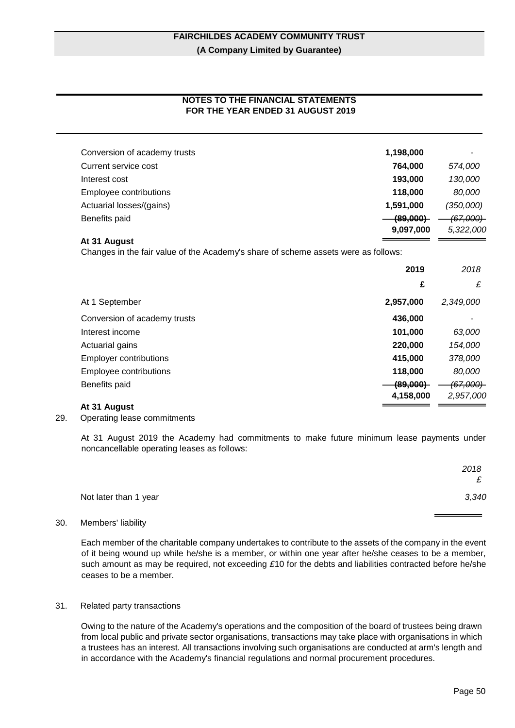## NOTES TO THE FINANCIAL STATEMENTS FOR THE YEAR ENDED 31 AUGUST 2019

| | | |
|---|---|---|
| Conversion of academy trusts | **1,198,000** | - |
| Current service cost | **764,000** | *574,000* |
| Interest cost | **193,000** | *130,000* |
| Employee contributions | **118,000** | *80,000* |
| Actuarial losses/(gains) | **1,591,000** | *(350,000)* |
| Benefits paid | **(89,000)** | *(67,000)* |
| **At 31 August** | **9,097,000** | *5,322,000* |

Changes in the fair value of the Academy's share of scheme assets were as follows:

| | 2019 | 2018 |
|---|---|---|
| | £ | £ |
| At 1 September | **2,957,000** | *2,349,000* |
| Conversion of academy trusts | **436,000** | - |
| Interest income | **101,000** | *63,000* |
| Actuarial gains | **220,000** | *154,000* |
| Employer contributions | **415,000** | *378,000* |
| Employee contributions | **118,000** | *80,000* |
| Benefits paid | **(89,000)** | *(67,000)* |
| **At 31 August** | **4,158,000** | *2,957,000* |

29. Operating lease commitments

At 31 August 2019 the Academy had commitments to make future minimum lease payments under noncancellable operating leases as follows:

| | 2018 |
|---|---|
| | £ |
| Not later than 1 year | *3,340* |

30. Members' liability

Each member of the charitable company undertakes to contribute to the assets of the company in the event of it being wound up while he/she is a member, or within one year after he/she ceases to be a member, such amount as may be required, not exceeding £10 for the debts and liabilities contracted before he/she ceases to be a member.

31. Related party transactions

Owing to the nature of the Academy's operations and the composition of the board of trustees being drawn from local public and private sector organisations, transactions may take place with organisations in which a trustees has an interest. All transactions involving such organisations are conducted at arm's length and in accordance with the Academy's financial regulations and normal procurement procedures.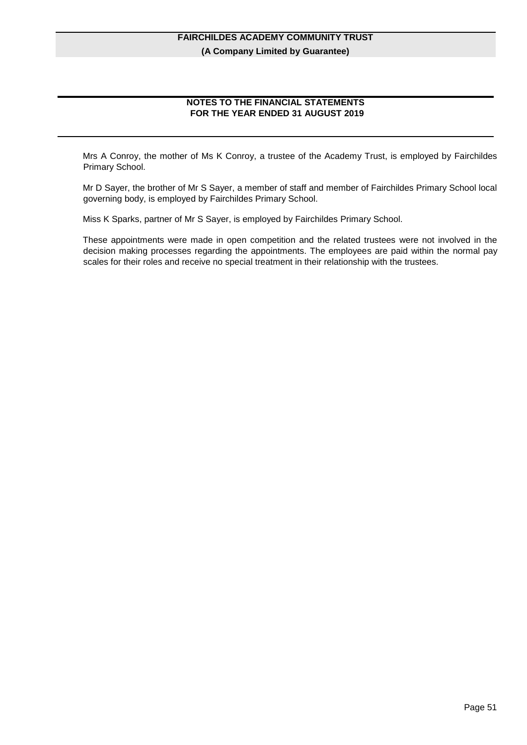Mrs A Conroy, the mother of Ms K Conroy, a trustee of the Academy Trust, is employed by Fairchildes Primary School.

Mr D Sayer, the brother of Mr S Sayer, a member of staff and member of Fairchildes Primary School local governing body, is employed by Fairchildes Primary School.

Miss K Sparks, partner of Mr S Sayer, is employed by Fairchildes Primary School.

These appointments were made in open competition and the related trustees were not involved in the decision making processes regarding the appointments. The employees are paid within the normal pay scales for their roles and receive no special treatment in their relationship with the trustees.